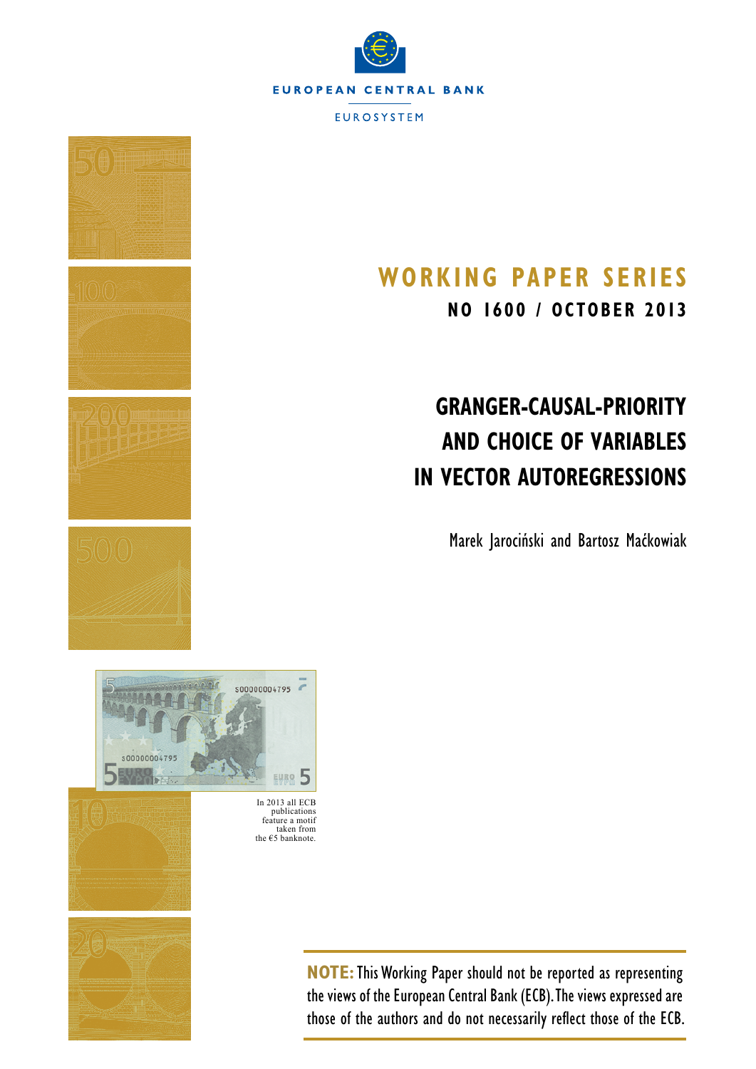EUROPEAN CENTRAL BANK

EUROSYSTEM

# WORKING PAPER SERIES

**NO 1600 / OCTOBER 2013**

# GRANGER-CAUSAL-PRIORITY AND CHOICE OF VARIABLES IN VECTOR AUTOREGRESSIONS

Marek Jarociński and Bartosz Maćkowiak

In 2013 all ECB publications feature a motif taken from the €5 banknote.

**NOTE:** This Working Paper should not be reported as representing the views of the European Central Bank (ECB). The views expressed are those of the authors and do not necessarily reflect those of the ECB.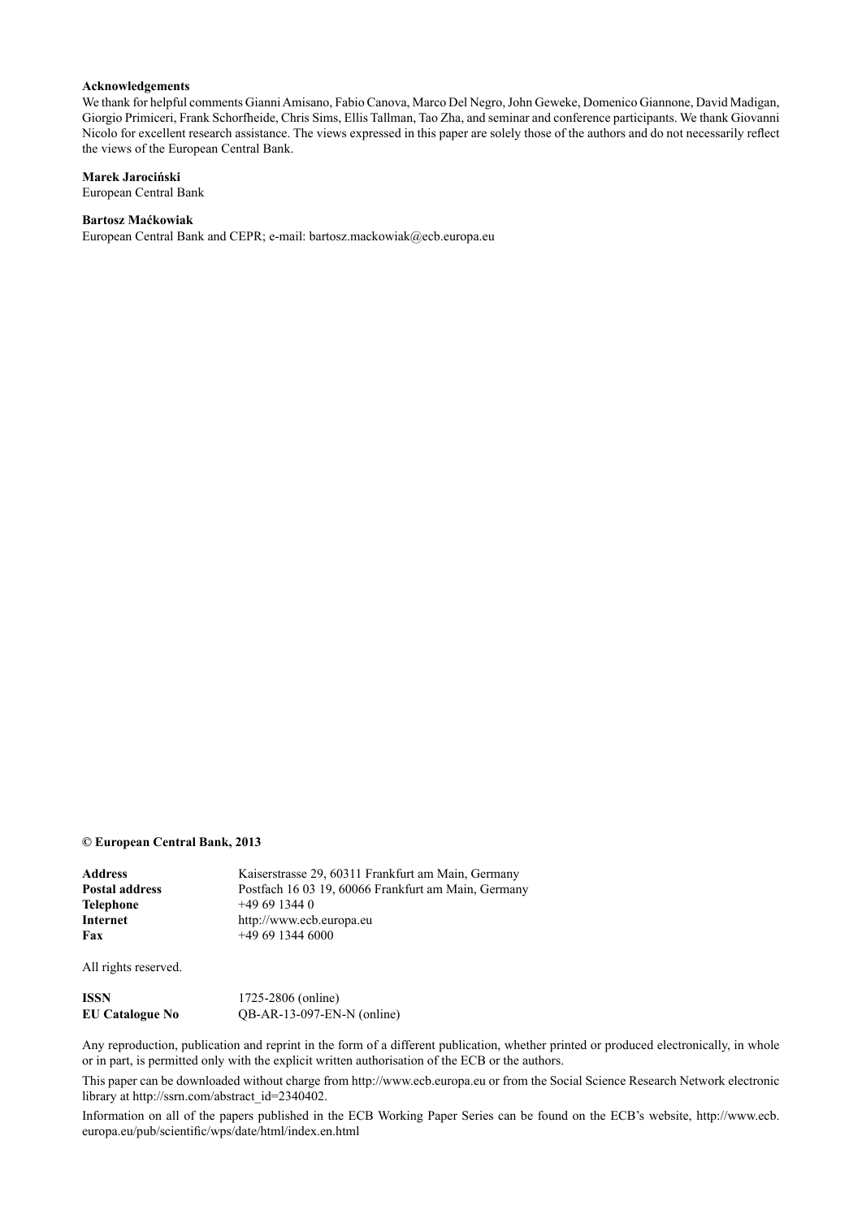**Acknowledgements**

We thank for helpful comments Gianni Amisano, Fabio Canova, Marco Del Negro, John Geweke, Domenico Giannone, David Madigan, Giorgio Primiceri, Frank Schorfheide, Chris Sims, Ellis Tallman, Tao Zha, and seminar and conference participants. We thank Giovanni Nicolo for excellent research assistance. The views expressed in this paper are solely those of the authors and do not necessarily reflect the views of the European Central Bank.

**Marek Jarociński**
European Central Bank

**Bartosz Maćkowiak**
European Central Bank and CEPR; e-mail: bartosz.mackowiak@ecb.europa.eu

**© European Central Bank, 2013**

| | |
|---|---|
| **Address** | Kaiserstrasse 29, 60311 Frankfurt am Main, Germany |
| **Postal address** | Postfach 16 03 19, 60066 Frankfurt am Main, Germany |
| **Telephone** | +49 69 1344 0 |
| **Internet** | http://www.ecb.europa.eu |
| **Fax** | +49 69 1344 6000 |

All rights reserved.

| | |
|---|---|
| **ISSN** | 1725-2806 (online) |
| **EU Catalogue No** | QB-AR-13-097-EN-N (online) |

Any reproduction, publication and reprint in the form of a different publication, whether printed or produced electronically, in whole or in part, is permitted only with the explicit written authorisation of the ECB or the authors.

This paper can be downloaded without charge from http://www.ecb.europa.eu or from the Social Science Research Network electronic library at http://ssrn.com/abstract_id=2340402.

Information on all of the papers published in the ECB Working Paper Series can be found on the ECB's website, http://www.ecb.europa.eu/pub/scientific/wps/date/html/index.en.html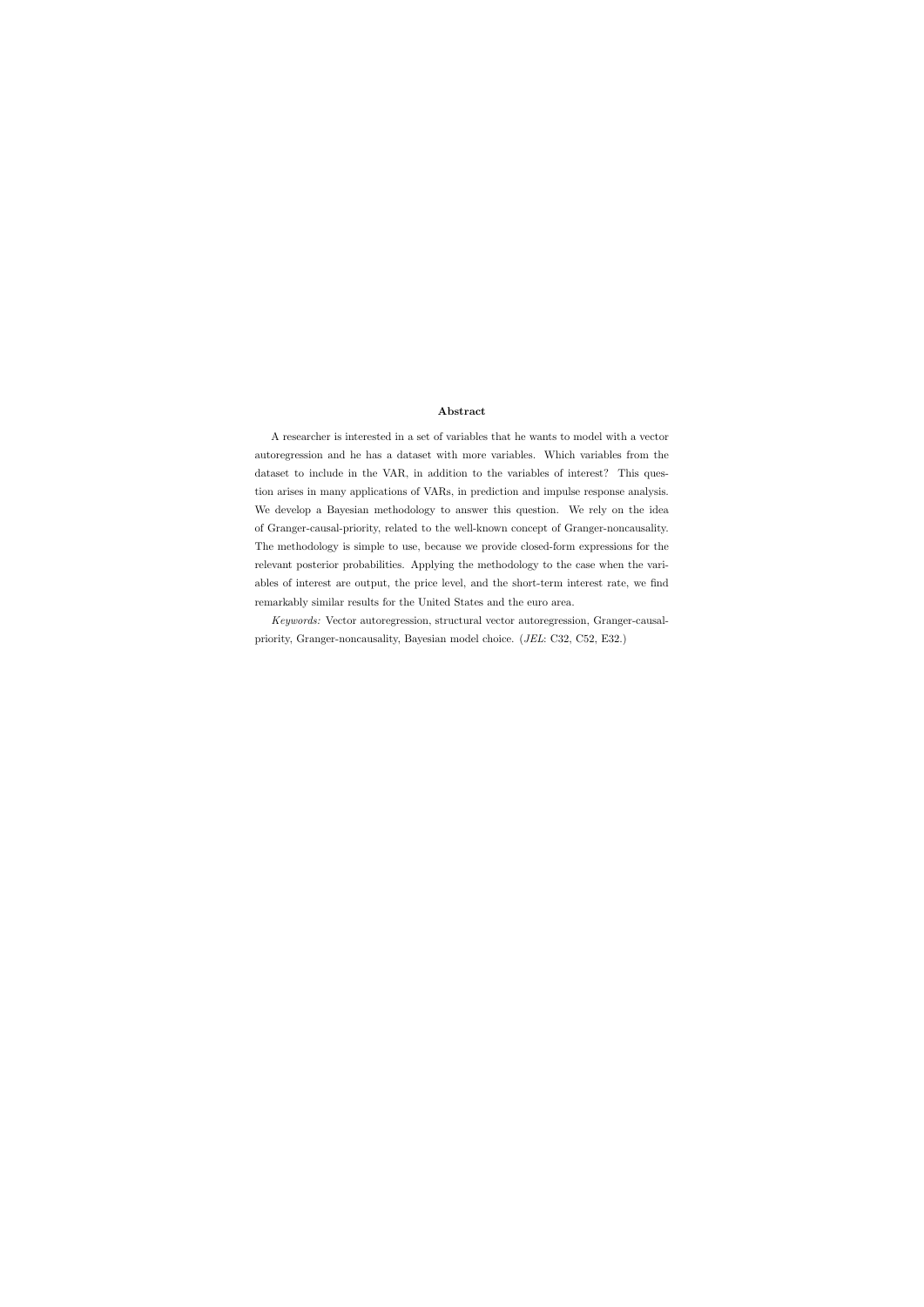## Abstract

A researcher is interested in a set of variables that he wants to model with a vector autoregression and he has a dataset with more variables. Which variables from the dataset to include in the VAR, in addition to the variables of interest? This question arises in many applications of VARs, in prediction and impulse response analysis. We develop a Bayesian methodology to answer this question. We rely on the idea of Granger-causal-priority, related to the well-known concept of Granger-noncausality. The methodology is simple to use, because we provide closed-form expressions for the relevant posterior probabilities. Applying the methodology to the case when the variables of interest are output, the price level, and the short-term interest rate, we find remarkably similar results for the United States and the euro area.

*Keywords:* Vector autoregression, structural vector autoregression, Granger-causal-priority, Granger-noncausality, Bayesian model choice. (*JEL:* C32, C52, E32.)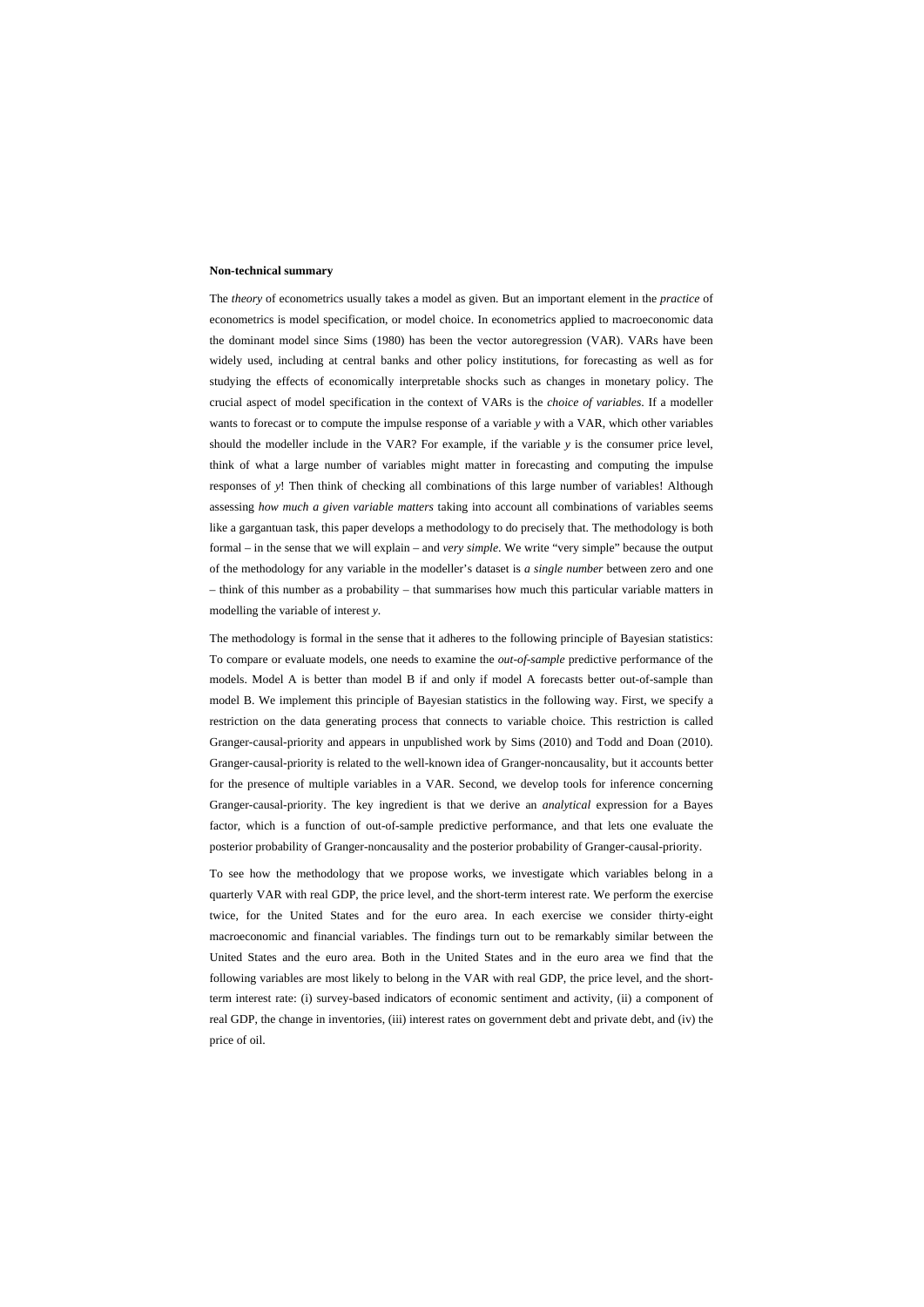**Non-technical summary**

The *theory* of econometrics usually takes a model as given. But an important element in the *practice* of econometrics is model specification, or model choice. In econometrics applied to macroeconomic data the dominant model since Sims (1980) has been the vector autoregression (VAR). VARs have been widely used, including at central banks and other policy institutions, for forecasting as well as for studying the effects of economically interpretable shocks such as changes in monetary policy. The crucial aspect of model specification in the context of VARs is the *choice of variables*. If a modeller wants to forecast or to compute the impulse response of a variable $y$ with a VAR, which other variables should the modeller include in the VAR? For example, if the variable $y$ is the consumer price level, think of what a large number of variables might matter in forecasting and computing the impulse responses of $y$! Then think of checking all combinations of this large number of variables! Although assessing *how much a given variable matters* taking into account all combinations of variables seems like a gargantuan task, this paper develops a methodology to do precisely that. The methodology is both formal – in the sense that we will explain – and *very simple*. We write "very simple" because the output of the methodology for any variable in the modeller's dataset is *a single number* between zero and one – think of this number as a probability – that summarises how much this particular variable matters in modelling the variable of interest $y$.

The methodology is formal in the sense that it adheres to the following principle of Bayesian statistics: To compare or evaluate models, one needs to examine the *out-of-sample* predictive performance of the models. Model A is better than model B if and only if model A forecasts better out-of-sample than model B. We implement this principle of Bayesian statistics in the following way. First, we specify a restriction on the data generating process that connects to variable choice. This restriction is called Granger-causal-priority and appears in unpublished work by Sims (2010) and Todd and Doan (2010). Granger-causal-priority is related to the well-known idea of Granger-noncausality, but it accounts better for the presence of multiple variables in a VAR. Second, we develop tools for inference concerning Granger-causal-priority. The key ingredient is that we derive an *analytical* expression for a Bayes factor, which is a function of out-of-sample predictive performance, and that lets one evaluate the posterior probability of Granger-noncausality and the posterior probability of Granger-causal-priority.

To see how the methodology that we propose works, we investigate which variables belong in a quarterly VAR with real GDP, the price level, and the short-term interest rate. We perform the exercise twice, for the United States and for the euro area. In each exercise we consider thirty-eight macroeconomic and financial variables. The findings turn out to be remarkably similar between the United States and the euro area. Both in the United States and in the euro area we find that the following variables are most likely to belong in the VAR with real GDP, the price level, and the short-term interest rate: (i) survey-based indicators of economic sentiment and activity, (ii) a component of real GDP, the change in inventories, (iii) interest rates on government debt and private debt, and (iv) the price of oil.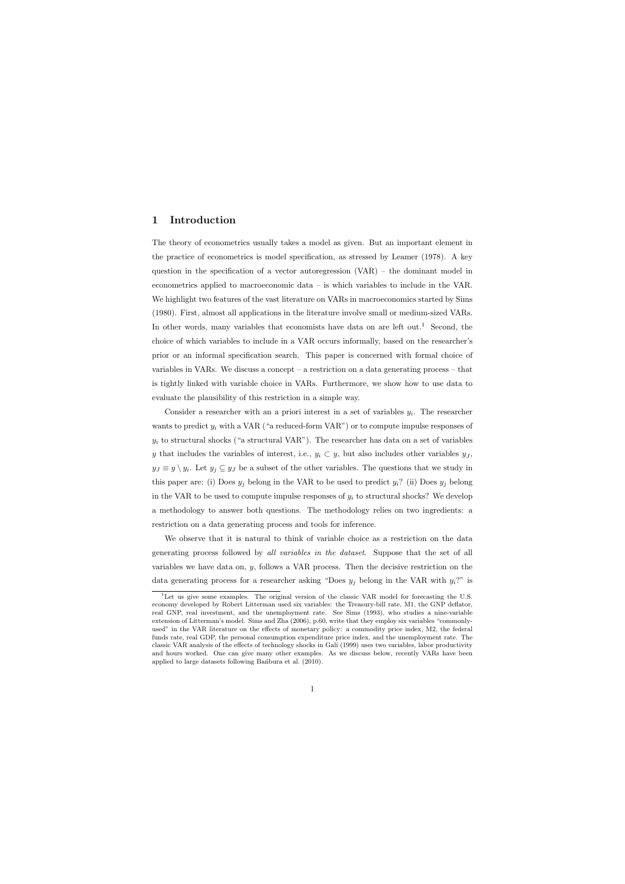## 1 Introduction

The theory of econometrics usually takes a model as given. But an important element in the practice of econometrics is model specification, as stressed by Leamer (1978). A key question in the specification of a vector autoregression (VAR) – the dominant model in econometrics applied to macroeconomic data – is which variables to include in the VAR. We highlight two features of the vast literature on VARs in macroeconomics started by Sims (1980). First, almost all applications in the literature involve small or medium-sized VARs. In other words, many variables that economists have data on are left out.[1] Second, the choice of which variables to include in a VAR occurs informally, based on the researcher's prior or an informal specification search. This paper is concerned with formal choice of variables in VARs. We discuss a concept – a restriction on a data generating process – that is tightly linked with variable choice in VARs. Furthermore, we show how to use data to evaluate the plausibility of this restriction in a simple way.

Consider a researcher with an a priori interest in a set of variables $y_i$. The researcher wants to predict $y_i$ with a VAR ("a reduced-form VAR") or to compute impulse responses of $y_i$ to structural shocks ("a structural VAR"). The researcher has data on a set of variables $y$ that includes the variables of interest, i.e., $y_i \subset y$, but also includes other variables $y_J$, $y_J \equiv y \setminus y_i$. Let $y_j \subseteq y_J$ be a subset of the other variables. The questions that we study in this paper are: (i) Does $y_j$ belong in the VAR to be used to predict $y_i$? (ii) Does $y_j$ belong in the VAR to be used to compute impulse responses of $y_i$ to structural shocks? We develop a methodology to answer both questions. The methodology relies on two ingredients: a restriction on a data generating process and tools for inference.

We observe that it is natural to think of variable choice as a restriction on the data generating process followed by *all variables in the dataset*. Suppose that the set of all variables we have data on, $y$, follows a VAR process. Then the decisive restriction on the data generating process for a researcher asking "Does $y_j$ belong in the VAR with $y_i$?" is

[1] Let us give some examples. The original version of the classic VAR model for forecasting the U.S. economy developed by Robert Litterman used six variables: the Treasury-bill rate, M1, the GNP deflator, real GNP, real investment, and the unemployment rate. See Sims (1993), who studies a nine-variable extension of Litterman's model. Sims and Zha (2006), p.60, write that they employ six variables "commonly-used" in the VAR literature on the effects of monetary policy: a commodity price index, M2, the federal funds rate, real GDP, the personal consumption expenditure price index, and the unemployment rate. The classic VAR analysis of the effects of technology shocks in Galí (1999) uses two variables, labor productivity and hours worked. One can give many other examples. As we discuss below, recently VARs have been applied to large datasets following Bańbura et al. (2010).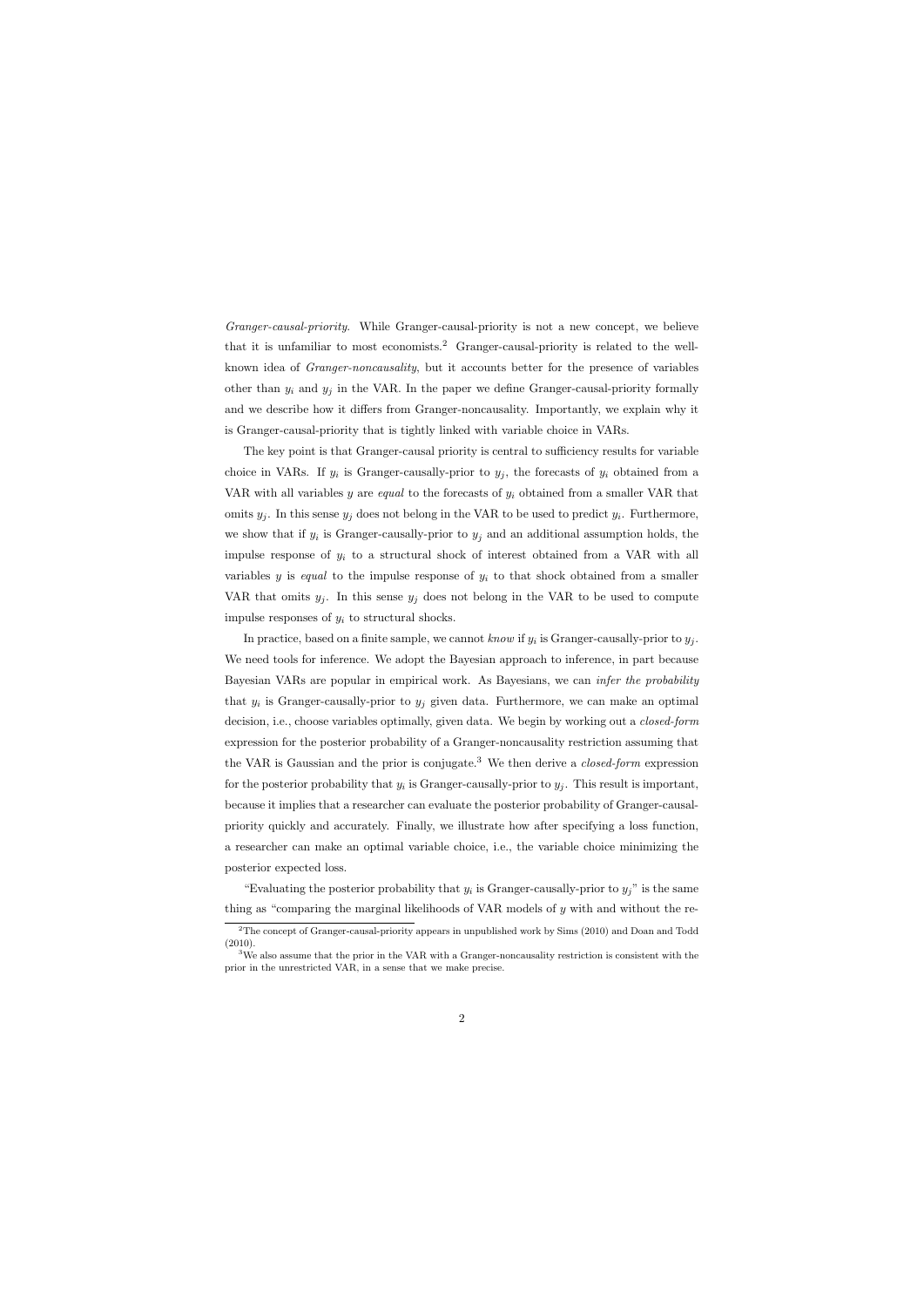*Granger-causal-priority*. While Granger-causal-priority is not a new concept, we believe that it is unfamiliar to most economists.[2] Granger-causal-priority is related to the well-known idea of *Granger-noncausality*, but it accounts better for the presence of variables other than $y_i$ and $y_j$ in the VAR. In the paper we define Granger-causal-priority formally and we describe how it differs from Granger-noncausality. Importantly, we explain why it is Granger-causal-priority that is tightly linked with variable choice in VARs.

The key point is that Granger-causal priority is central to sufficiency results for variable choice in VARs. If $y_i$ is Granger-causally-prior to $y_j$, the forecasts of $y_i$ obtained from a VAR with all variables $y$ are *equal* to the forecasts of $y_i$ obtained from a smaller VAR that omits $y_j$. In this sense $y_j$ does not belong in the VAR to be used to predict $y_i$. Furthermore, we show that if $y_i$ is Granger-causally-prior to $y_j$ and an additional assumption holds, the impulse response of $y_i$ to a structural shock of interest obtained from a VAR with all variables $y$ is *equal* to the impulse response of $y_i$ to that shock obtained from a smaller VAR that omits $y_j$. In this sense $y_j$ does not belong in the VAR to be used to compute impulse responses of $y_i$ to structural shocks.

In practice, based on a finite sample, we cannot *know* if $y_i$ is Granger-causally-prior to $y_j$. We need tools for inference. We adopt the Bayesian approach to inference, in part because Bayesian VARs are popular in empirical work. As Bayesians, we can *infer the probability* that $y_i$ is Granger-causally-prior to $y_j$ given data. Furthermore, we can make an optimal decision, i.e., choose variables optimally, given data. We begin by working out a *closed-form* expression for the posterior probability of a Granger-noncausality restriction assuming that the VAR is Gaussian and the prior is conjugate.[3] We then derive a *closed-form* expression for the posterior probability that $y_i$ is Granger-causally-prior to $y_j$. This result is important, because it implies that a researcher can evaluate the posterior probability of Granger-causal-priority quickly and accurately. Finally, we illustrate how after specifying a loss function, a researcher can make an optimal variable choice, i.e., the variable choice minimizing the posterior expected loss.

"Evaluating the posterior probability that $y_i$ is Granger-causally-prior to $y_j$" is the same thing as "comparing the marginal likelihoods of VAR models of $y$ with and without the re-

---

[2] The concept of Granger-causal-priority appears in unpublished work by Sims (2010) and Doan and Todd (2010).

[3] We also assume that the prior in the VAR with a Granger-noncausality restriction is consistent with the prior in the unrestricted VAR, in a sense that we make precise.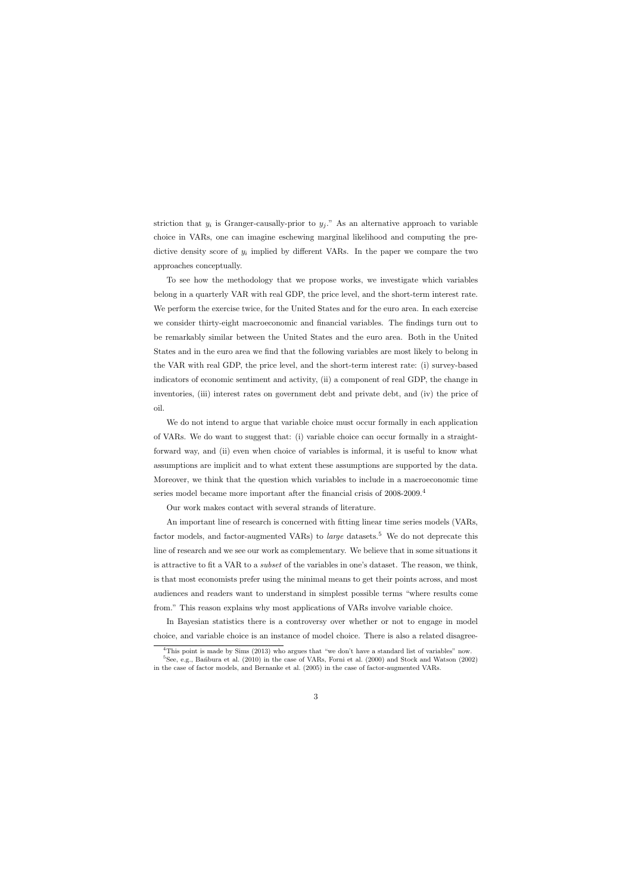striction that $y_i$ is Granger-causally-prior to $y_j$." As an alternative approach to variable choice in VARs, one can imagine eschewing marginal likelihood and computing the predictive density score of $y_i$ implied by different VARs. In the paper we compare the two approaches conceptually.

To see how the methodology that we propose works, we investigate which variables belong in a quarterly VAR with real GDP, the price level, and the short-term interest rate. We perform the exercise twice, for the United States and for the euro area. In each exercise we consider thirty-eight macroeconomic and financial variables. The findings turn out to be remarkably similar between the United States and the euro area. Both in the United States and in the euro area we find that the following variables are most likely to belong in the VAR with real GDP, the price level, and the short-term interest rate: (i) survey-based indicators of economic sentiment and activity, (ii) a component of real GDP, the change in inventories, (iii) interest rates on government debt and private debt, and (iv) the price of oil.

We do not intend to argue that variable choice must occur formally in each application of VARs. We do want to suggest that: (i) variable choice can occur formally in a straightforward way, and (ii) even when choice of variables is informal, it is useful to know what assumptions are implicit and to what extent these assumptions are supported by the data. Moreover, we think that the question which variables to include in a macroeconomic time series model became more important after the financial crisis of 2008-2009.[4]

Our work makes contact with several strands of literature.

An important line of research is concerned with fitting linear time series models (VARs, factor models, and factor-augmented VARs) to *large* datasets.[5] We do not deprecate this line of research and we see our work as complementary. We believe that in some situations it is attractive to fit a VAR to a *subset* of the variables in one's dataset. The reason, we think, is that most economists prefer using the minimal means to get their points across, and most audiences and readers want to understand in simplest possible terms "where results come from." This reason explains why most applications of VARs involve variable choice.

In Bayesian statistics there is a controversy over whether or not to engage in model choice, and variable choice is an instance of model choice. There is also a related disagree-

[4] This point is made by Sims (2013) who argues that "we don't have a standard list of variables" now.

[5] See, e.g., Bańbura et al. (2010) in the case of VARs, Forni et al. (2000) and Stock and Watson (2002) in the case of factor models, and Bernanke et al. (2005) in the case of factor-augmented VARs.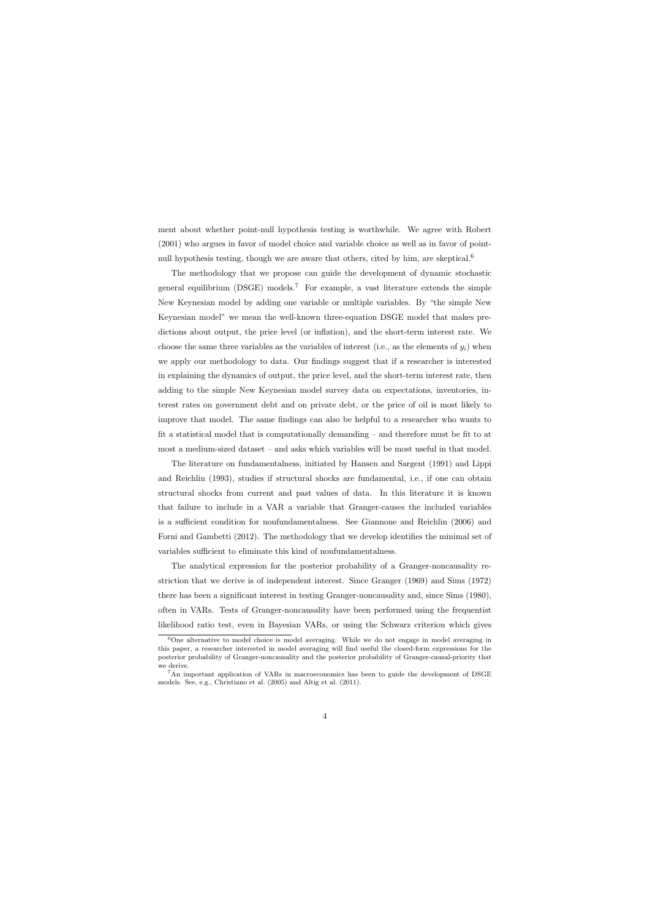ment about whether point-null hypothesis testing is worthwhile. We agree with Robert (2001) who argues in favor of model choice and variable choice as well as in favor of point-null hypothesis testing, though we are aware that others, cited by him, are skeptical.[6]

The methodology that we propose can guide the development of dynamic stochastic general equilibrium (DSGE) models.[7] For example, a vast literature extends the simple New Keynesian model by adding one variable or multiple variables. By "the simple New Keynesian model" we mean the well-known three-equation DSGE model that makes predictions about output, the price level (or inflation), and the short-term interest rate. We choose the same three variables as the variables of interest (i.e., as the elements of $y_i$) when we apply our methodology to data. Our findings suggest that if a researcher is interested in explaining the dynamics of output, the price level, and the short-term interest rate, then adding to the simple New Keynesian model survey data on expectations, inventories, interest rates on government debt and on private debt, or the price of oil is most likely to improve that model. The same findings can also be helpful to a researcher who wants to fit a statistical model that is computationally demanding – and therefore must be fit to at most a medium-sized dataset – and asks which variables will be most useful in that model.

The literature on fundamentalness, initiated by Hansen and Sargent (1991) and Lippi and Reichlin (1993), studies if structural shocks are fundamental, i.e., if one can obtain structural shocks from current and past values of data. In this literature it is known that failure to include in a VAR a variable that Granger-causes the included variables is a sufficient condition for nonfundamentalness. See Giannone and Reichlin (2006) and Forni and Gambetti (2012). The methodology that we develop identifies the minimal set of variables sufficient to eliminate this kind of nonfundamentalness.

The analytical expression for the posterior probability of a Granger-noncausality restriction that we derive is of independent interest. Since Granger (1969) and Sims (1972) there has been a significant interest in testing Granger-noncausality and, since Sims (1980), often in VARs. Tests of Granger-noncausality have been performed using the frequentist likelihood ratio test, even in Bayesian VARs, or using the Schwarz criterion which gives

[6] One alternative to model choice is model averaging. While we do not engage in model averaging in this paper, a researcher interested in model averaging will find useful the closed-form expressions for the posterior probability of Granger-noncausality and the posterior probability of Granger-causal-priority that we derive.

[7] An important application of VARs in macroeconomics has been to guide the development of DSGE models. See, e.g., Christiano et al. (2005) and Altig et al. (2011).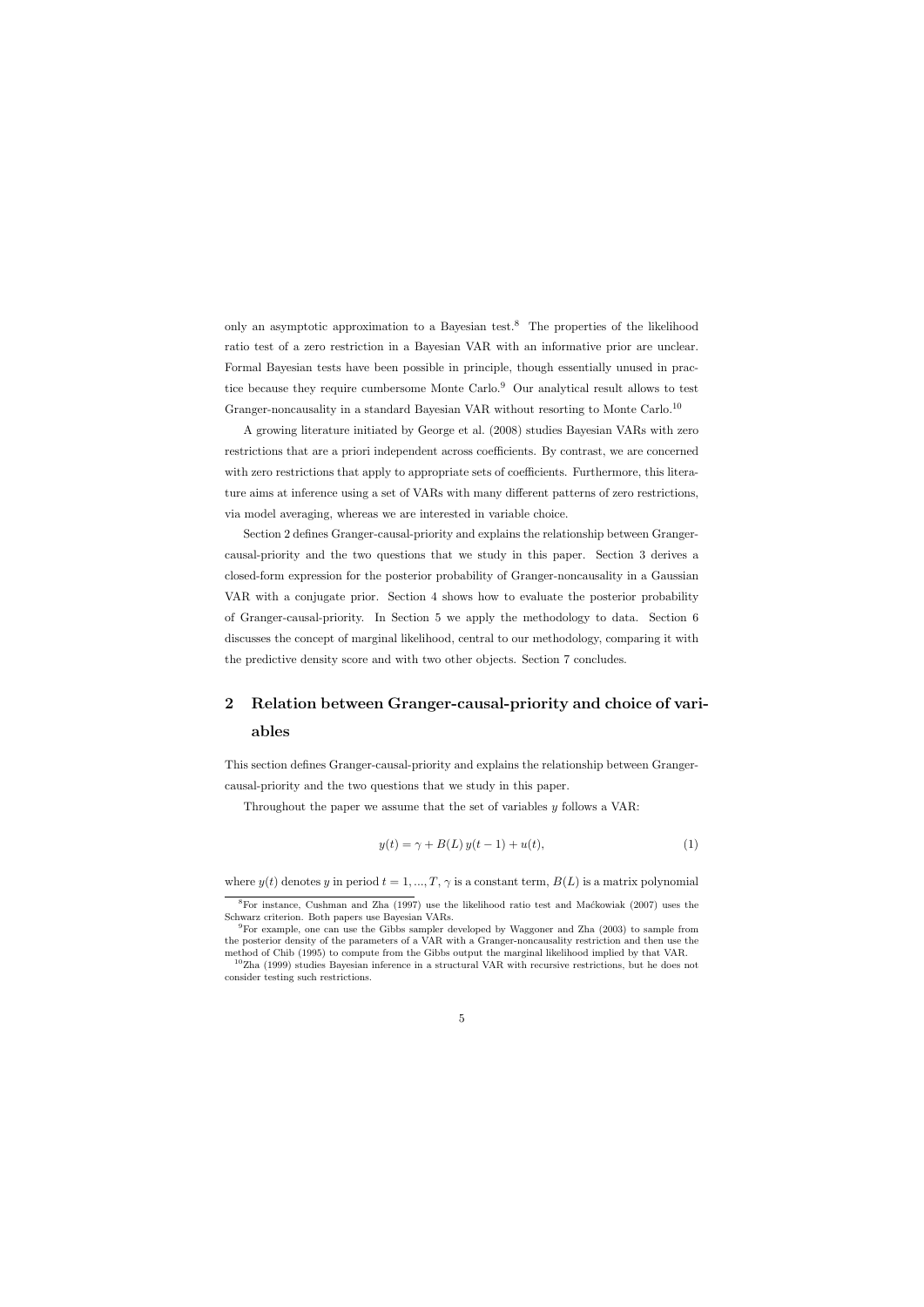only an asymptotic approximation to a Bayesian test.[8] The properties of the likelihood ratio test of a zero restriction in a Bayesian VAR with an informative prior are unclear. Formal Bayesian tests have been possible in principle, though essentially unused in practice because they require cumbersome Monte Carlo.[9] Our analytical result allows to test Granger-noncausality in a standard Bayesian VAR without resorting to Monte Carlo.[10]

A growing literature initiated by George et al. (2008) studies Bayesian VARs with zero restrictions that are a priori independent across coefficients. By contrast, we are concerned with zero restrictions that apply to appropriate sets of coefficients. Furthermore, this literature aims at inference using a set of VARs with many different patterns of zero restrictions, via model averaging, whereas we are interested in variable choice.

Section 2 defines Granger-causal-priority and explains the relationship between Granger-causal-priority and the two questions that we study in this paper. Section 3 derives a closed-form expression for the posterior probability of Granger-noncausality in a Gaussian VAR with a conjugate prior. Section 4 shows how to evaluate the posterior probability of Granger-causal-priority. In Section 5 we apply the methodology to data. Section 6 discusses the concept of marginal likelihood, central to our methodology, comparing it with the predictive density score and with two other objects. Section 7 concludes.

## 2 Relation between Granger-causal-priority and choice of variables

This section defines Granger-causal-priority and explains the relationship between Granger-causal-priority and the two questions that we study in this paper.

Throughout the paper we assume that the set of variables $y$ follows a VAR:

$$y(t) = \gamma + B(L)\, y(t-1) + u(t), \tag{1}$$

where $y(t)$ denotes $y$ in period $t = 1, ..., T$, $\gamma$ is a constant term, $B(L)$ is a matrix polynomial

[8] For instance, Cushman and Zha (1997) use the likelihood ratio test and Maćkowiak (2007) uses the Schwarz criterion. Both papers use Bayesian VARs.

[9] For example, one can use the Gibbs sampler developed by Waggoner and Zha (2003) to sample from the posterior density of the parameters of a VAR with a Granger-noncausality restriction and then use the method of Chib (1995) to compute from the Gibbs output the marginal likelihood implied by that VAR.

[10] Zha (1999) studies Bayesian inference in a structural VAR with recursive restrictions, but he does not consider testing such restrictions.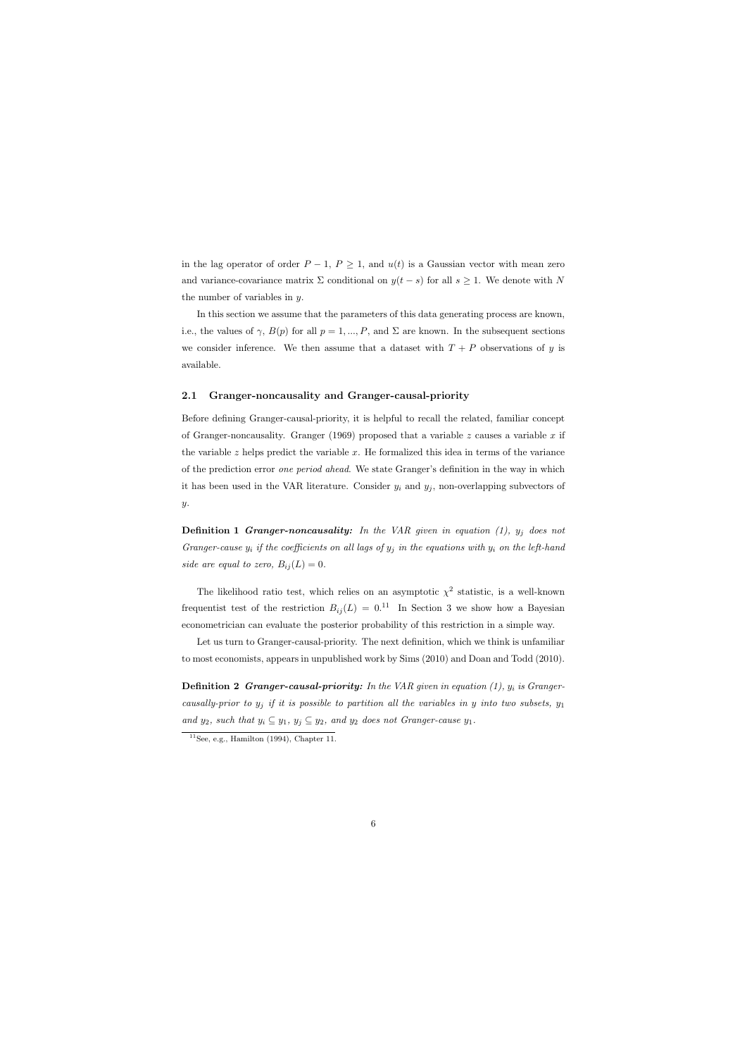in the lag operator of order $P-1$, $P \geq 1$, and $u(t)$ is a Gaussian vector with mean zero and variance-covariance matrix $\Sigma$ conditional on $y(t-s)$ for all $s \geq 1$. We denote with $N$ the number of variables in $y$.

In this section we assume that the parameters of this data generating process are known, i.e., the values of $\gamma$, $B(p)$ for all $p = 1, ..., P$, and $\Sigma$ are known. In the subsequent sections we consider inference. We then assume that a dataset with $T + P$ observations of $y$ is available.

### 2.1 Granger-noncausality and Granger-causal-priority

Before defining Granger-causal-priority, it is helpful to recall the related, familiar concept of Granger-noncausality. Granger (1969) proposed that a variable $z$ causes a variable $x$ if the variable $z$ helps predict the variable $x$. He formalized this idea in terms of the variance of the prediction error *one period ahead*. We state Granger's definition in the way in which it has been used in the VAR literature. Consider $y_i$ and $y_j$, non-overlapping subvectors of $y$.

**Definition 1** ***Granger-noncausality:*** *In the VAR given in equation (1), $y_j$ does not Granger-cause $y_i$ if the coefficients on all lags of $y_j$ in the equations with $y_i$ on the left-hand side are equal to zero, $B_{ij}(L) = 0$.*

The likelihood ratio test, which relies on an asymptotic $\chi^2$ statistic, is a well-known frequentist test of the restriction $B_{ij}(L) = 0$.[11] In Section 3 we show how a Bayesian econometrician can evaluate the posterior probability of this restriction in a simple way.

Let us turn to Granger-causal-priority. The next definition, which we think is unfamiliar to most economists, appears in unpublished work by Sims (2010) and Doan and Todd (2010).

**Definition 2** ***Granger-causal-priority:*** *In the VAR given in equation (1), $y_i$ is Granger-causally-prior to $y_j$ if it is possible to partition all the variables in $y$ into two subsets, $y_1$ and $y_2$, such that $y_i \subseteq y_1$, $y_j \subseteq y_2$, and $y_2$ does not Granger-cause $y_1$.*

[11] See, e.g., Hamilton (1994), Chapter 11.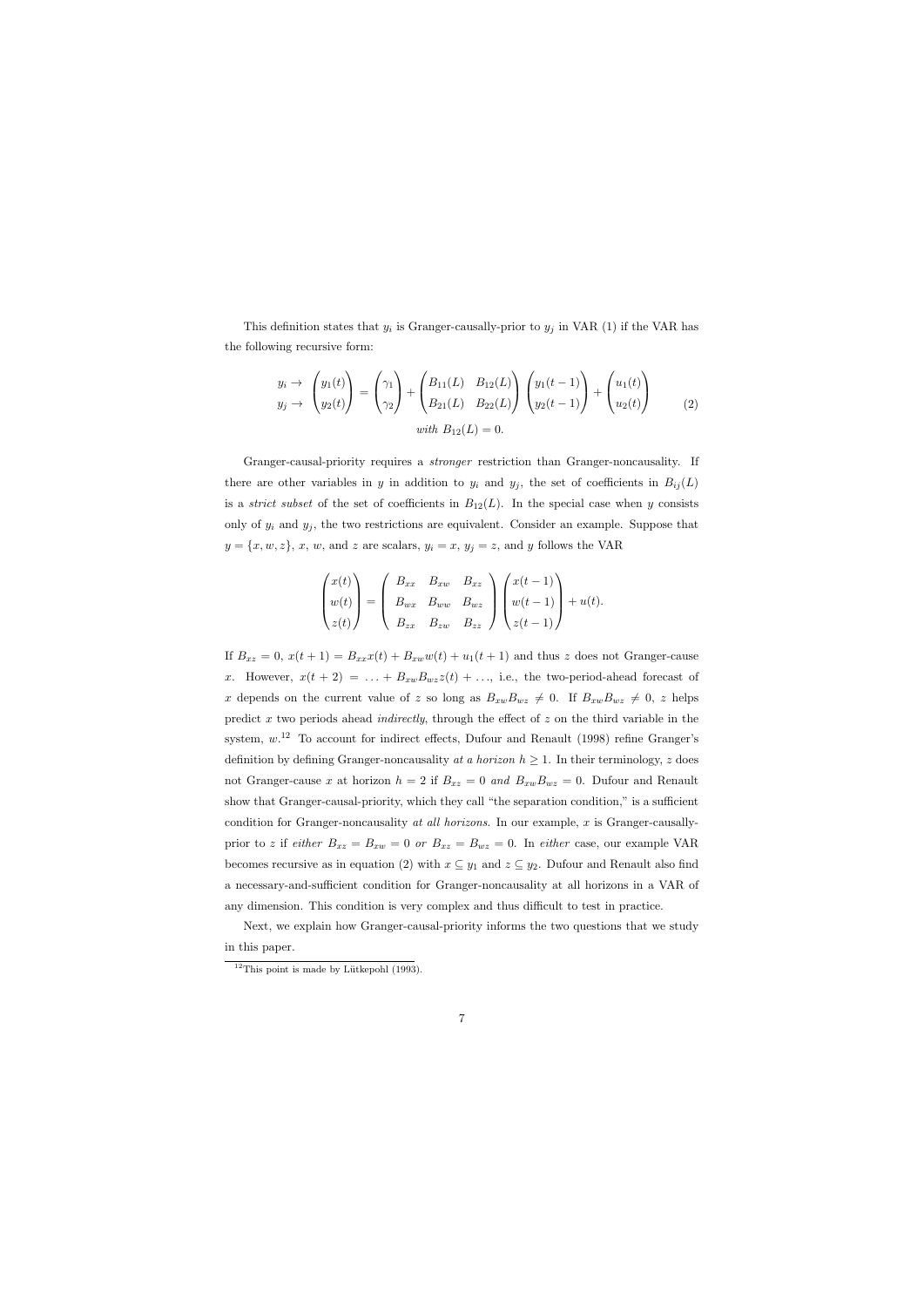This definition states that $y_i$ is Granger-causally-prior to $y_j$ in VAR (1) if the VAR has the following recursive form:

$$\begin{array}{c} y_i \rightarrow \\ y_j \rightarrow \end{array} \begin{pmatrix} y_1(t) \\ y_2(t) \end{pmatrix} = \begin{pmatrix} \gamma_1 \\ \gamma_2 \end{pmatrix} + \begin{pmatrix} B_{11}(L) & B_{12}(L) \\ B_{21}(L) & B_{22}(L) \end{pmatrix} \begin{pmatrix} y_1(t-1) \\ y_2(t-1) \end{pmatrix} + \begin{pmatrix} u_1(t) \\ u_2(t) \end{pmatrix} \tag{2}$$
$$\textit{with } B_{12}(L) = 0.$$

Granger-causal-priority requires a *stronger* restriction than Granger-noncausality. If there are other variables in $y$ in addition to $y_i$ and $y_j$, the set of coefficients in $B_{ij}(L)$ is a *strict subset* of the set of coefficients in $B_{12}(L)$. In the special case when $y$ consists only of $y_i$ and $y_j$, the two restrictions are equivalent. Consider an example. Suppose that $y = \{x, w, z\}$, $x$, $w$, and $z$ are scalars, $y_i = x$, $y_j = z$, and $y$ follows the VAR

$$\begin{pmatrix} x(t) \\ w(t) \\ z(t) \end{pmatrix} = \begin{pmatrix} B_{xx} & B_{xw} & B_{xz} \\ B_{wx} & B_{ww} & B_{wz} \\ B_{zx} & B_{zw} & B_{zz} \end{pmatrix} \begin{pmatrix} x(t-1) \\ w(t-1) \\ z(t-1) \end{pmatrix} + u(t).$$

If $B_{xz} = 0$, $x(t+1) = B_{xx}x(t) + B_{xw}w(t) + u_1(t+1)$ and thus $z$ does not Granger-cause $x$. However, $x(t+2) = \ldots + B_{xw}B_{wz}z(t) + \ldots$, i.e., the two-period-ahead forecast of $x$ depends on the current value of $z$ so long as $B_{xw}B_{wz} \neq 0$. If $B_{xw}B_{wz} \neq 0$, $z$ helps predict $x$ two periods ahead *indirectly*, through the effect of $z$ on the third variable in the system, $w$.[12] To account for indirect effects, Dufour and Renault (1998) refine Granger's definition by defining Granger-noncausality *at a horizon* $h \geq 1$. In their terminology, $z$ does not Granger-cause $x$ at horizon $h = 2$ if $B_{xz} = 0$ *and* $B_{xw}B_{wz} = 0$. Dufour and Renault show that Granger-causal-priority, which they call "the separation condition," is a sufficient condition for Granger-noncausality *at all horizons*. In our example, $x$ is Granger-causally-prior to $z$ if *either* $B_{xz} = B_{xw} = 0$ *or* $B_{xz} = B_{wz} = 0$. In *either* case, our example VAR becomes recursive as in equation (2) with $x \subseteq y_1$ and $z \subseteq y_2$. Dufour and Renault also find a necessary-and-sufficient condition for Granger-noncausality at all horizons in a VAR of any dimension. This condition is very complex and thus difficult to test in practice.

Next, we explain how Granger-causal-priority informs the two questions that we study in this paper.

[12] This point is made by Lütkepohl (1993).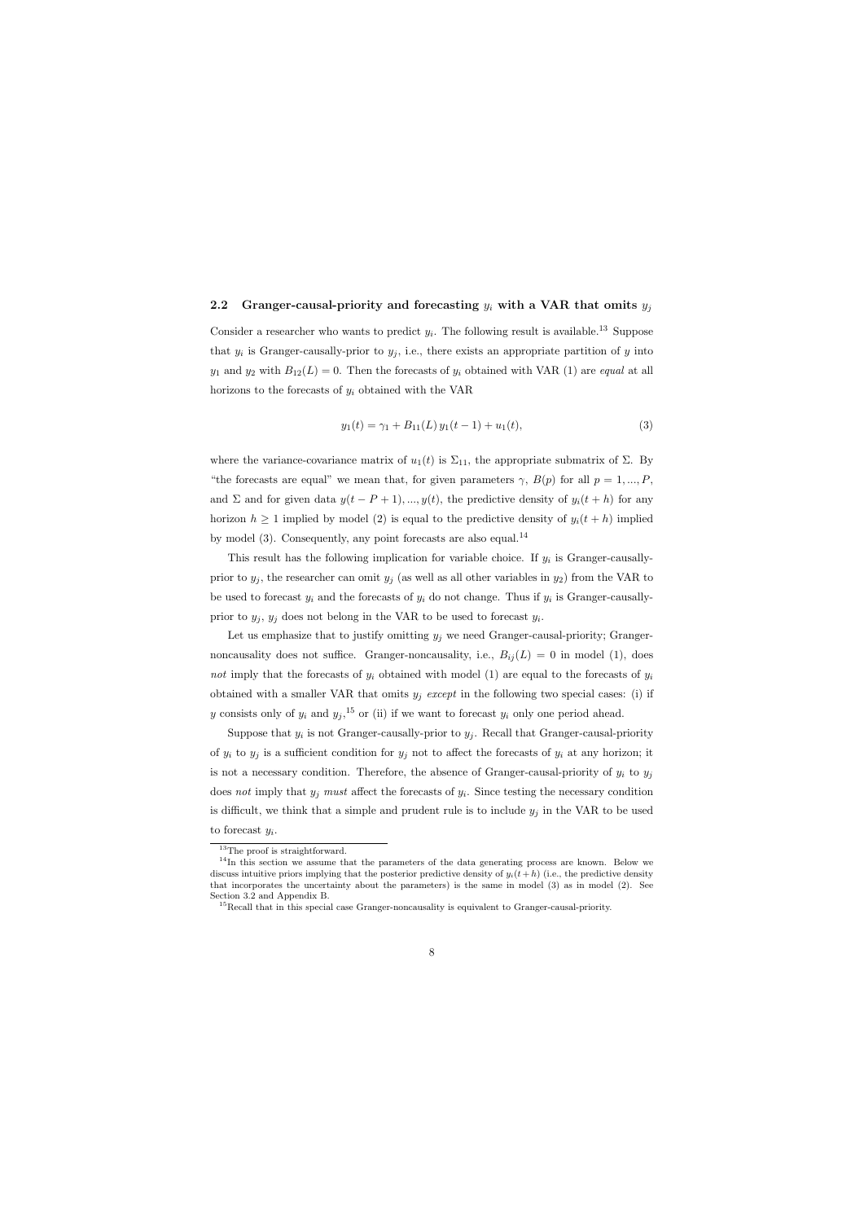### 2.2 Granger-causal-priority and forecasting $y_i$ with a VAR that omits $y_j$

Consider a researcher who wants to predict $y_i$. The following result is available.[13] Suppose that $y_i$ is Granger-causally-prior to $y_j$, i.e., there exists an appropriate partition of $y$ into $y_1$ and $y_2$ with $B_{12}(L) = 0$. Then the forecasts of $y_i$ obtained with VAR (1) are *equal* at all horizons to the forecasts of $y_i$ obtained with the VAR

$$y_1(t) = \gamma_1 + B_{11}(L)\, y_1(t-1) + u_1(t), \tag{3}$$

where the variance-covariance matrix of $u_1(t)$ is $\Sigma_{11}$, the appropriate submatrix of $\Sigma$. By "the forecasts are equal" we mean that, for given parameters $\gamma$, $B(p)$ for all $p = 1, ..., P$, and $\Sigma$ and for given data $y(t-P+1), ..., y(t)$, the predictive density of $y_i(t+h)$ for any horizon $h \geq 1$ implied by model (2) is equal to the predictive density of $y_i(t+h)$ implied by model (3). Consequently, any point forecasts are also equal.[14]

This result has the following implication for variable choice. If $y_i$ is Granger-causally-prior to $y_j$, the researcher can omit $y_j$ (as well as all other variables in $y_2$) from the VAR to be used to forecast $y_i$ and the forecasts of $y_i$ do not change. Thus if $y_i$ is Granger-causally-prior to $y_j$, $y_j$ does not belong in the VAR to be used to forecast $y_i$.

Let us emphasize that to justify omitting $y_j$ we need Granger-causal-priority; Granger-noncausality does not suffice. Granger-noncausality, i.e., $B_{ij}(L) = 0$ in model (1), does *not* imply that the forecasts of $y_i$ obtained with model (1) are equal to the forecasts of $y_i$ obtained with a smaller VAR that omits $y_j$ *except* in the following two special cases: (i) if $y$ consists only of $y_i$ and $y_j$,[15] or (ii) if we want to forecast $y_i$ only one period ahead.

Suppose that $y_i$ is not Granger-causally-prior to $y_j$. Recall that Granger-causal-priority of $y_i$ to $y_j$ is a sufficient condition for $y_j$ not to affect the forecasts of $y_i$ at any horizon; it is not a necessary condition. Therefore, the absence of Granger-causal-priority of $y_i$ to $y_j$ does *not* imply that $y_j$ *must* affect the forecasts of $y_i$. Since testing the necessary condition is difficult, we think that a simple and prudent rule is to include $y_j$ in the VAR to be used to forecast $y_i$.

[13] The proof is straightforward.

[14] In this section we assume that the parameters of the data generating process are known. Below we discuss intuitive priors implying that the posterior predictive density of $y_i(t+h)$ (i.e., the predictive density that incorporates the uncertainty about the parameters) is the same in model (3) as in model (2). See Section 3.2 and Appendix B.

[15] Recall that in this special case Granger-noncausality is equivalent to Granger-causal-priority.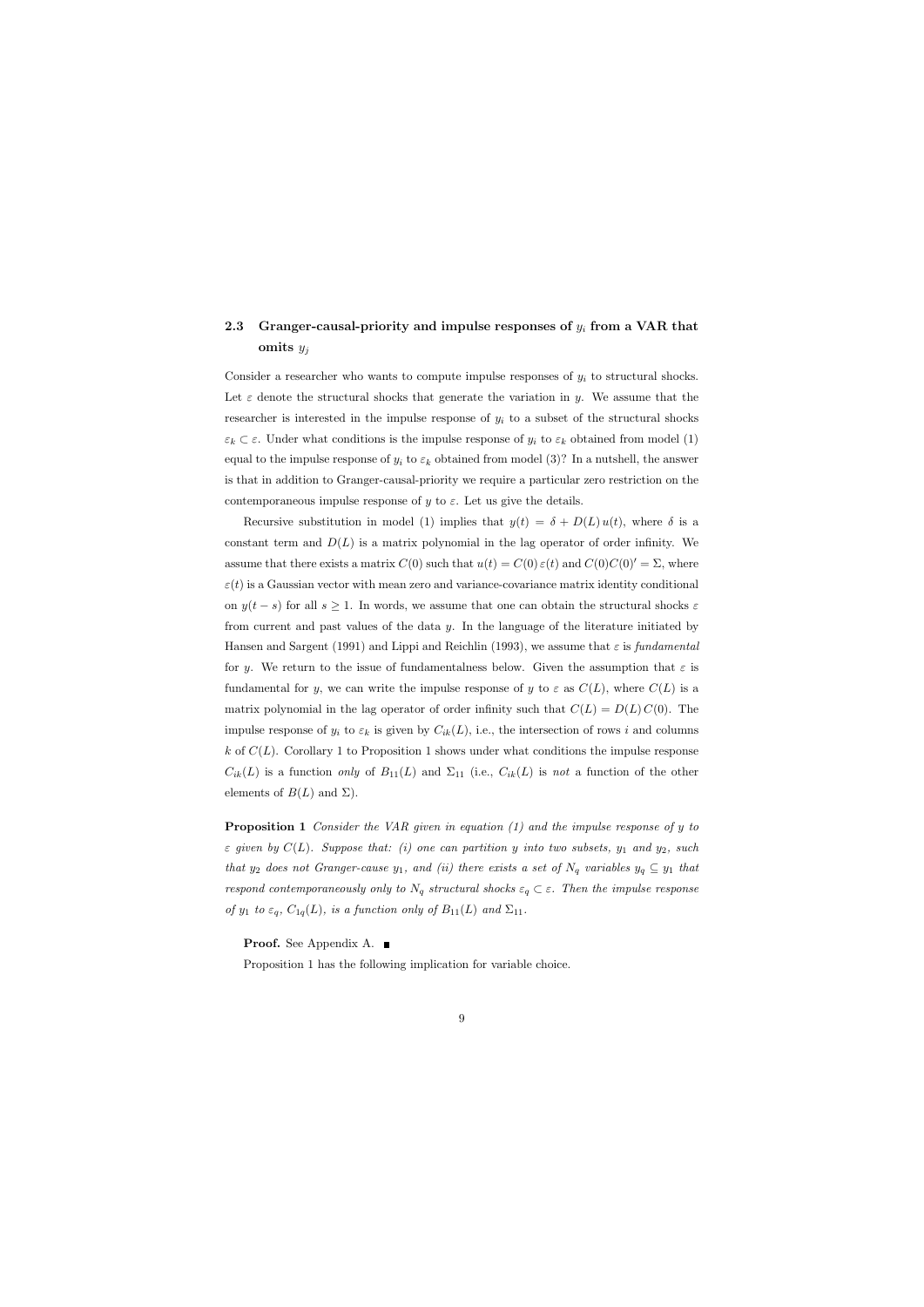### 2.3 Granger-causal-priority and impulse responses of $y_i$ from a VAR that omits $y_j$

Consider a researcher who wants to compute impulse responses of $y_i$ to structural shocks. Let $\varepsilon$ denote the structural shocks that generate the variation in $y$. We assume that the researcher is interested in the impulse response of $y_i$ to a subset of the structural shocks $\varepsilon_k \subset \varepsilon$. Under what conditions is the impulse response of $y_i$ to $\varepsilon_k$ obtained from model (1) equal to the impulse response of $y_i$ to $\varepsilon_k$ obtained from model (3)? In a nutshell, the answer is that in addition to Granger-causal-priority we require a particular zero restriction on the contemporaneous impulse response of $y$ to $\varepsilon$. Let us give the details.

Recursive substitution in model (1) implies that $y(t) = \delta + D(L)\,u(t)$, where $\delta$ is a constant term and $D(L)$ is a matrix polynomial in the lag operator of order infinity. We assume that there exists a matrix $C(0)$ such that $u(t) = C(0)\,\varepsilon(t)$ and $C(0)C(0)' = \Sigma$, where $\varepsilon(t)$ is a Gaussian vector with mean zero and variance-covariance matrix identity conditional on $y(t-s)$ for all $s \geq 1$. In words, we assume that one can obtain the structural shocks $\varepsilon$ from current and past values of the data $y$. In the language of the literature initiated by Hansen and Sargent (1991) and Lippi and Reichlin (1993), we assume that $\varepsilon$ is *fundamental* for $y$. We return to the issue of fundamentalness below. Given the assumption that $\varepsilon$ is fundamental for $y$, we can write the impulse response of $y$ to $\varepsilon$ as $C(L)$, where $C(L)$ is a matrix polynomial in the lag operator of order infinity such that $C(L) = D(L)\,C(0)$. The impulse response of $y_i$ to $\varepsilon_k$ is given by $C_{ik}(L)$, i.e., the intersection of rows $i$ and columns $k$ of $C(L)$. Corollary 1 to Proposition 1 shows under what conditions the impulse response $C_{ik}(L)$ is a function *only* of $B_{11}(L)$ and $\Sigma_{11}$ (i.e., $C_{ik}(L)$ is *not* a function of the other elements of $B(L)$ and $\Sigma$).

**Proposition 1** *Consider the VAR given in equation (1) and the impulse response of $y$ to $\varepsilon$ given by $C(L)$. Suppose that: (i) one can partition $y$ into two subsets, $y_1$ and $y_2$, such that $y_2$ does not Granger-cause $y_1$, and (ii) there exists a set of $N_q$ variables $y_q \subseteq y_1$ that respond contemporaneously only to $N_q$ structural shocks $\varepsilon_q \subset \varepsilon$. Then the impulse response of $y_1$ to $\varepsilon_q$, $C_{1q}(L)$, is a function only of $B_{11}(L)$ and $\Sigma_{11}$.*

**Proof.** See Appendix A. ∎

Proposition 1 has the following implication for variable choice.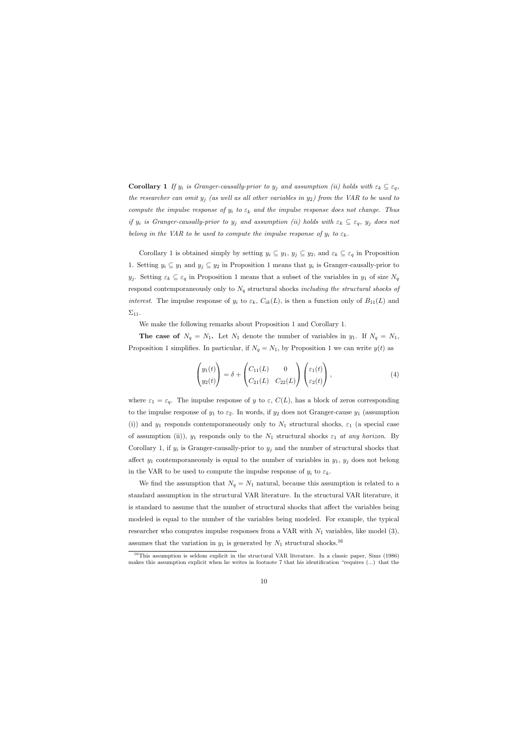**Corollary 1** *If $y_i$ is Granger-causally-prior to $y_j$ and assumption (ii) holds with $\varepsilon_k \subseteq \varepsilon_q$, the researcher can omit $y_j$ (as well as all other variables in $y_2$) from the VAR to be used to compute the impulse response of $y_i$ to $\varepsilon_k$ and the impulse response does not change. Thus if $y_i$ is Granger-causally-prior to $y_j$ and assumption (ii) holds with $\varepsilon_k \subseteq \varepsilon_q$, $y_j$ does not belong in the VAR to be used to compute the impulse response of $y_i$ to $\varepsilon_k$.*

Corollary 1 is obtained simply by setting $y_i \subseteq y_1$, $y_j \subseteq y_2$, and $\varepsilon_k \subseteq \varepsilon_q$ in Proposition 1. Setting $y_i \subseteq y_1$ and $y_j \subseteq y_2$ in Proposition 1 means that $y_i$ is Granger-causally-prior to $y_j$. Setting $\varepsilon_k \subseteq \varepsilon_q$ in Proposition 1 means that a subset of the variables in $y_1$ of size $N_q$ respond contemporaneously only to $N_q$ structural shocks *including the structural shocks of interest*. The impulse response of $y_i$ to $\varepsilon_k$, $C_{ik}(L)$, is then a function only of $B_{11}(L)$ and $\Sigma_{11}$.

We make the following remarks about Proposition 1 and Corollary 1.

**The case of $N_q = N_1$.** Let $N_1$ denote the number of variables in $y_1$. If $N_q = N_1$, Proposition 1 simplifies. In particular, if $N_q = N_1$, by Proposition 1 we can write $y(t)$ as

$$\begin{pmatrix} y_1(t) \\ y_2(t) \end{pmatrix} = \delta + \begin{pmatrix} C_{11}(L) & 0 \\ C_{21}(L) & C_{22}(L) \end{pmatrix} \begin{pmatrix} \varepsilon_1(t) \\ \varepsilon_2(t) \end{pmatrix}, \tag{4}$$

where $\varepsilon_1 = \varepsilon_q$. The impulse response of $y$ to $\varepsilon$, $C(L)$, has a block of zeros corresponding to the impulse response of $y_1$ to $\varepsilon_2$. In words, if $y_2$ does not Granger-cause $y_1$ (assumption (i)) and $y_1$ responds contemporaneously only to $N_1$ structural shocks, $\varepsilon_1$ (a special case of assumption (ii)), $y_1$ responds only to the $N_1$ structural shocks $\varepsilon_1$ *at any horizon*. By Corollary 1, if $y_i$ is Granger-causally-prior to $y_j$ and the number of structural shocks that affect $y_1$ contemporaneously is equal to the number of variables in $y_1$, $y_j$ does not belong in the VAR to be used to compute the impulse response of $y_i$ to $\varepsilon_k$.

We find the assumption that $N_q = N_1$ natural, because this assumption is related to a standard assumption in the structural VAR literature. In the structural VAR literature, it is standard to assume that the number of structural shocks that affect the variables being modeled is equal to the number of the variables being modeled. For example, the typical researcher who computes impulse responses from a VAR with $N_1$ variables, like model (3), assumes that the variation in $y_1$ is generated by $N_1$ structural shocks.[16]

[16] This assumption is seldom explicit in the structural VAR literature. In a classic paper, Sims (1986) makes this assumption explicit when he writes in footnote 7 that his identification "requires (...) that the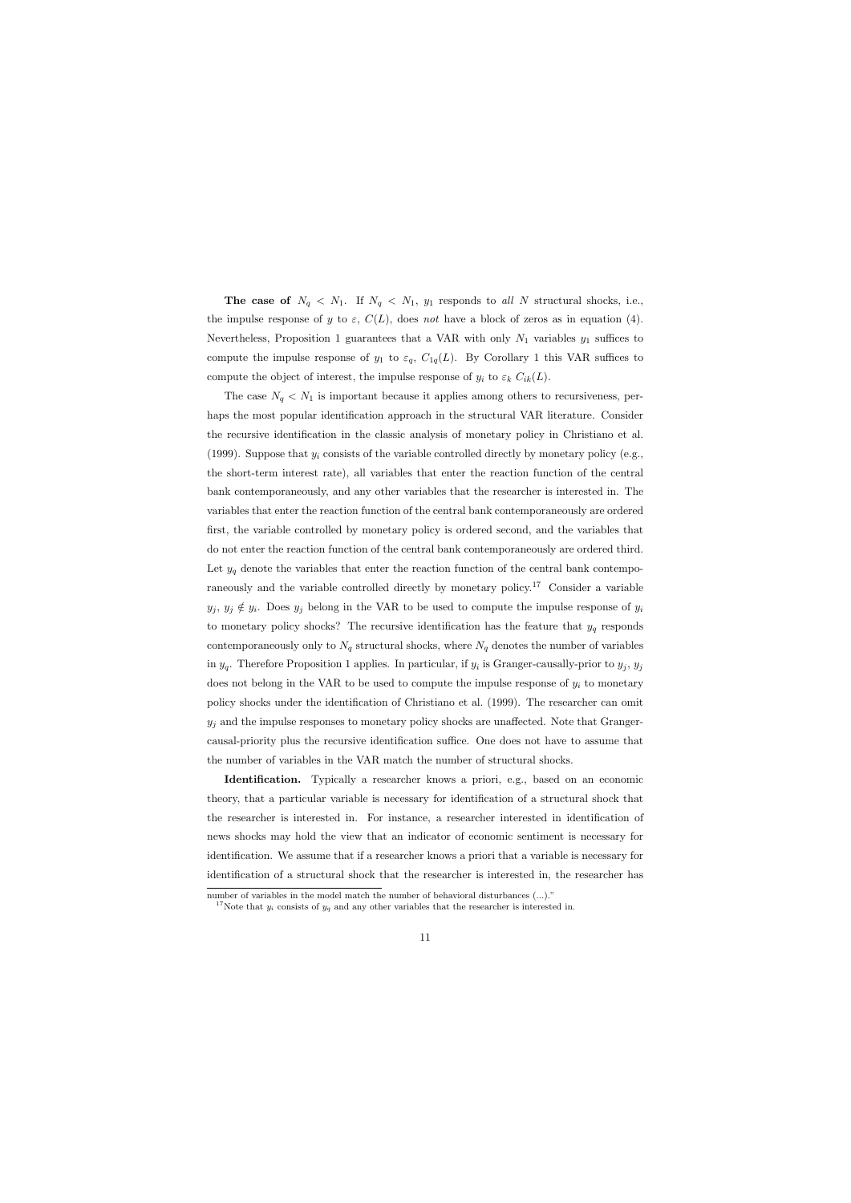**The case of $N_q < N_1$.** If $N_q < N_1$, $y_1$ responds to *all* $N$ structural shocks, i.e., the impulse response of $y$ to $\varepsilon$, $C(L)$, does *not* have a block of zeros as in equation (4). Nevertheless, Proposition 1 guarantees that a VAR with only $N_1$ variables $y_1$ suffices to compute the impulse response of $y_1$ to $\varepsilon_q$, $C_{1q}(L)$. By Corollary 1 this VAR suffices to compute the object of interest, the impulse response of $y_i$ to $\varepsilon_k$ $C_{ik}(L)$.

The case $N_q < N_1$ is important because it applies among others to recursiveness, perhaps the most popular identification approach in the structural VAR literature. Consider the recursive identification in the classic analysis of monetary policy in Christiano et al. (1999). Suppose that $y_i$ consists of the variable controlled directly by monetary policy (e.g., the short-term interest rate), all variables that enter the reaction function of the central bank contemporaneously, and any other variables that the researcher is interested in. The variables that enter the reaction function of the central bank contemporaneously are ordered first, the variable controlled by monetary policy is ordered second, and the variables that do not enter the reaction function of the central bank contemporaneously are ordered third. Let $y_q$ denote the variables that enter the reaction function of the central bank contemporaneously and the variable controlled directly by monetary policy.[17] Consider a variable $y_j$, $y_j \notin y_i$. Does $y_j$ belong in the VAR to be used to compute the impulse response of $y_i$ to monetary policy shocks? The recursive identification has the feature that $y_q$ responds contemporaneously only to $N_q$ structural shocks, where $N_q$ denotes the number of variables in $y_q$. Therefore Proposition 1 applies. In particular, if $y_i$ is Granger-causally-prior to $y_j$, $y_j$ does not belong in the VAR to be used to compute the impulse response of $y_i$ to monetary policy shocks under the identification of Christiano et al. (1999). The researcher can omit $y_j$ and the impulse responses to monetary policy shocks are unaffected. Note that Granger-causal-priority plus the recursive identification suffice. One does not have to assume that the number of variables in the VAR match the number of structural shocks.

**Identification.** Typically a researcher knows a priori, e.g., based on an economic theory, that a particular variable is necessary for identification of a structural shock that the researcher is interested in. For instance, a researcher interested in identification of news shocks may hold the view that an indicator of economic sentiment is necessary for identification. We assume that if a researcher knows a priori that a variable is necessary for identification of a structural shock that the researcher is interested in, the researcher has

number of variables in the model match the number of behavioral disturbances (...)."

[17] Note that $y_i$ consists of $y_q$ and any other variables that the researcher is interested in.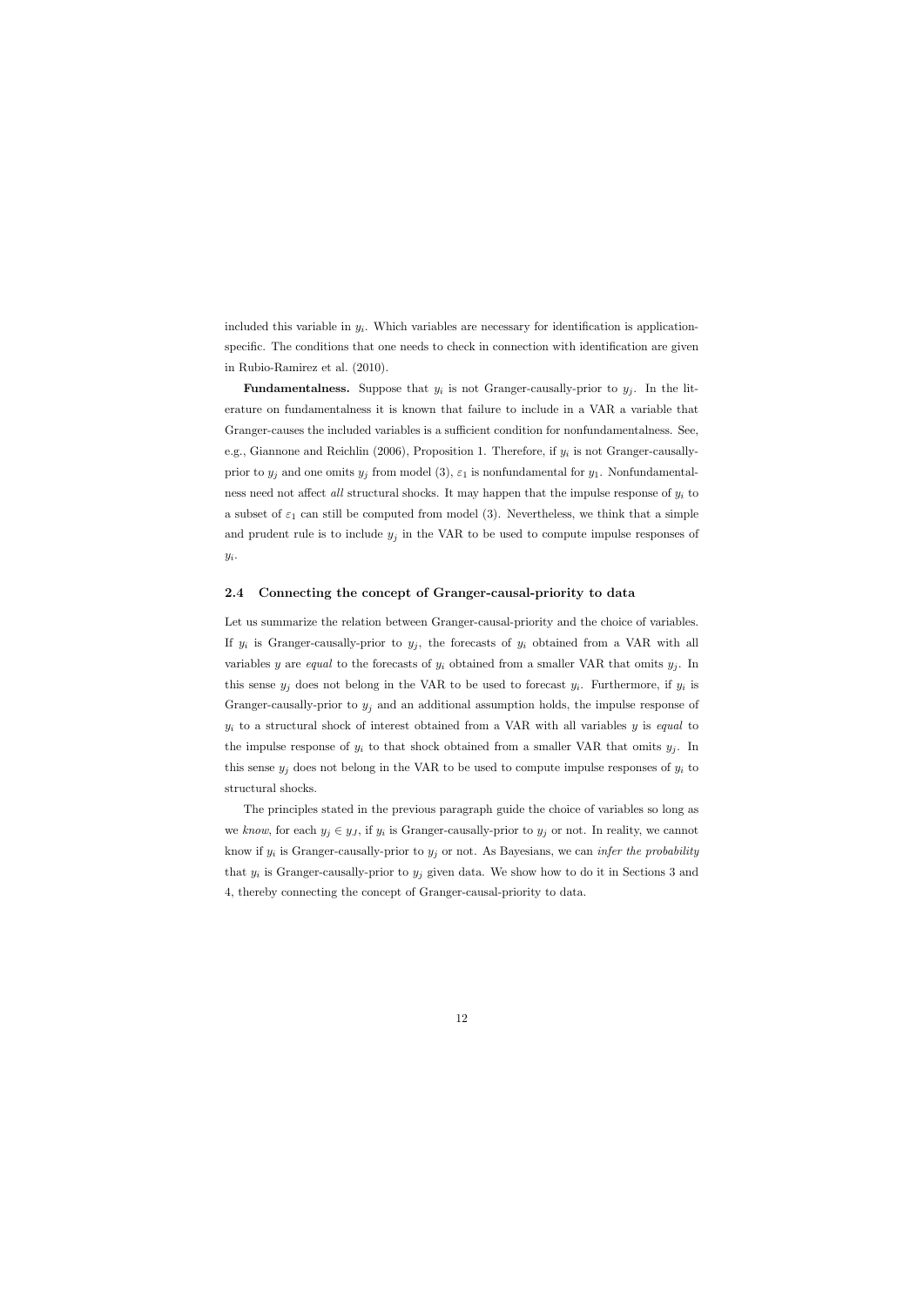included this variable in $y_t$. Which variables are necessary for identification is application-specific. The conditions that one needs to check in connection with identification are given in Rubio-Ramirez et al. (2010).

**Fundamentalness.** Suppose that $y_i$ is not Granger-causally-prior to $y_j$. In the literature on fundamentalness it is known that failure to include in a VAR a variable that Granger-causes the included variables is a sufficient condition for nonfundamentalness. See, e.g., Giannone and Reichlin (2006), Proposition 1. Therefore, if $y_i$ is not Granger-causally-prior to $y_j$ and one omits $y_j$ from model (3), $\varepsilon_1$ is nonfundamental for $y_1$. Nonfundamentalness need not affect *all* structural shocks. It may happen that the impulse response of $y_i$ to a subset of $\varepsilon_1$ can still be computed from model (3). Nevertheless, we think that a simple and prudent rule is to include $y_j$ in the VAR to be used to compute impulse responses of $y_i$.

### 2.4 Connecting the concept of Granger-causal-priority to data

Let us summarize the relation between Granger-causal-priority and the choice of variables. If $y_i$ is Granger-causally-prior to $y_j$, the forecasts of $y_i$ obtained from a VAR with all variables $y$ are *equal* to the forecasts of $y_i$ obtained from a smaller VAR that omits $y_j$. In this sense $y_j$ does not belong in the VAR to be used to forecast $y_i$. Furthermore, if $y_i$ is Granger-causally-prior to $y_j$ and an additional assumption holds, the impulse response of $y_i$ to a structural shock of interest obtained from a VAR with all variables $y$ is *equal* to the impulse response of $y_i$ to that shock obtained from a smaller VAR that omits $y_j$. In this sense $y_j$ does not belong in the VAR to be used to compute impulse responses of $y_i$ to structural shocks.

The principles stated in the previous paragraph guide the choice of variables so long as we *know*, for each $y_j \in y_J$, if $y_i$ is Granger-causally-prior to $y_j$ or not. In reality, we cannot know if $y_i$ is Granger-causally-prior to $y_j$ or not. As Bayesians, we can *infer the probability* that $y_i$ is Granger-causally-prior to $y_j$ given data. We show how to do it in Sections 3 and 4, thereby connecting the concept of Granger-causal-priority to data.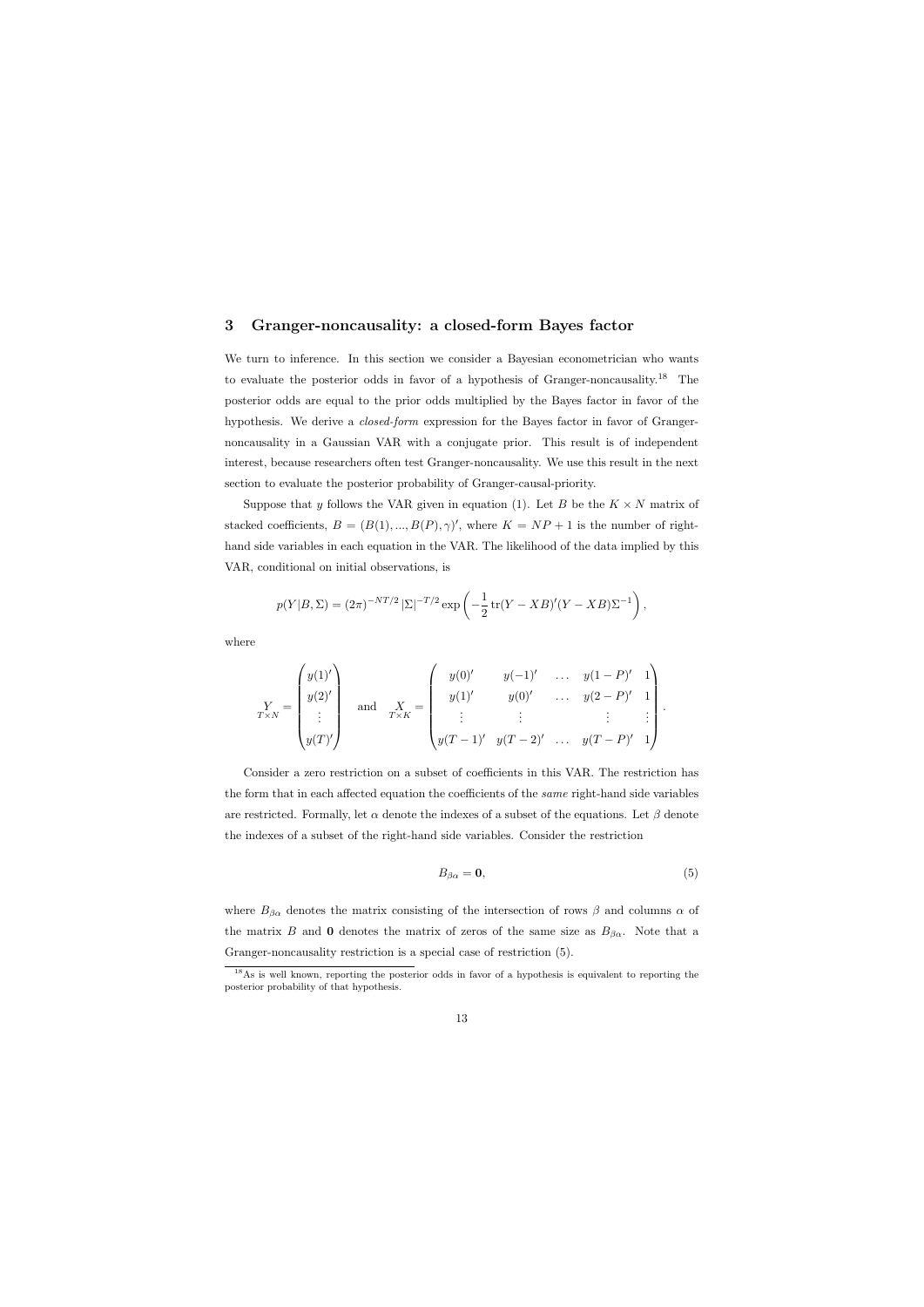## 3 Granger-noncausality: a closed-form Bayes factor

We turn to inference. In this section we consider a Bayesian econometrician who wants to evaluate the posterior odds in favor of a hypothesis of Granger-noncausality.[18] The posterior odds are equal to the prior odds multiplied by the Bayes factor in favor of the hypothesis. We derive a *closed-form* expression for the Bayes factor in favor of Granger-noncausality in a Gaussian VAR with a conjugate prior. This result is of independent interest, because researchers often test Granger-noncausality. We use this result in the next section to evaluate the posterior probability of Granger-causal-priority.

Suppose that $y$ follows the VAR given in equation (1). Let $B$ be the $K \times N$ matrix of stacked coefficients, $B = (B(1), ..., B(P), \gamma)'$, where $K = NP + 1$ is the number of right-hand side variables in each equation in the VAR. The likelihood of the data implied by this VAR, conditional on initial observations, is

$$p(Y|B,\Sigma) = (2\pi)^{-NT/2} |\Sigma|^{-T/2} \exp\left(-\frac{1}{2}\operatorname{tr}(Y - XB)'(Y - XB)\Sigma^{-1}\right),$$

where

$$\underset{T\times N}{Y} = \begin{pmatrix} y(1)' \\ y(2)' \\ \vdots \\ y(T)' \end{pmatrix} \quad \text{and} \quad \underset{T\times K}{X} = \begin{pmatrix} y(0)' & y(-1)' & \ldots & y(1-P)' & 1 \\ y(1)' & y(0)' & \ldots & y(2-P)' & 1 \\ \vdots & \vdots & & \vdots & \vdots \\ y(T-1)' & y(T-2)' & \ldots & y(T-P)' & 1 \end{pmatrix}.$$

Consider a zero restriction on a subset of coefficients in this VAR. The restriction has the form that in each affected equation the coefficients of the *same* right-hand side variables are restricted. Formally, let $\alpha$ denote the indexes of a subset of the equations. Let $\beta$ denote the indexes of a subset of the right-hand side variables. Consider the restriction

$$B_{\beta\alpha} = \mathbf{0}, \tag{5}$$

where $B_{\beta\alpha}$ denotes the matrix consisting of the intersection of rows $\beta$ and columns $\alpha$ of the matrix $B$ and $\mathbf{0}$ denotes the matrix of zeros of the same size as $B_{\beta\alpha}$. Note that a Granger-noncausality restriction is a special case of restriction (5).

[18] As is well known, reporting the posterior odds in favor of a hypothesis is equivalent to reporting the posterior probability of that hypothesis.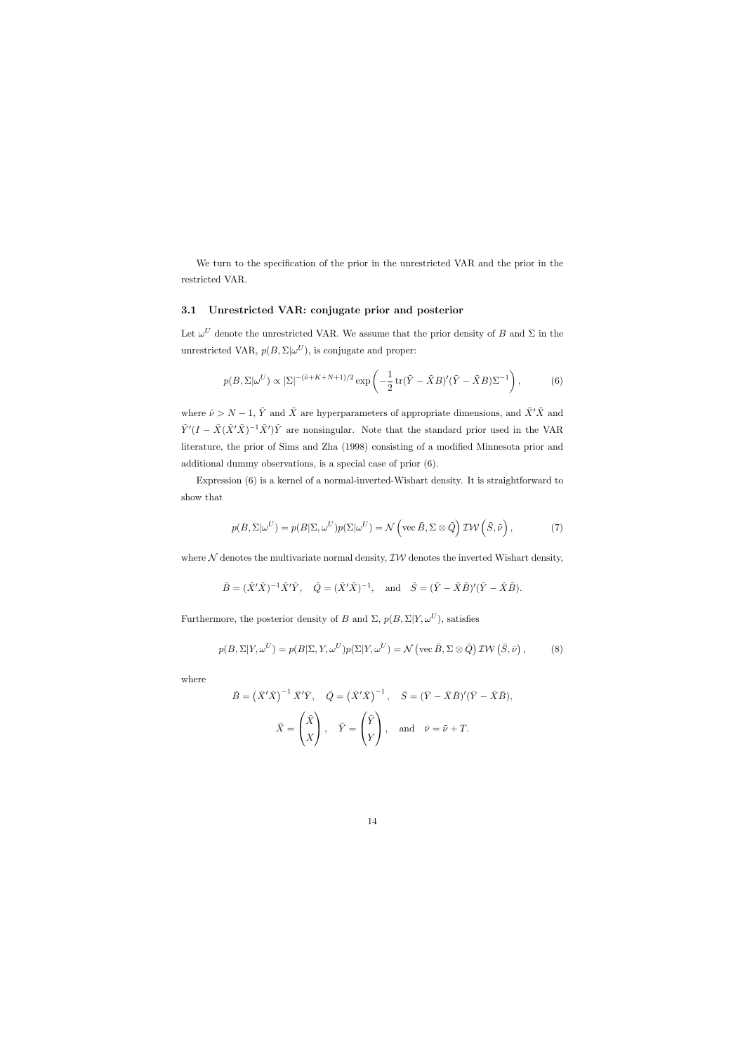We turn to the specification of the prior in the unrestricted VAR and the prior in the restricted VAR.

### 3.1 Unrestricted VAR: conjugate prior and posterior

Let $\omega^U$ denote the unrestricted VAR. We assume that the prior density of $B$ and $\Sigma$ in the unrestricted VAR, $p(B, \Sigma|\omega^U)$, is conjugate and proper:

$$p(B, \Sigma|\omega^U) \propto |\Sigma|^{-(\tilde{\nu}+K+N+1)/2} \exp\left(-\frac{1}{2}\operatorname{tr}(\tilde{Y} - \tilde{X}B)'(\tilde{Y} - \tilde{X}B)\Sigma^{-1}\right), \tag{6}$$

where $\tilde{\nu} > N - 1$, $\tilde{Y}$ and $\tilde{X}$ are hyperparameters of appropriate dimensions, and $\tilde{X}'\tilde{X}$ and $\tilde{Y}'(I - \tilde{X}(\tilde{X}'\tilde{X})^{-1}\tilde{X}')\tilde{Y}$ are nonsingular. Note that the standard prior used in the VAR literature, the prior of Sims and Zha (1998) consisting of a modified Minnesota prior and additional dummy observations, is a special case of prior (6).

Expression (6) is a kernel of a normal-inverted-Wishart density. It is straightforward to show that

$$p(B, \Sigma|\omega^U) = p(B|\Sigma, \omega^U)p(\Sigma|\omega^U) = \mathcal{N}\left(\operatorname{vec}\tilde{B}, \Sigma \otimes \tilde{Q}\right)\mathcal{IW}\left(\tilde{S}, \tilde{\nu}\right), \tag{7}$$

where $\mathcal{N}$ denotes the multivariate normal density, $\mathcal{IW}$ denotes the inverted Wishart density,

$$\tilde{B} = (\tilde{X}'\tilde{X})^{-1}\tilde{X}'\tilde{Y}, \quad \tilde{Q} = (\tilde{X}'\tilde{X})^{-1}, \quad \text{and} \quad \tilde{S} = (\tilde{Y} - \tilde{X}\tilde{B})'(\tilde{Y} - \tilde{X}\tilde{B}).$$

Furthermore, the posterior density of $B$ and $\Sigma$, $p(B, \Sigma|Y, \omega^U)$, satisfies

$$p(B, \Sigma|Y, \omega^U) = p(B|\Sigma, Y, \omega^U)p(\Sigma|Y, \omega^U) = \mathcal{N}\left(\operatorname{vec}\bar{B}, \Sigma \otimes \bar{Q}\right)\mathcal{IW}\left(\bar{S}, \bar{\nu}\right), \tag{8}$$

where

$$\bar{B} = \left(\bar{X}'\bar{X}\right)^{-1}\bar{X}'\bar{Y}, \quad \bar{Q} = \left(\bar{X}'\bar{X}\right)^{-1}, \quad \bar{S} = (\bar{Y} - \bar{X}\bar{B})'(\bar{Y} - \bar{X}\bar{B}),$$

$$\bar{X} = \begin{pmatrix} \tilde{X} \\ X \end{pmatrix}, \quad \bar{Y} = \begin{pmatrix} \tilde{Y} \\ Y \end{pmatrix}, \quad \text{and} \quad \bar{\nu} = \tilde{\nu} + T.$$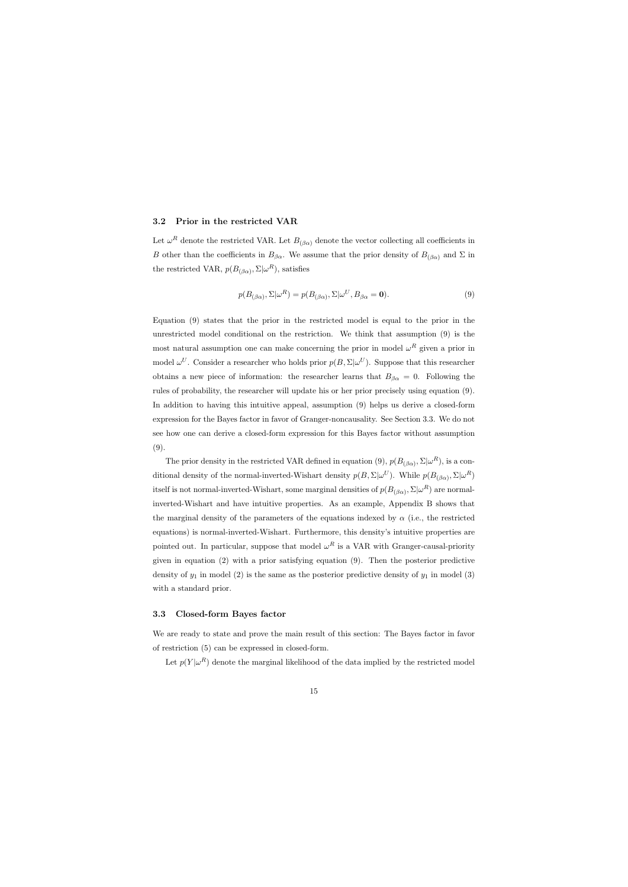### 3.2 Prior in the restricted VAR

Let $\omega^R$ denote the restricted VAR. Let $B_{(\beta\alpha)}$ denote the vector collecting all coefficients in $B$ other than the coefficients in $B_{\beta\alpha}$. We assume that the prior density of $B_{(\beta\alpha)}$ and $\Sigma$ in the restricted VAR, $p(B_{(\beta\alpha)}, \Sigma|\omega^R)$, satisfies

$$p(B_{(\beta\alpha)}, \Sigma|\omega^R) = p(B_{(\beta\alpha)}, \Sigma|\omega^U, B_{\beta\alpha} = \mathbf{0}). \tag{9}$$

Equation (9) states that the prior in the restricted model is equal to the prior in the unrestricted model conditional on the restriction. We think that assumption (9) is the most natural assumption one can make concerning the prior in model $\omega^R$ given a prior in model $\omega^U$. Consider a researcher who holds prior $p(B, \Sigma|\omega^U)$. Suppose that this researcher obtains a new piece of information: the researcher learns that $B_{\beta\alpha} = 0$. Following the rules of probability, the researcher will update his or her prior precisely using equation (9). In addition to having this intuitive appeal, assumption (9) helps us derive a closed-form expression for the Bayes factor in favor of Granger-noncausality. See Section 3.3. We do not see how one can derive a closed-form expression for this Bayes factor without assumption (9).

The prior density in the restricted VAR defined in equation (9), $p(B_{(\beta\alpha)}, \Sigma|\omega^R)$, is a conditional density of the normal-inverted-Wishart density $p(B, \Sigma|\omega^U)$. While $p(B_{(\beta\alpha)}, \Sigma|\omega^R)$ itself is not normal-inverted-Wishart, some marginal densities of $p(B_{(\beta\alpha)}, \Sigma|\omega^R)$ are normal-inverted-Wishart and have intuitive properties. As an example, Appendix B shows that the marginal density of the parameters of the equations indexed by $\alpha$ (i.e., the restricted equations) is normal-inverted-Wishart. Furthermore, this density's intuitive properties are pointed out. In particular, suppose that model $\omega^R$ is a VAR with Granger-causal-priority given in equation (2) with a prior satisfying equation (9). Then the posterior predictive density of $y_1$ in model (2) is the same as the posterior predictive density of $y_1$ in model (3) with a standard prior.

### 3.3 Closed-form Bayes factor

We are ready to state and prove the main result of this section: The Bayes factor in favor of restriction (5) can be expressed in closed-form.

Let $p(Y|\omega^R)$ denote the marginal likelihood of the data implied by the restricted model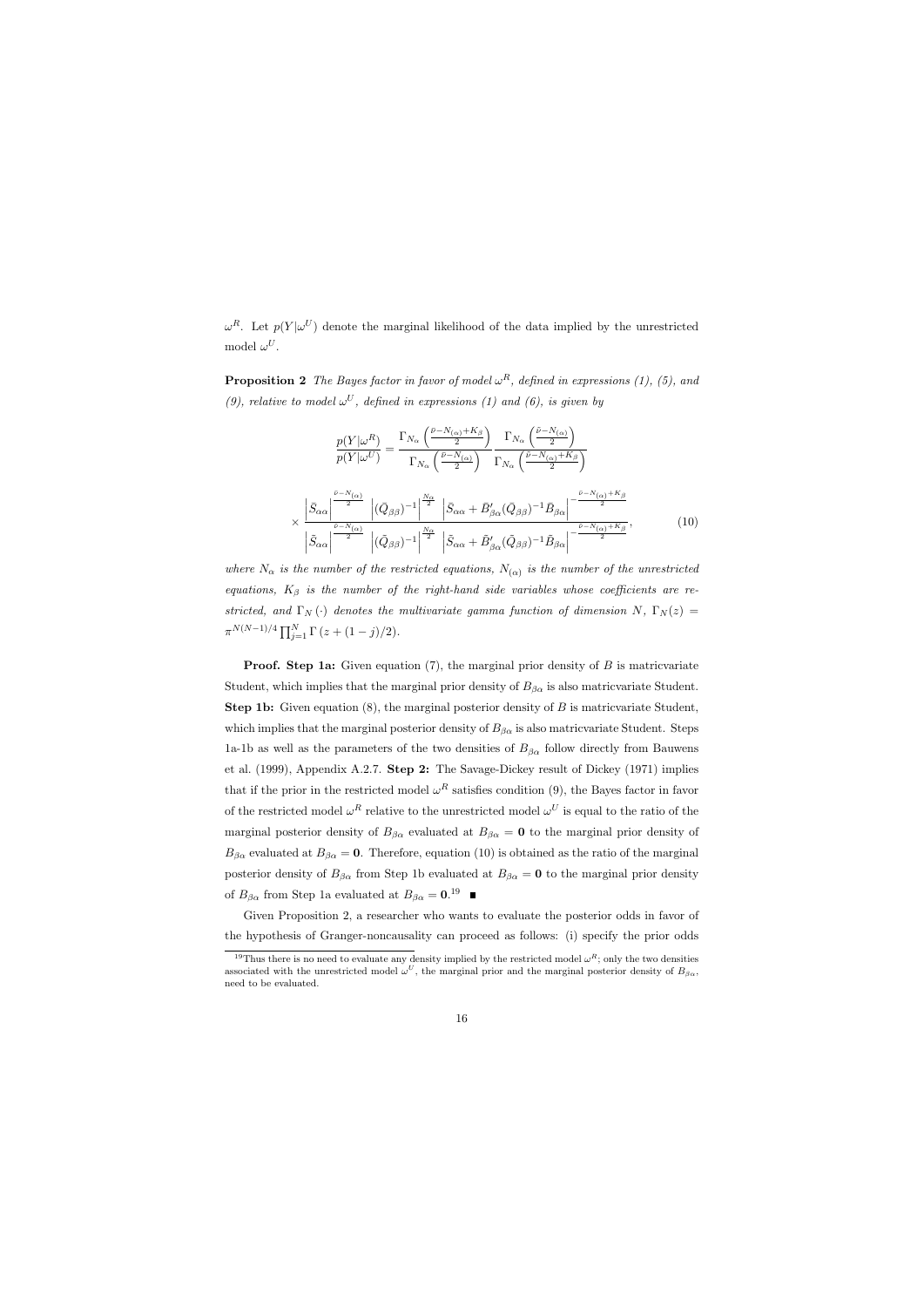$\omega^R$. Let $p(Y|\omega^U)$ denote the marginal likelihood of the data implied by the unrestricted model $\omega^U$.

**Proposition 2** *The Bayes factor in favor of model $\omega^R$, defined in expressions (1), (5), and (9), relative to model $\omega^U$, defined in expressions (1) and (6), is given by*

$$\frac{p(Y|\omega^R)}{p(Y|\omega^U)} = \frac{\Gamma_{N_\alpha}\left(\frac{\bar{\nu}-N_{(\alpha)}+K_\beta}{2}\right)}{\Gamma_{N_\alpha}\left(\frac{\bar{\nu}-N_{(\alpha)}}{2}\right)} \frac{\Gamma_{N_\alpha}\left(\frac{\tilde{\nu}-N_{(\alpha)}}{2}\right)}{\Gamma_{N_\alpha}\left(\frac{\tilde{\nu}-N_{(\alpha)}+K_\beta}{2}\right)}$$

$$\times \frac{\left|\bar{S}_{\alpha\alpha}\right|^{\frac{\bar{\nu}-N_{(\alpha)}}{2}} \left|(\bar{Q}_{\beta\beta})^{-1}\right|^{\frac{N_\alpha}{2}} \left|\bar{S}_{\alpha\alpha} + \bar{B}'_{\beta\alpha}(\bar{Q}_{\beta\beta})^{-1}\bar{B}_{\beta\alpha}\right|^{-\frac{\bar{\nu}-N_{(\alpha)}+K_\beta}{2}}}{\left|\tilde{S}_{\alpha\alpha}\right|^{\frac{\tilde{\nu}-N_{(\alpha)}}{2}} \left|(\tilde{Q}_{\beta\beta})^{-1}\right|^{\frac{N_\alpha}{2}} \left|\tilde{S}_{\alpha\alpha} + \tilde{B}'_{\beta\alpha}(\tilde{Q}_{\beta\beta})^{-1}\tilde{B}_{\beta\alpha}\right|^{-\frac{\tilde{\nu}-N_{(\alpha)}+K_\beta}{2}}}, \tag{10}$$

*where $N_\alpha$ is the number of the restricted equations, $N_{(\alpha)}$ is the number of the unrestricted equations, $K_\beta$ is the number of the right-hand side variables whose coefficients are restricted, and $\Gamma_N(\cdot)$ denotes the multivariate gamma function of dimension $N$, $\Gamma_N(z) = \pi^{N(N-1)/4}\prod_{j=1}^{N}\Gamma(z+(1-j)/2)$.*

**Proof. Step 1a:** Given equation (7), the marginal prior density of $B$ is matricvariate Student, which implies that the marginal prior density of $B_{\beta\alpha}$ is also matricvariate Student. **Step 1b:** Given equation (8), the marginal posterior density of $B$ is matricvariate Student, which implies that the marginal posterior density of $B_{\beta\alpha}$ is also matricvariate Student. Steps 1a-1b as well as the parameters of the two densities of $B_{\beta\alpha}$ follow directly from Bauwens et al. (1999), Appendix A.2.7. **Step 2:** The Savage-Dickey result of Dickey (1971) implies that if the prior in the restricted model $\omega^R$ satisfies condition (9), the Bayes factor in favor of the restricted model $\omega^R$ relative to the unrestricted model $\omega^U$ is equal to the ratio of the marginal posterior density of $B_{\beta\alpha}$ evaluated at $B_{\beta\alpha} = \mathbf{0}$ to the marginal prior density of $B_{\beta\alpha}$ evaluated at $B_{\beta\alpha} = \mathbf{0}$. Therefore, equation (10) is obtained as the ratio of the marginal posterior density of $B_{\beta\alpha}$ from Step 1b evaluated at $B_{\beta\alpha} = \mathbf{0}$ to the marginal prior density of $B_{\beta\alpha}$ from Step 1a evaluated at $B_{\beta\alpha} = \mathbf{0}$.[19] ∎

Given Proposition 2, a researcher who wants to evaluate the posterior odds in favor of the hypothesis of Granger-noncausality can proceed as follows: (i) specify the prior odds

[19] Thus there is no need to evaluate any density implied by the restricted model $\omega^R$; only the two densities associated with the unrestricted model $\omega^U$, the marginal prior and the marginal posterior density of $B_{\beta\alpha}$, need to be evaluated.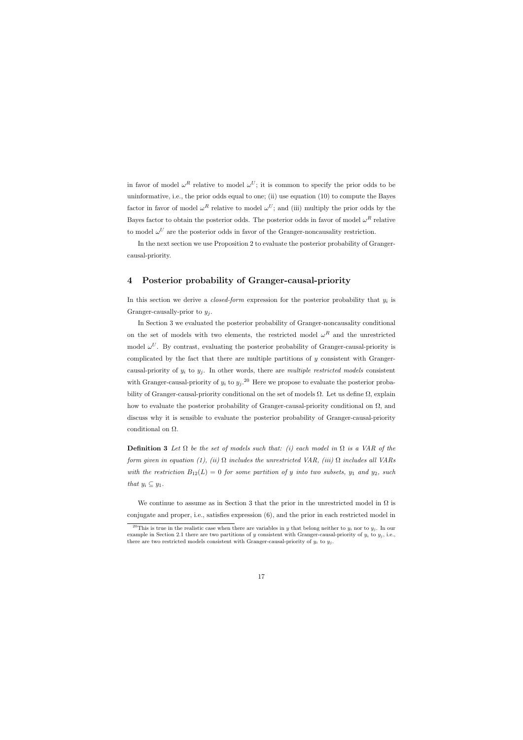in favor of model $\omega^R$ relative to model $\omega^U$; it is common to specify the prior odds to be uninformative, i.e., the prior odds equal to one; (ii) use equation (10) to compute the Bayes factor in favor of model $\omega^R$ relative to model $\omega^U$; and (iii) multiply the prior odds by the Bayes factor to obtain the posterior odds. The posterior odds in favor of model $\omega^R$ relative to model $\omega^U$ are the posterior odds in favor of the Granger-noncausality restriction.

In the next section we use Proposition 2 to evaluate the posterior probability of Granger-causal-priority.

## 4 Posterior probability of Granger-causal-priority

In this section we derive a *closed-form* expression for the posterior probability that $y_i$ is Granger-causally-prior to $y_j$.

In Section 3 we evaluated the posterior probability of Granger-noncausality conditional on the set of models with two elements, the restricted model $\omega^R$ and the unrestricted model $\omega^U$. By contrast, evaluating the posterior probability of Granger-causal-priority is complicated by the fact that there are multiple partitions of $y$ consistent with Granger-causal-priority of $y_i$ to $y_j$. In other words, there are *multiple restricted models* consistent with Granger-causal-priority of $y_i$ to $y_j$.[20] Here we propose to evaluate the posterior probability of Granger-causal-priority conditional on the set of models $\Omega$. Let us define $\Omega$, explain how to evaluate the posterior probability of Granger-causal-priority conditional on $\Omega$, and discuss why it is sensible to evaluate the posterior probability of Granger-causal-priority conditional on $\Omega$.

**Definition 3** *Let $\Omega$ be the set of models such that: (i) each model in $\Omega$ is a VAR of the form given in equation (1), (ii) $\Omega$ includes the unrestricted VAR, (iii) $\Omega$ includes all VARs with the restriction $B_{12}(L) = 0$ for some partition of $y$ into two subsets, $y_1$ and $y_2$, such that $y_i \subseteq y_1$.*

We continue to assume as in Section 3 that the prior in the unrestricted model in $\Omega$ is conjugate and proper, i.e., satisfies expression (6), and the prior in each restricted model in

[20] This is true in the realistic case when there are variables in $y$ that belong neither to $y_i$ nor to $y_j$. In our example in Section 2.1 there are two partitions of $y$ consistent with Granger-causal-priority of $y_i$ to $y_j$, i.e., there are two restricted models consistent with Granger-causal-priority of $y_i$ to $y_j$.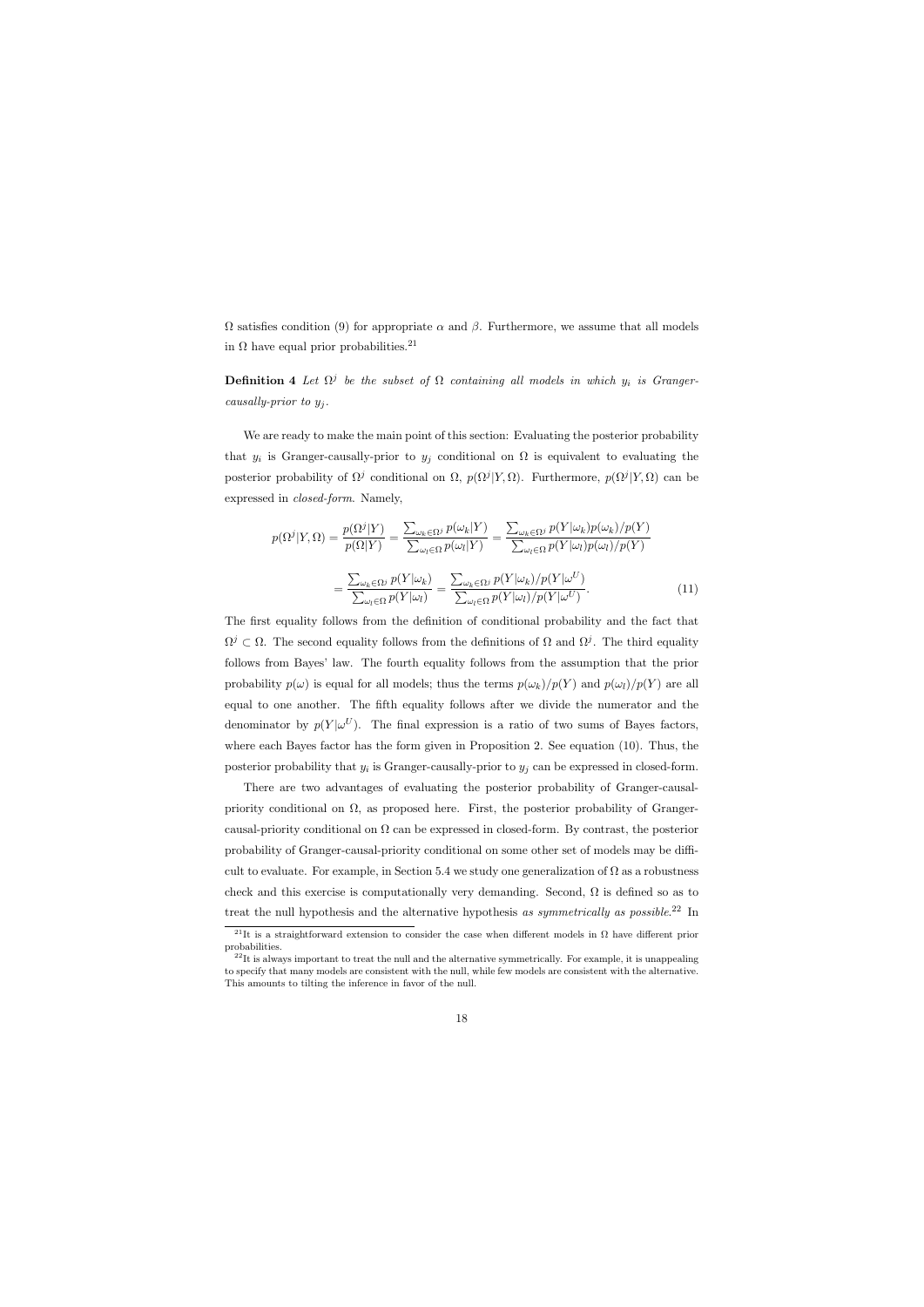$\Omega$ satisfies condition (9) for appropriate $\alpha$ and $\beta$. Furthermore, we assume that all models in $\Omega$ have equal prior probabilities.[21]

**Definition 4** *Let $\Omega^j$ be the subset of $\Omega$ containing all models in which $y_i$ is Granger-causally-prior to $y_j$.*

We are ready to make the main point of this section: Evaluating the posterior probability that $y_i$ is Granger-causally-prior to $y_j$ conditional on $\Omega$ is equivalent to evaluating the posterior probability of $\Omega^j$ conditional on $\Omega$, $p(\Omega^j|Y,\Omega)$. Furthermore, $p(\Omega^j|Y,\Omega)$ can be expressed in *closed-form*. Namely,

$$p(\Omega^j|Y,\Omega) = \frac{p(\Omega^j|Y)}{p(\Omega|Y)} = \frac{\sum_{\omega_k \in \Omega^j} p(\omega_k|Y)}{\sum_{\omega_l \in \Omega} p(\omega_l|Y)} = \frac{\sum_{\omega_k \in \Omega^j} p(Y|\omega_k)p(\omega_k)/p(Y)}{\sum_{\omega_l \in \Omega} p(Y|\omega_l)p(\omega_l)/p(Y)}$$

$$= \frac{\sum_{\omega_k \in \Omega^j} p(Y|\omega_k)}{\sum_{\omega_l \in \Omega} p(Y|\omega_l)} = \frac{\sum_{\omega_k \in \Omega^j} p(Y|\omega_k)/p(Y|\omega^U)}{\sum_{\omega_l \in \Omega} p(Y|\omega_l)/p(Y|\omega^U)}. \tag{11}$$

The first equality follows from the definition of conditional probability and the fact that $\Omega^j \subset \Omega$. The second equality follows from the definitions of $\Omega$ and $\Omega^j$. The third equality follows from Bayes' law. The fourth equality follows from the assumption that the prior probability $p(\omega)$ is equal for all models; thus the terms $p(\omega_k)/p(Y)$ and $p(\omega_l)/p(Y)$ are all equal to one another. The fifth equality follows after we divide the numerator and the denominator by $p(Y|\omega^U)$. The final expression is a ratio of two sums of Bayes factors, where each Bayes factor has the form given in Proposition 2. See equation (10). Thus, the posterior probability that $y_i$ is Granger-causally-prior to $y_j$ can be expressed in closed-form.

There are two advantages of evaluating the posterior probability of Granger-causal-priority conditional on $\Omega$, as proposed here. First, the posterior probability of Granger-causal-priority conditional on $\Omega$ can be expressed in closed-form. By contrast, the posterior probability of Granger-causal-priority conditional on some other set of models may be difficult to evaluate. For example, in Section 5.4 we study one generalization of $\Omega$ as a robustness check and this exercise is computationally very demanding. Second, $\Omega$ is defined so as to treat the null hypothesis and the alternative hypothesis *as symmetrically as possible*.[22] In

[21] It is a straightforward extension to consider the case when different models in $\Omega$ have different prior probabilities.

[22] It is always important to treat the null and the alternative symmetrically. For example, it is unappealing to specify that many models are consistent with the null, while few models are consistent with the alternative. This amounts to tilting the inference in favor of the null.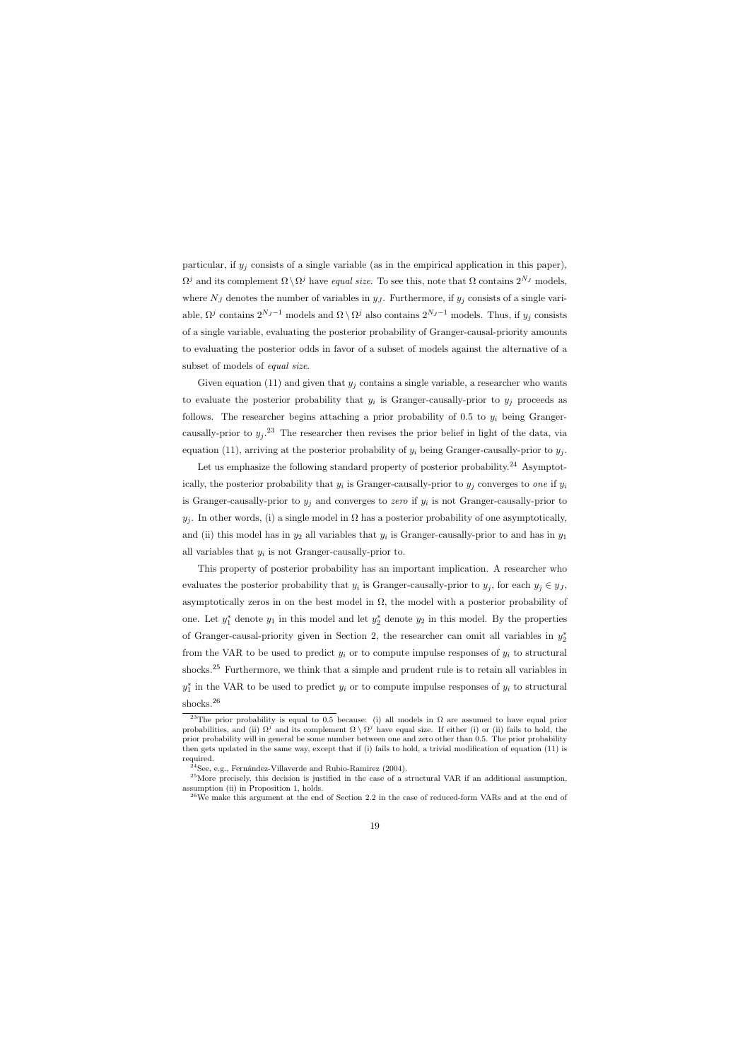particular, if $y_j$ consists of a single variable (as in the empirical application in this paper), $\Omega^j$ and its complement $\Omega \setminus \Omega^j$ have *equal size*. To see this, note that $\Omega$ contains $2^{N_J}$ models, where $N_J$ denotes the number of variables in $y_J$. Furthermore, if $y_j$ consists of a single variable, $\Omega^j$ contains $2^{N_J-1}$ models and $\Omega \setminus \Omega^j$ also contains $2^{N_J-1}$ models. Thus, if $y_j$ consists of a single variable, evaluating the posterior probability of Granger-causal-priority amounts to evaluating the posterior odds in favor of a subset of models against the alternative of a subset of models of *equal size*.

Given equation (11) and given that $y_j$ contains a single variable, a researcher who wants to evaluate the posterior probability that $y_i$ is Granger-causally-prior to $y_j$ proceeds as follows. The researcher begins attaching a prior probability of 0.5 to $y_i$ being Granger-causally-prior to $y_j$.[23] The researcher then revises the prior belief in light of the data, via equation (11), arriving at the posterior probability of $y_i$ being Granger-causally-prior to $y_j$.

Let us emphasize the following standard property of posterior probability.[24] Asymptotically, the posterior probability that $y_i$ is Granger-causally-prior to $y_j$ converges to *one* if $y_i$ is Granger-causally-prior to $y_j$ and converges to *zero* if $y_i$ is not Granger-causally-prior to $y_j$. In other words, (i) a single model in $\Omega$ has a posterior probability of one asymptotically, and (ii) this model has in $y_2$ all variables that $y_i$ is Granger-causally-prior to and has in $y_1$ all variables that $y_i$ is not Granger-causally-prior to.

This property of posterior probability has an important implication. A researcher who evaluates the posterior probability that $y_i$ is Granger-causally-prior to $y_j$, for each $y_j \in y_J$, asymptotically zeros in on the best model in $\Omega$, the model with a posterior probability of one. Let $y_1^*$ denote $y_1$ in this model and let $y_2^*$ denote $y_2$ in this model. By the properties of Granger-causal-priority given in Section 2, the researcher can omit all variables in $y_2^*$ from the VAR to be used to predict $y_i$ or to compute impulse responses of $y_i$ to structural shocks.[25] Furthermore, we think that a simple and prudent rule is to retain all variables in $y_1^*$ in the VAR to be used to predict $y_i$ or to compute impulse responses of $y_i$ to structural shocks.[26]

[23] The prior probability is equal to 0.5 because: (i) all models in $\Omega$ are assumed to have equal prior probabilities, and (ii) $\Omega^j$ and its complement $\Omega \setminus \Omega^j$ have equal size. If either (i) or (ii) fails to hold, the prior probability will in general be some number between one and zero other than 0.5. The prior probability then gets updated in the same way, except that if (i) fails to hold, a trivial modification of equation (11) is required.

[24] See, e.g., Fernández-Villaverde and Rubio-Ramirez (2004).

[25] More precisely, this decision is justified in the case of a structural VAR if an additional assumption, assumption (ii) in Proposition 1, holds.

[26] We make this argument at the end of Section 2.2 in the case of reduced-form VARs and at the end of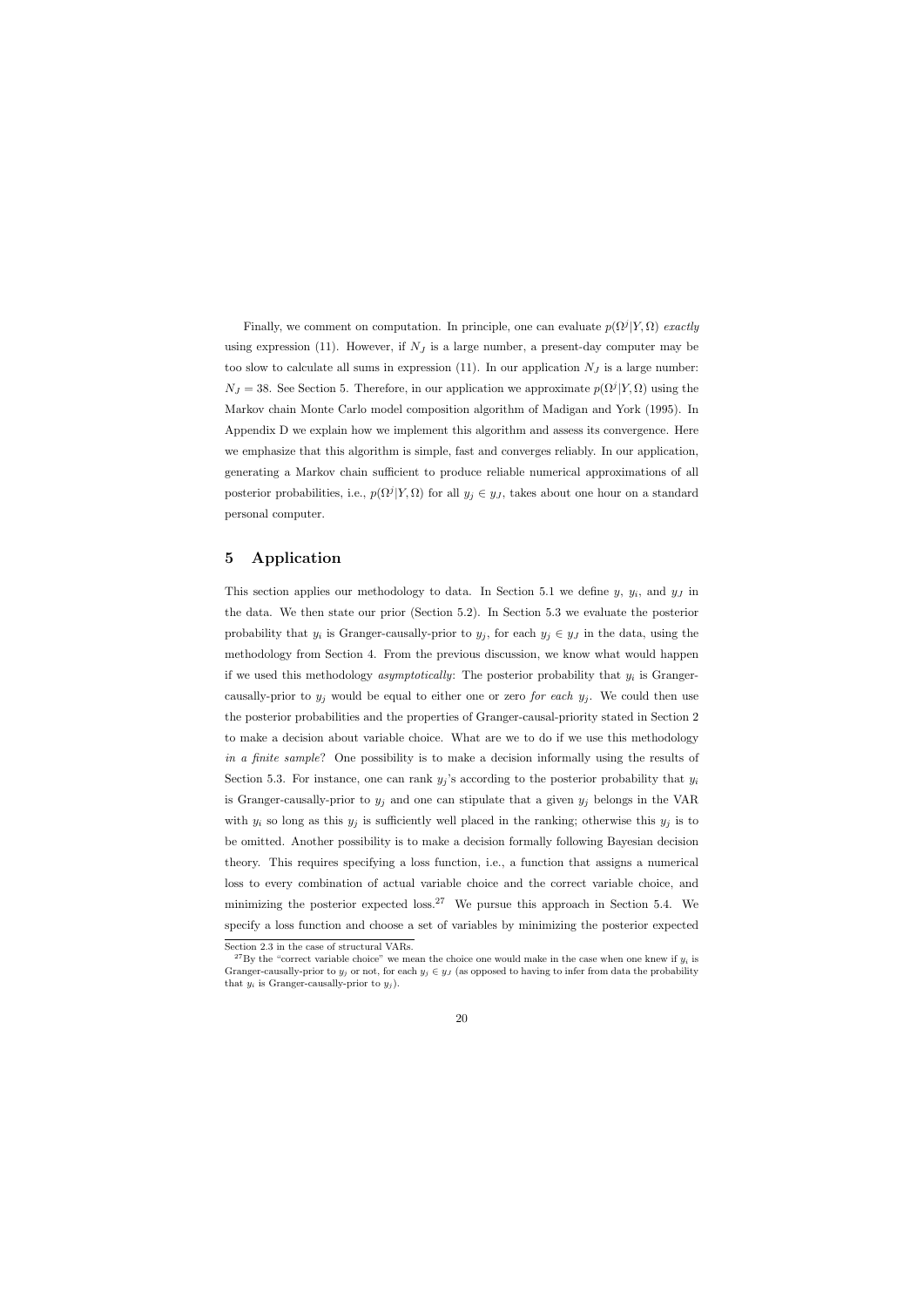Finally, we comment on computation. In principle, one can evaluate $p(\Omega^j|Y,\Omega)$ *exactly* using expression (11). However, if $N_J$ is a large number, a present-day computer may be too slow to calculate all sums in expression (11). In our application $N_J$ is a large number: $N_J = 38$. See Section 5. Therefore, in our application we approximate $p(\Omega^j|Y,\Omega)$ using the Markov chain Monte Carlo model composition algorithm of Madigan and York (1995). In Appendix D we explain how we implement this algorithm and assess its convergence. Here we emphasize that this algorithm is simple, fast and converges reliably. In our application, generating a Markov chain sufficient to produce reliable numerical approximations of all posterior probabilities, i.e., $p(\Omega^j|Y,\Omega)$ for all $y_j \in y_J$, takes about one hour on a standard personal computer.

## 5 Application

This section applies our methodology to data. In Section 5.1 we define $y$, $y_i$, and $y_J$ in the data. We then state our prior (Section 5.2). In Section 5.3 we evaluate the posterior probability that $y_i$ is Granger-causally-prior to $y_j$, for each $y_j \in y_J$ in the data, using the methodology from Section 4. From the previous discussion, we know what would happen if we used this methodology *asymptotically*: The posterior probability that $y_i$ is Granger-causally-prior to $y_j$ would be equal to either one or zero *for each* $y_j$. We could then use the posterior probabilities and the properties of Granger-causal-priority stated in Section 2 to make a decision about variable choice. What are we to do if we use this methodology *in a finite sample*? One possibility is to make a decision informally using the results of Section 5.3. For instance, one can rank $y_j$'s according to the posterior probability that $y_i$ is Granger-causally-prior to $y_j$ and one can stipulate that a given $y_j$ belongs in the VAR with $y_i$ so long as this $y_j$ is sufficiently well placed in the ranking; otherwise this $y_j$ is to be omitted. Another possibility is to make a decision formally following Bayesian decision theory. This requires specifying a loss function, i.e., a function that assigns a numerical loss to every combination of actual variable choice and the correct variable choice, and minimizing the posterior expected loss.[27] We pursue this approach in Section 5.4. We specify a loss function and choose a set of variables by minimizing the posterior expected

Section 2.3 in the case of structural VARs.

[27] By the "correct variable choice" we mean the choice one would make in the case when one knew if $y_i$ is Granger-causally-prior to $y_j$ or not, for each $y_j \in y_J$ (as opposed to having to infer from data the probability that $y_i$ is Granger-causally-prior to $y_j$).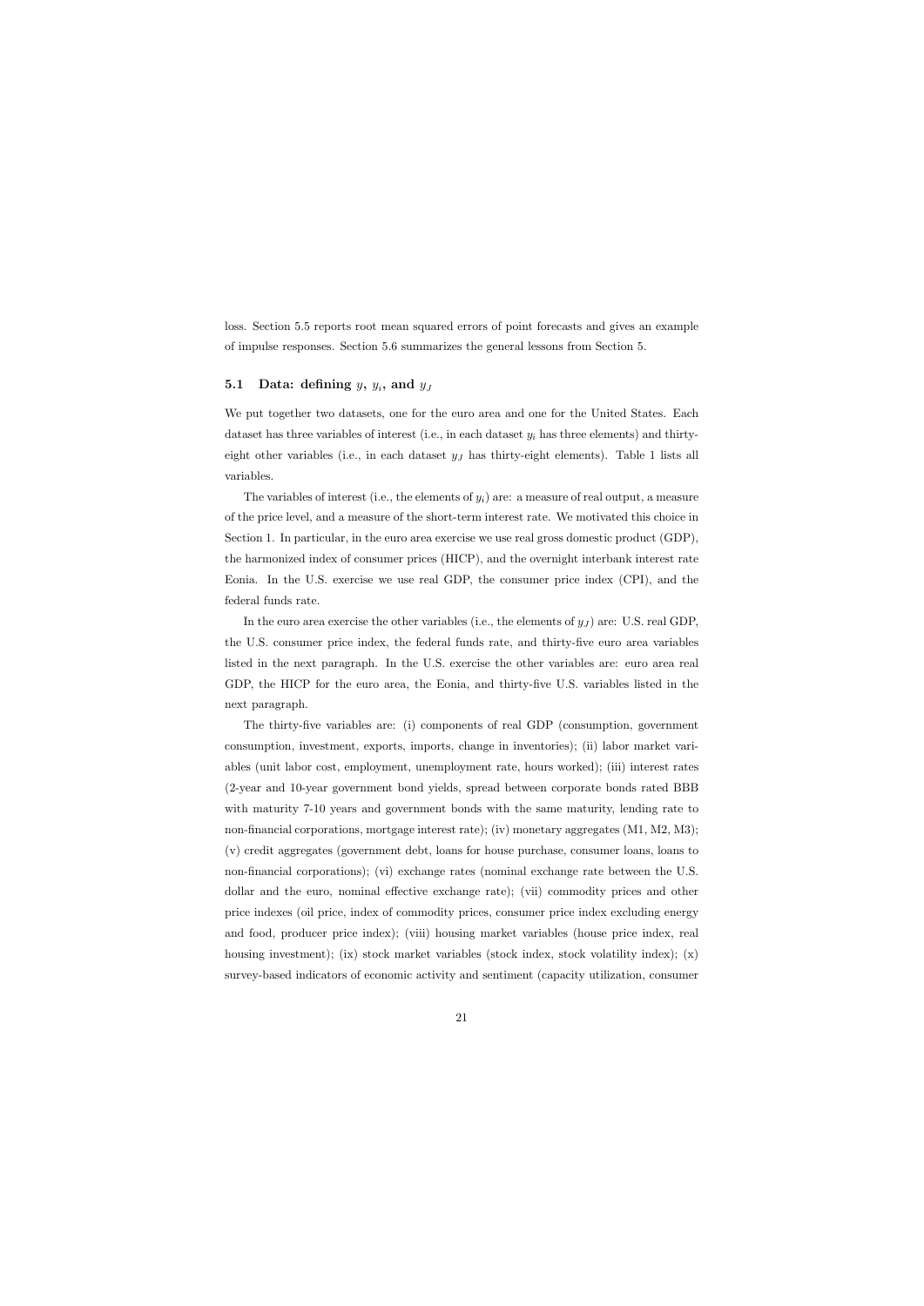loss. Section 5.5 reports root mean squared errors of point forecasts and gives an example of impulse responses. Section 5.6 summarizes the general lessons from Section 5.

### 5.1 Data: defining $y$, $y_i$, and $y_J$

We put together two datasets, one for the euro area and one for the United States. Each dataset has three variables of interest (i.e., in each dataset $y_i$ has three elements) and thirty-eight other variables (i.e., in each dataset $y_J$ has thirty-eight elements). Table 1 lists all variables.

The variables of interest (i.e., the elements of $y_i$) are: a measure of real output, a measure of the price level, and a measure of the short-term interest rate. We motivated this choice in Section 1. In particular, in the euro area exercise we use real gross domestic product (GDP), the harmonized index of consumer prices (HICP), and the overnight interbank interest rate Eonia. In the U.S. exercise we use real GDP, the consumer price index (CPI), and the federal funds rate.

In the euro area exercise the other variables (i.e., the elements of $y_J$) are: U.S. real GDP, the U.S. consumer price index, the federal funds rate, and thirty-five euro area variables listed in the next paragraph. In the U.S. exercise the other variables are: euro area real GDP, the HICP for the euro area, the Eonia, and thirty-five U.S. variables listed in the next paragraph.

The thirty-five variables are: (i) components of real GDP (consumption, government consumption, investment, exports, imports, change in inventories); (ii) labor market variables (unit labor cost, employment, unemployment rate, hours worked); (iii) interest rates (2-year and 10-year government bond yields, spread between corporate bonds rated BBB with maturity 7-10 years and government bonds with the same maturity, lending rate to non-financial corporations, mortgage interest rate); (iv) monetary aggregates (M1, M2, M3); (v) credit aggregates (government debt, loans for house purchase, consumer loans, loans to non-financial corporations); (vi) exchange rates (nominal exchange rate between the U.S. dollar and the euro, nominal effective exchange rate); (vii) commodity prices and other price indexes (oil price, index of commodity prices, consumer price index excluding energy and food, producer price index); (viii) housing market variables (house price index, real housing investment); (ix) stock market variables (stock index, stock volatility index); (x) survey-based indicators of economic activity and sentiment (capacity utilization, consumer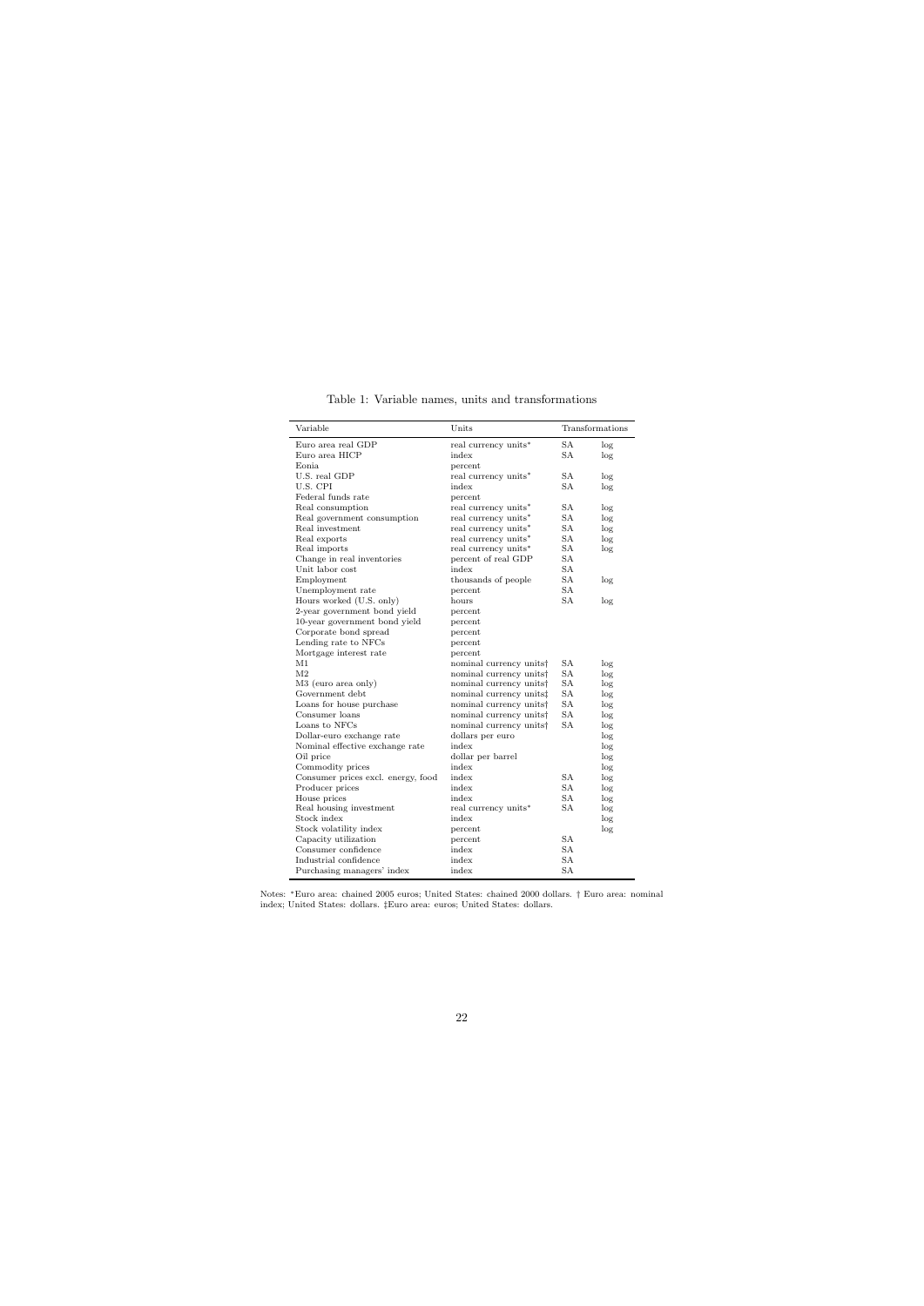Table 1: Variable names, units and transformations

| Variable | Units | Transformations | |
|---|---|---|---|
| Euro area real GDP | real currency units* | SA | log |
| Euro area HICP | index | SA | log |
| Eonia | percent | | |
| U.S. real GDP | real currency units* | SA | log |
| U.S. CPI | index | SA | log |
| Federal funds rate | percent | | |
| Real consumption | real currency units* | SA | log |
| Real government consumption | real currency units* | SA | log |
| Real investment | real currency units* | SA | log |
| Real exports | real currency units* | SA | log |
| Real imports | real currency units* | SA | log |
| Change in real inventories | percent of real GDP | SA | |
| Unit labor cost | index | SA | |
| Employment | thousands of people | SA | log |
| Unemployment rate | percent | SA | |
| Hours worked (U.S. only) | hours | SA | log |
| 2-year government bond yield | percent | | |
| 10-year government bond yield | percent | | |
| Corporate bond spread | percent | | |
| Lending rate to NFCs | percent | | |
| Mortgage interest rate | percent | | |
| M1 | nominal currency units† | SA | log |
| M2 | nominal currency units† | SA | log |
| M3 (euro area only) | nominal currency units† | SA | log |
| Government debt | nominal currency units‡ | SA | log |
| Loans for house purchase | nominal currency units† | SA | log |
| Consumer loans | nominal currency units† | SA | log |
| Loans to NFCs | nominal currency units† | SA | log |
| Dollar-euro exchange rate | dollars per euro | | log |
| Nominal effective exchange rate | index | | log |
| Oil price | dollar per barrel | | log |
| Commodity prices | index | | log |
| Consumer prices excl. energy, food | index | SA | log |
| Producer prices | index | SA | log |
| House prices | index | SA | log |
| Real housing investment | real currency units* | SA | log |
| Stock index | index | | log |
| Stock volatility index | percent | | log |
| Capacity utilization | percent | SA | |
| Consumer confidence | index | SA | |
| Industrial confidence | index | SA | |
| Purchasing managers' index | index | SA | |

Notes: *Euro area: chained 2005 euros; United States: chained 2000 dollars. † Euro area: nominal index; United States: dollars. ‡Euro area: euros; United States: dollars.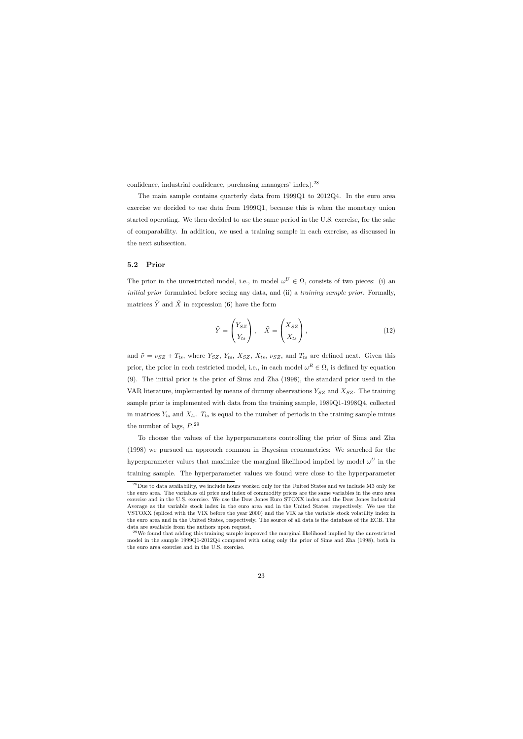confidence, industrial confidence, purchasing managers' index).[28]

The main sample contains quarterly data from 1999Q1 to 2012Q4. In the euro area exercise we decided to use data from 1999Q1, because this is when the monetary union started operating. We then decided to use the same period in the U.S. exercise, for the sake of comparability. In addition, we used a training sample in each exercise, as discussed in the next subsection.

### 5.2 Prior

The prior in the unrestricted model, i.e., in model $\omega^U \in \Omega$, consists of two pieces: (i) an *initial prior* formulated before seeing any data, and (ii) a *training sample prior*. Formally, matrices $\tilde{Y}$ and $\tilde{X}$ in expression (6) have the form

$$\tilde{Y} = \begin{pmatrix} Y_{SZ} \\ Y_{ts} \end{pmatrix}, \quad \tilde{X} = \begin{pmatrix} X_{SZ} \\ X_{ts} \end{pmatrix}, \tag{12}$$

and $\tilde{\nu} = \nu_{SZ} + T_{ts}$, where $Y_{SZ}$, $Y_{ts}$, $X_{SZ}$, $X_{ts}$, $\nu_{SZ}$, and $T_{ts}$ are defined next. Given this prior, the prior in each restricted model, i.e., in each model $\omega^R \in \Omega$, is defined by equation (9). The initial prior is the prior of Sims and Zha (1998), the standard prior used in the VAR literature, implemented by means of dummy observations $Y_{SZ}$ and $X_{SZ}$. The training sample prior is implemented with data from the training sample, 1989Q1-1998Q4, collected in matrices $Y_{ts}$ and $X_{ts}$. $T_{ts}$ is equal to the number of periods in the training sample minus the number of lags, $P$.[29]

To choose the values of the hyperparameters controlling the prior of Sims and Zha (1998) we pursued an approach common in Bayesian econometrics: We searched for the hyperparameter values that maximize the marginal likelihood implied by model $\omega^U$ in the training sample. The hyperparameter values we found were close to the hyperparameter

[28] Due to data availability, we include hours worked only for the United States and we include M3 only for the euro area. The variables oil price and index of commodity prices are the same variables in the euro area exercise and in the U.S. exercise. We use the Dow Jones Euro STOXX index and the Dow Jones Industrial Average as the variable stock index in the euro area and in the United States, respectively. We use the VSTOXX (spliced with the VIX before the year 2000) and the VIX as the variable stock volatility index in the euro area and in the United States, respectively. The source of all data is the database of the ECB. The data are available from the authors upon request.

[29] We found that adding this training sample improved the marginal likelihood implied by the unrestricted model in the sample 1999Q1-2012Q4 compared with using only the prior of Sims and Zha (1998), both in the euro area exercise and in the U.S. exercise.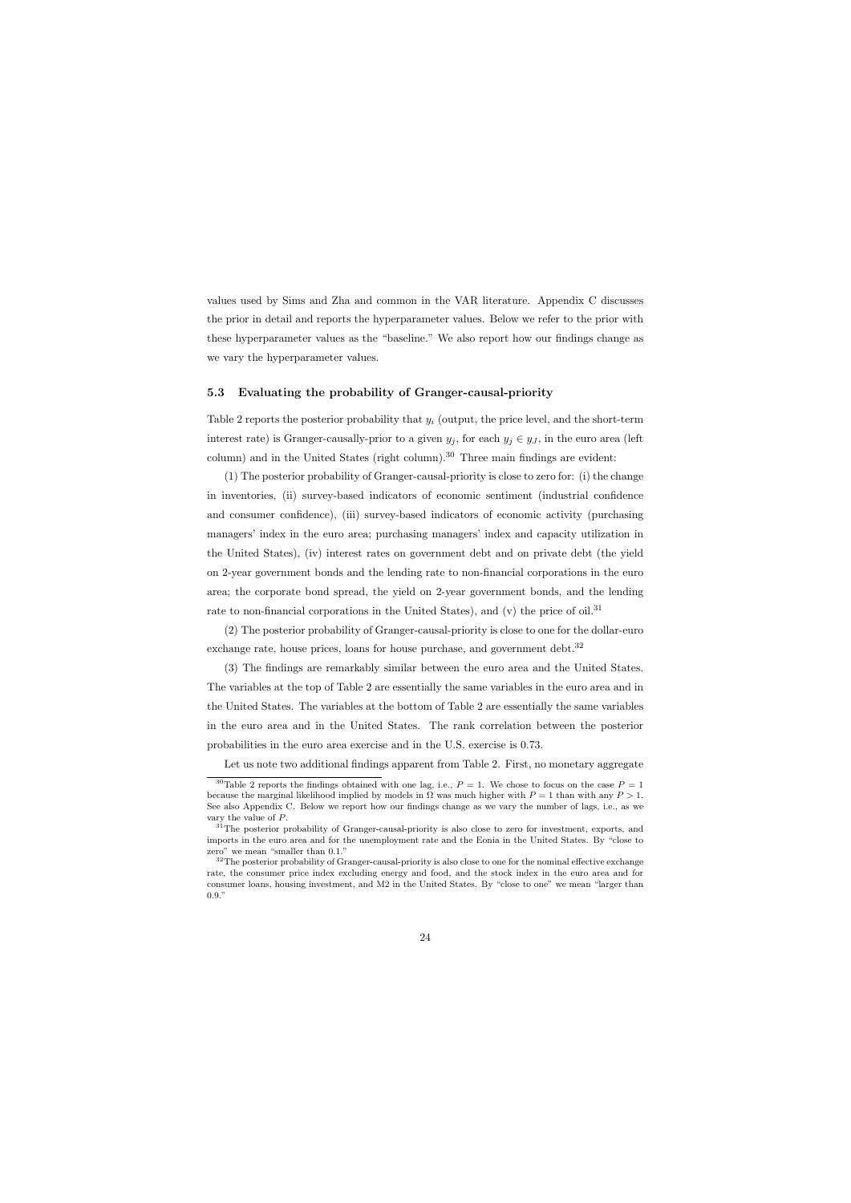values used by Sims and Zha and common in the VAR literature. Appendix C discusses the prior in detail and reports the hyperparameter values. Below we refer to the prior with these hyperparameter values as the "baseline." We also report how our findings change as we vary the hyperparameter values.

### 5.3 Evaluating the probability of Granger-causal-priority

Table 2 reports the posterior probability that $y_i$ (output, the price level, and the short-term interest rate) is Granger-causally-prior to a given $y_j$, for each $y_j \in y_J$, in the euro area (left column) and in the United States (right column).[30] Three main findings are evident:

(1) The posterior probability of Granger-causal-priority is close to zero for: (i) the change in inventories, (ii) survey-based indicators of economic sentiment (industrial confidence and consumer confidence), (iii) survey-based indicators of economic activity (purchasing managers' index in the euro area; purchasing managers' index and capacity utilization in the United States), (iv) interest rates on government debt and on private debt (the yield on 2-year government bonds and the lending rate to non-financial corporations in the euro area; the corporate bond spread, the yield on 2-year government bonds, and the lending rate to non-financial corporations in the United States), and (v) the price of oil.[31]

(2) The posterior probability of Granger-causal-priority is close to one for the dollar-euro exchange rate, house prices, loans for house purchase, and government debt.[32]

(3) The findings are remarkably similar between the euro area and the United States. The variables at the top of Table 2 are essentially the same variables in the euro area and in the United States. The variables at the bottom of Table 2 are essentially the same variables in the euro area and in the United States. The rank correlation between the posterior probabilities in the euro area exercise and in the U.S. exercise is 0.73.

Let us note two additional findings apparent from Table 2. First, no monetary aggregate

---

[30] Table 2 reports the findings obtained with one lag, i.e., $P = 1$. We chose to focus on the case $P = 1$ because the marginal likelihood implied by models in $\Omega$ was much higher with $P = 1$ than with any $P > 1$. See also Appendix C. Below we report how our findings change as we vary the number of lags, i.e., as we vary the value of $P$.

[31] The posterior probability of Granger-causal-priority is also close to zero for investment, exports, and imports in the euro area and for the unemployment rate and the Eonia in the United States. By "close to zero" we mean "smaller than 0.1."

[32] The posterior probability of Granger-causal-priority is also close to one for the nominal effective exchange rate, the consumer price index excluding energy and food, and the stock index in the euro area and for consumer loans, housing investment, and M2 in the United States. By "close to one" we mean "larger than 0.9."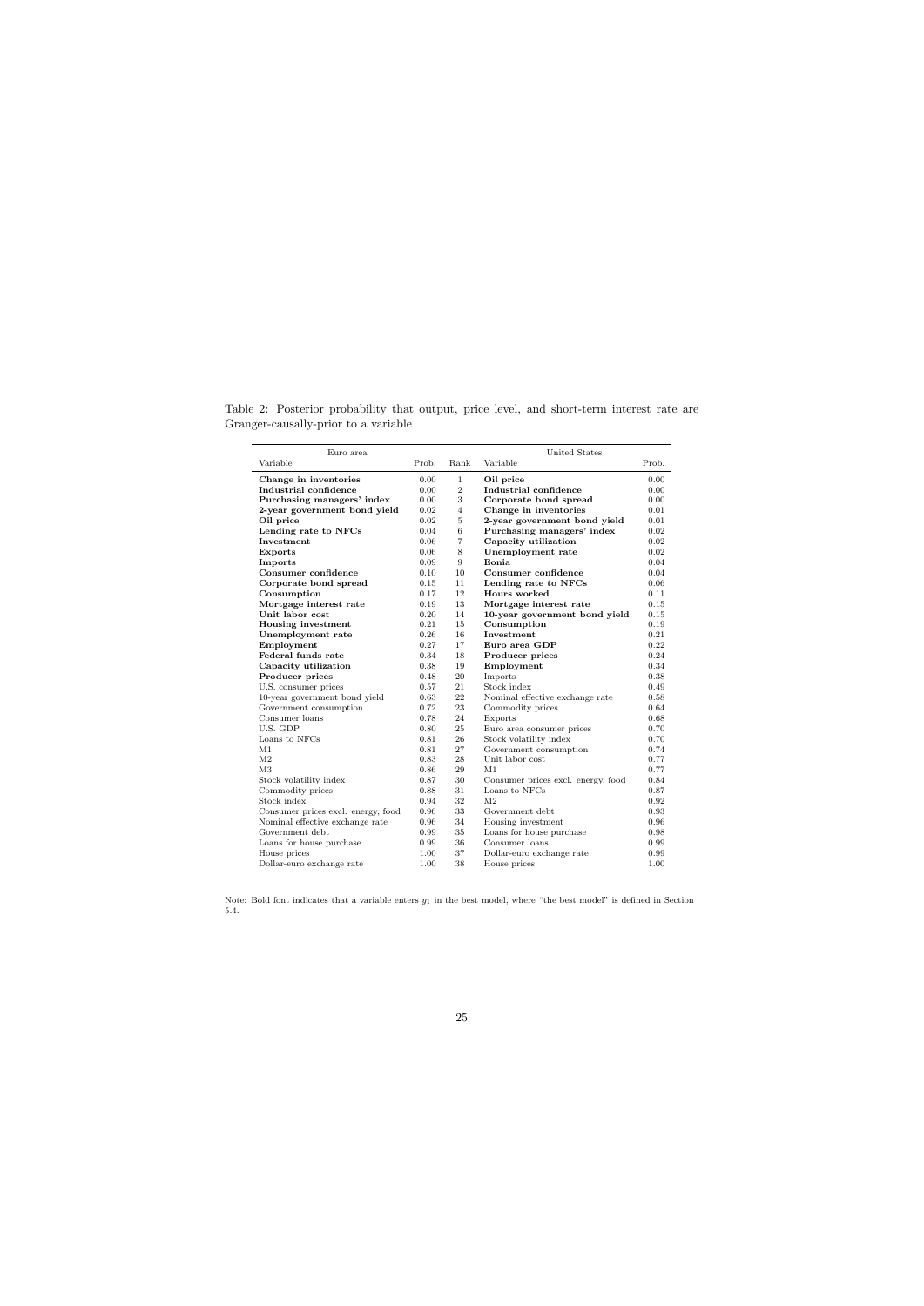Table 2: Posterior probability that output, price level, and short-term interest rate are Granger-causally-prior to a variable

| Euro area | | | United States | |
|---|---|---|---|---|
| Variable | Prob. | Rank | Variable | Prob. |
| **Change in inventories** | 0.00 | 1 | **Oil price** | 0.00 |
| **Industrial confidence** | 0.00 | 2 | **Industrial confidence** | 0.00 |
| **Purchasing managers' index** | 0.00 | 3 | **Corporate bond spread** | 0.00 |
| **2-year government bond yield** | 0.02 | 4 | **Change in inventories** | 0.01 |
| **Oil price** | 0.02 | 5 | **2-year government bond yield** | 0.01 |
| **Lending rate to NFCs** | 0.04 | 6 | **Purchasing managers' index** | 0.02 |
| **Investment** | 0.06 | 7 | **Capacity utilization** | 0.02 |
| **Exports** | 0.06 | 8 | **Unemployment rate** | 0.02 |
| **Imports** | 0.09 | 9 | **Eonia** | 0.04 |
| **Consumer confidence** | 0.10 | 10 | **Consumer confidence** | 0.04 |
| **Corporate bond spread** | 0.15 | 11 | **Lending rate to NFCs** | 0.06 |
| **Consumption** | 0.17 | 12 | **Hours worked** | 0.11 |
| **Mortgage interest rate** | 0.19 | 13 | **Mortgage interest rate** | 0.15 |
| **Unit labor cost** | 0.20 | 14 | **10-year government bond yield** | 0.15 |
| **Housing investment** | 0.21 | 15 | **Consumption** | 0.19 |
| **Unemployment rate** | 0.26 | 16 | **Investment** | 0.21 |
| **Employment** | 0.27 | 17 | **Euro area GDP** | 0.22 |
| **Federal funds rate** | 0.34 | 18 | **Producer prices** | 0.24 |
| **Capacity utilization** | 0.38 | 19 | **Employment** | 0.34 |
| **Producer prices** | 0.48 | 20 | Imports | 0.38 |
| U.S. consumer prices | 0.57 | 21 | Stock index | 0.49 |
| 10-year government bond yield | 0.63 | 22 | Nominal effective exchange rate | 0.58 |
| Government consumption | 0.72 | 23 | Commodity prices | 0.64 |
| Consumer loans | 0.78 | 24 | Exports | 0.68 |
| U.S. GDP | 0.80 | 25 | Euro area consumer prices | 0.70 |
| Loans to NFCs | 0.81 | 26 | Stock volatility index | 0.70 |
| M1 | 0.81 | 27 | Government consumption | 0.74 |
| M2 | 0.83 | 28 | Unit labor cost | 0.77 |
| M3 | 0.86 | 29 | M1 | 0.77 |
| Stock volatility index | 0.87 | 30 | Consumer prices excl. energy, food | 0.84 |
| Commodity prices | 0.88 | 31 | Loans to NFCs | 0.87 |
| Stock index | 0.94 | 32 | M2 | 0.92 |
| Consumer prices excl. energy, food | 0.96 | 33 | Government debt | 0.93 |
| Nominal effective exchange rate | 0.96 | 34 | Housing investment | 0.96 |
| Government debt | 0.99 | 35 | Loans for house purchase | 0.98 |
| Loans for house purchase | 0.99 | 36 | Consumer loans | 0.99 |
| House prices | 1.00 | 37 | Dollar-euro exchange rate | 0.99 |
| Dollar-euro exchange rate | 1.00 | 38 | House prices | 1.00 |

Note: Bold font indicates that a variable enters $y_1$ in the best model, where "the best model" is defined in Section 5.4.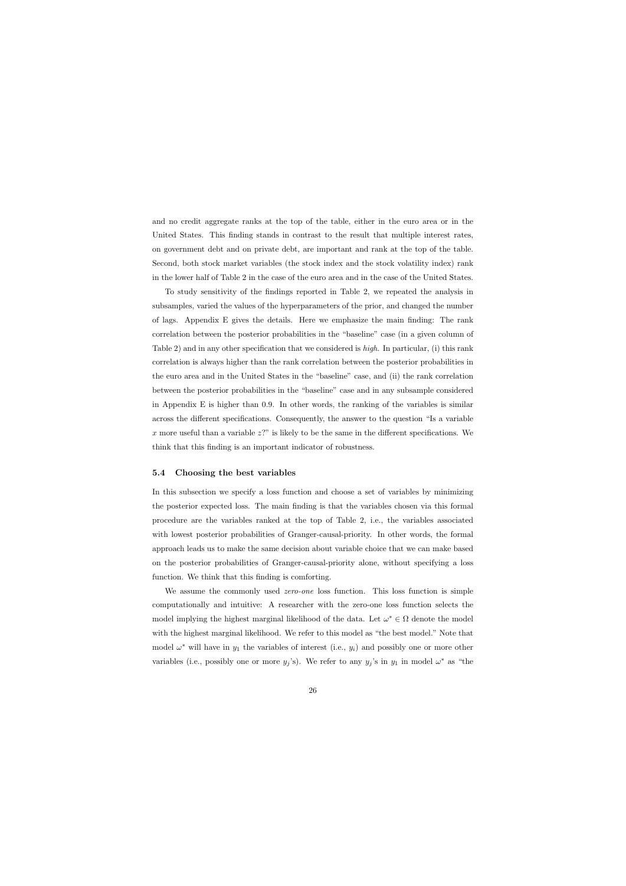and no credit aggregate ranks at the top of the table, either in the euro area or in the United States. This finding stands in contrast to the result that multiple interest rates, on government debt and on private debt, are important and rank at the top of the table. Second, both stock market variables (the stock index and the stock volatility index) rank in the lower half of Table 2 in the case of the euro area and in the case of the United States.

To study sensitivity of the findings reported in Table 2, we repeated the analysis in subsamples, varied the values of the hyperparameters of the prior, and changed the number of lags. Appendix E gives the details. Here we emphasize the main finding: The rank correlation between the posterior probabilities in the "baseline" case (in a given column of Table 2) and in any other specification that we considered is *high*. In particular, (i) this rank correlation is always higher than the rank correlation between the posterior probabilities in the euro area and in the United States in the "baseline" case, and (ii) the rank correlation between the posterior probabilities in the "baseline" case and in any subsample considered in Appendix E is higher than 0.9. In other words, the ranking of the variables is similar across the different specifications. Consequently, the answer to the question "Is a variable $x$ more useful than a variable $z$?" is likely to be the same in the different specifications. We think that this finding is an important indicator of robustness.

### 5.4 Choosing the best variables

In this subsection we specify a loss function and choose a set of variables by minimizing the posterior expected loss. The main finding is that the variables chosen via this formal procedure are the variables ranked at the top of Table 2, i.e., the variables associated with lowest posterior probabilities of Granger-causal-priority. In other words, the formal approach leads us to make the same decision about variable choice that we can make based on the posterior probabilities of Granger-causal-priority alone, without specifying a loss function. We think that this finding is comforting.

We assume the commonly used *zero-one* loss function. This loss function is simple computationally and intuitive: A researcher with the zero-one loss function selects the model implying the highest marginal likelihood of the data. Let $\omega^* \in \Omega$ denote the model with the highest marginal likelihood. We refer to this model as "the best model." Note that model $\omega^*$ will have in $y_1$ the variables of interest (i.e., $y_i$) and possibly one or more other variables (i.e., possibly one or more $y_j$'s). We refer to any $y_j$'s in $y_1$ in model $\omega^*$ as "the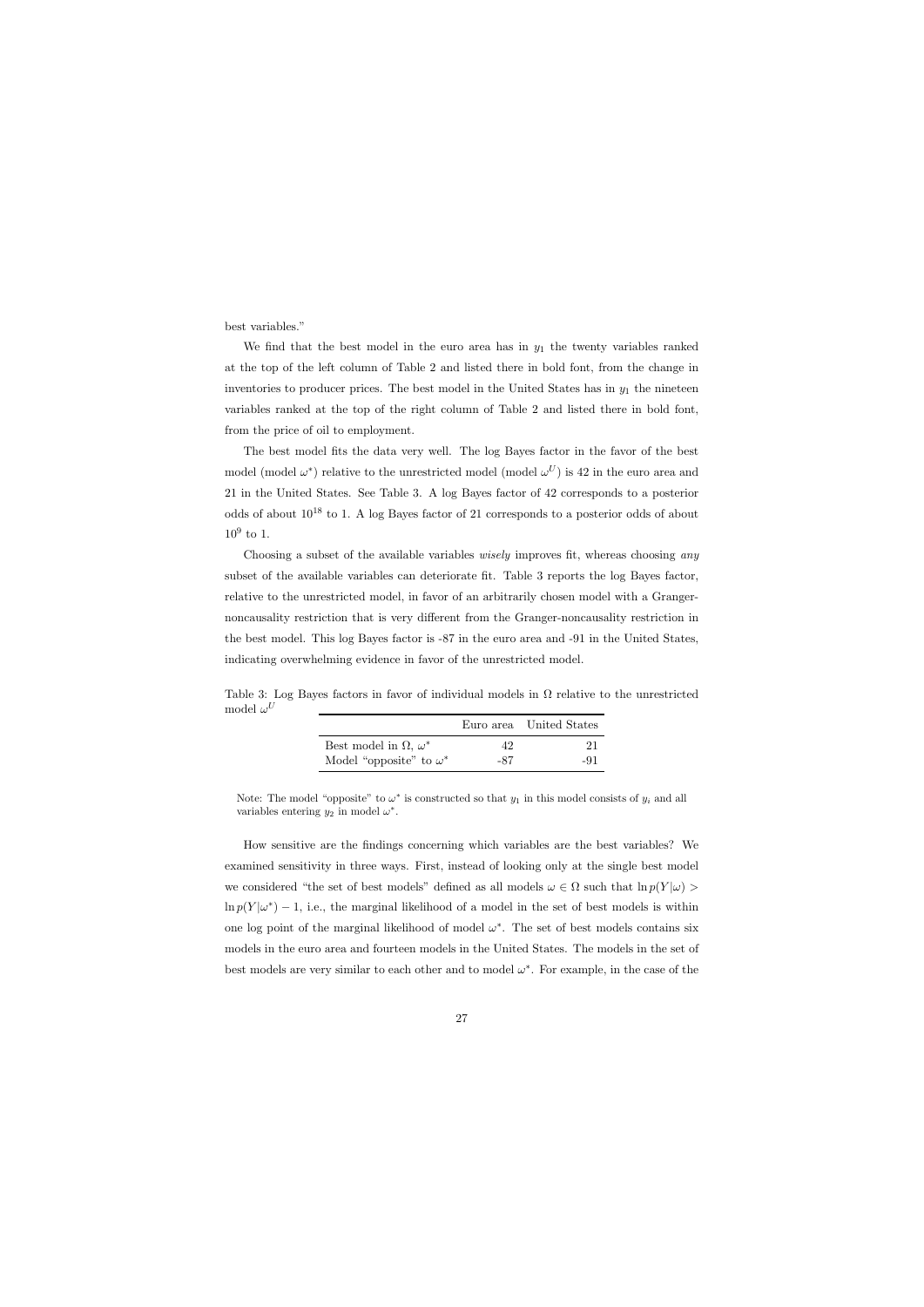best variables."

We find that the best model in the euro area has in $y_1$ the twenty variables ranked at the top of the left column of Table 2 and listed there in bold font, from the change in inventories to producer prices. The best model in the United States has in $y_1$ the nineteen variables ranked at the top of the right column of Table 2 and listed there in bold font, from the price of oil to employment.

The best model fits the data very well. The log Bayes factor in the favor of the best model (model $\omega^*$) relative to the unrestricted model (model $\omega^U$) is 42 in the euro area and 21 in the United States. See Table 3. A log Bayes factor of 42 corresponds to a posterior odds of about $10^{18}$ to 1. A log Bayes factor of 21 corresponds to a posterior odds of about $10^9$ to 1.

Choosing a subset of the available variables *wisely* improves fit, whereas choosing *any* subset of the available variables can deteriorate fit. Table 3 reports the log Bayes factor, relative to the unrestricted model, in favor of an arbitrarily chosen model with a Granger-noncausality restriction that is very different from the Granger-noncausality restriction in the best model. This log Bayes factor is -87 in the euro area and -91 in the United States, indicating overwhelming evidence in favor of the unrestricted model.

Table 3: Log Bayes factors in favor of individual models in $\Omega$ relative to the unrestricted model $\omega^U$

| | Euro area | United States |
|---|---|---|
| Best model in $\Omega$, $\omega^*$ | 42 | 21 |
| Model "opposite" to $\omega^*$ | -87 | -91 |

Note: The model "opposite" to $\omega^*$ is constructed so that $y_1$ in this model consists of $y_i$ and all variables entering $y_2$ in model $\omega^*$.

How sensitive are the findings concerning which variables are the best variables? We examined sensitivity in three ways. First, instead of looking only at the single best model we considered "the set of best models" defined as all models $\omega \in \Omega$ such that $\ln p(Y|\omega) > \ln p(Y|\omega^*) - 1$, i.e., the marginal likelihood of a model in the set of best models is within one log point of the marginal likelihood of model $\omega^*$. The set of best models contains six models in the euro area and fourteen models in the United States. The models in the set of best models are very similar to each other and to model $\omega^*$. For example, in the case of the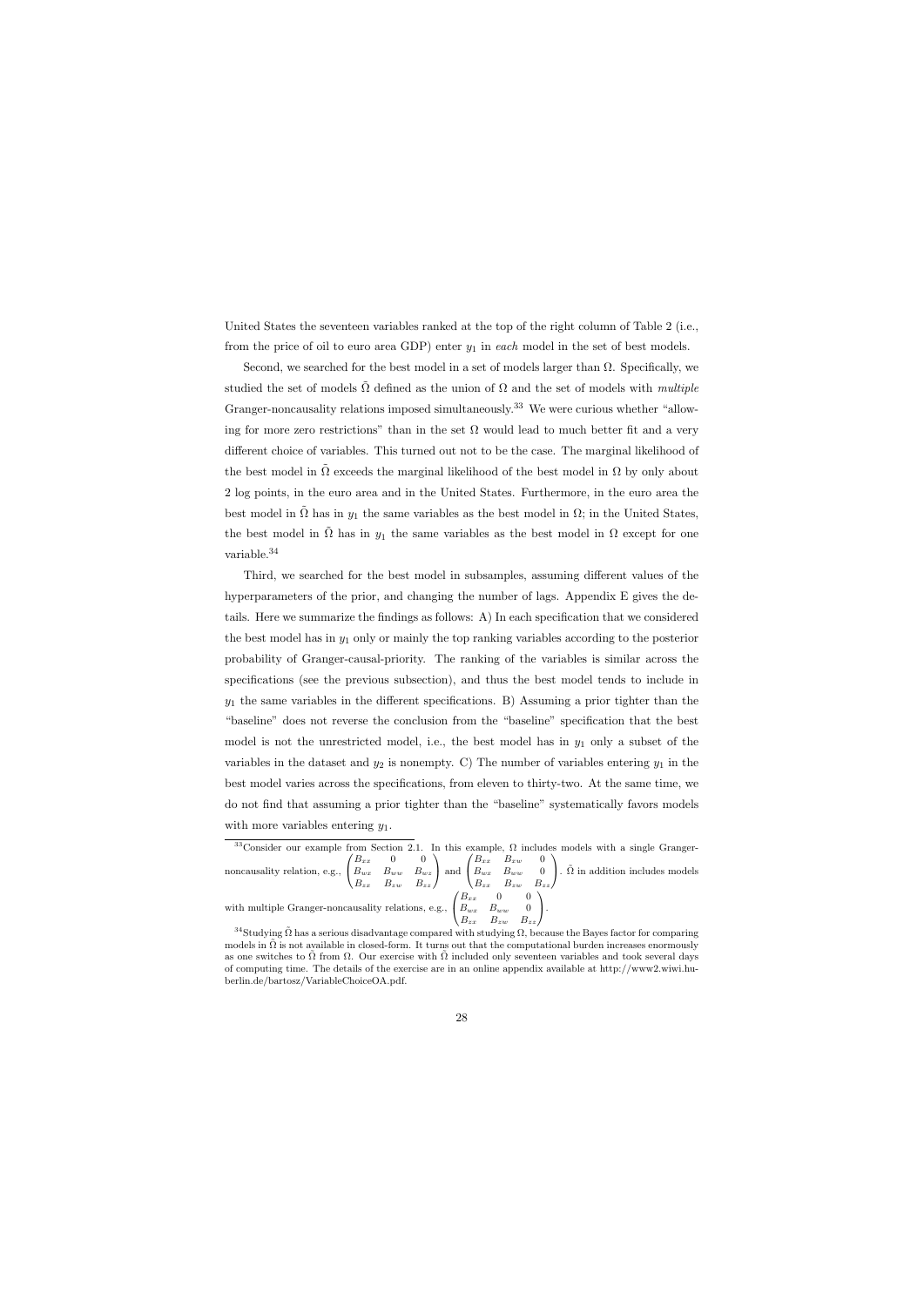United States the seventeen variables ranked at the top of the right column of Table 2 (i.e., from the price of oil to euro area GDP) enter $y_1$ in *each* model in the set of best models.

Second, we searched for the best model in a set of models larger than $\Omega$. Specifically, we studied the set of models $\tilde{\Omega}$ defined as the union of $\Omega$ and the set of models with *multiple* Granger-noncausality relations imposed simultaneously.[33] We were curious whether "allowing for more zero restrictions" than in the set $\Omega$ would lead to much better fit and a very different choice of variables. This turned out not to be the case. The marginal likelihood of the best model in $\tilde{\Omega}$ exceeds the marginal likelihood of the best model in $\Omega$ by only about 2 log points, in the euro area and in the United States. Furthermore, in the euro area the best model in $\tilde{\Omega}$ has in $y_1$ the same variables as the best model in $\Omega$; in the United States, the best model in $\tilde{\Omega}$ has in $y_1$ the same variables as the best model in $\Omega$ except for one variable.[34]

Third, we searched for the best model in subsamples, assuming different values of the hyperparameters of the prior, and changing the number of lags. Appendix E gives the details. Here we summarize the findings as follows: A) In each specification that we considered the best model has in $y_1$ only or mainly the top ranking variables according to the posterior probability of Granger-causal-priority. The ranking of the variables is similar across the specifications (see the previous subsection), and thus the best model tends to include in $y_1$ the same variables in the different specifications. B) Assuming a prior tighter than the "baseline" does not reverse the conclusion from the "baseline" specification that the best model is not the unrestricted model, i.e., the best model has in $y_1$ only a subset of the variables in the dataset and $y_2$ is nonempty. C) The number of variables entering $y_1$ in the best model varies across the specifications, from eleven to thirty-two. At the same time, we do not find that assuming a prior tighter than the "baseline" systematically favors models with more variables entering $y_1$.

[33] Consider our example from Section 2.1. In this example, $\Omega$ includes models with a single Granger-noncausality relation, e.g., $\begin{pmatrix} B_{xx} & 0 & 0 \\ B_{wx} & B_{ww} & B_{wz} \\ B_{zx} & B_{zw} & B_{zz} \end{pmatrix}$ and $\begin{pmatrix} B_{xx} & B_{xw} & 0 \\ B_{wx} & B_{ww} & 0 \\ B_{zx} & B_{zw} & B_{zz} \end{pmatrix}$. $\tilde{\Omega}$ in addition includes models with multiple Granger-noncausality relations, e.g., $\begin{pmatrix} B_{xx} & 0 & 0 \\ B_{wx} & B_{ww} & 0 \\ B_{zx} & B_{zw} & B_{zz} \end{pmatrix}$.

[34] Studying $\tilde{\Omega}$ has a serious disadvantage compared with studying $\Omega$, because the Bayes factor for comparing models in $\tilde{\Omega}$ is not available in closed-form. It turns out that the computational burden increases enormously as one switches to $\tilde{\Omega}$ from $\Omega$. Our exercise with $\tilde{\Omega}$ included only seventeen variables and took several days of computing time. The details of the exercise are in an online appendix available at http://www2.wiwi.hu-berlin.de/bartosz/VariableChoiceOA.pdf.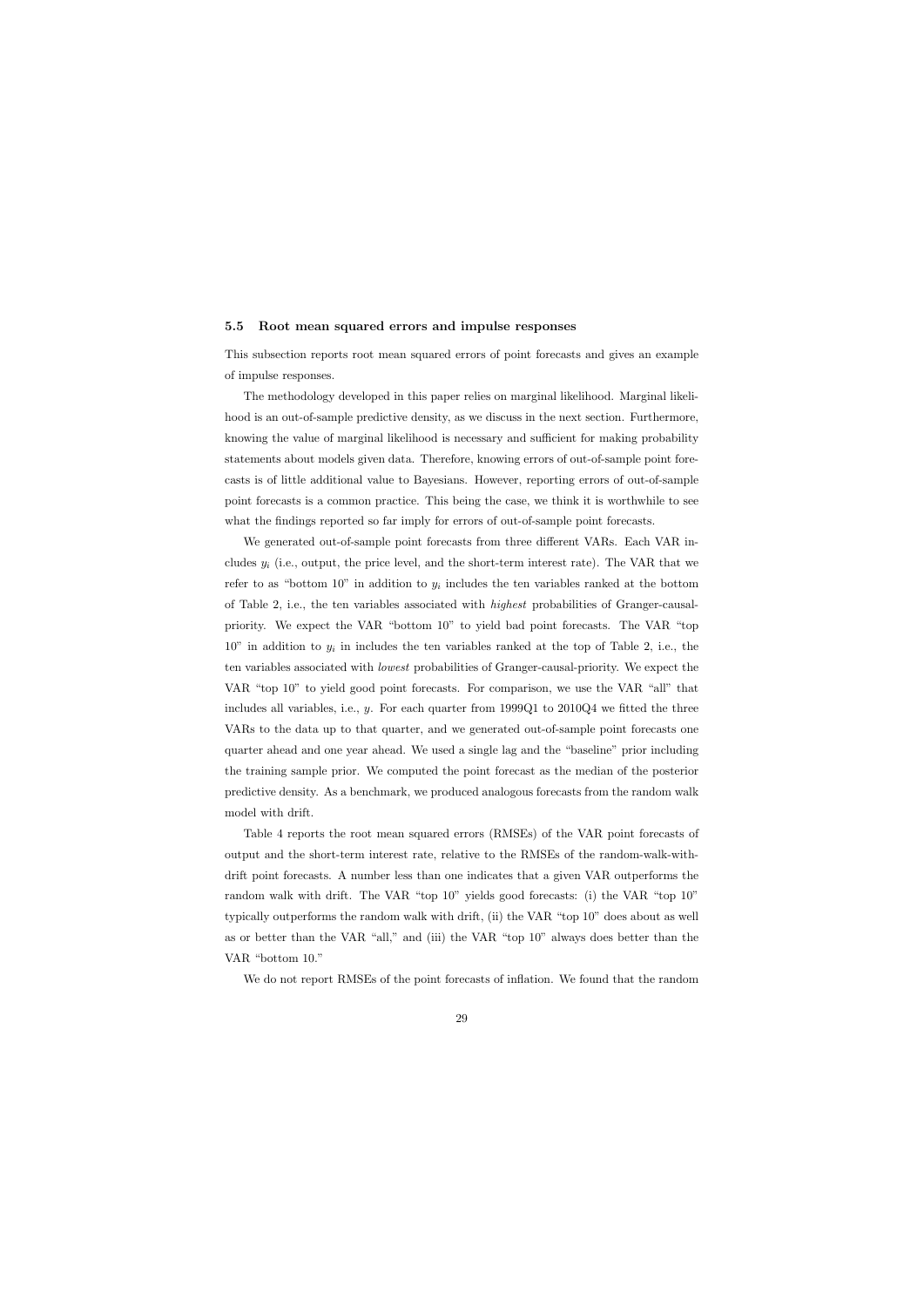### 5.5 Root mean squared errors and impulse responses

This subsection reports root mean squared errors of point forecasts and gives an example of impulse responses.

The methodology developed in this paper relies on marginal likelihood. Marginal likelihood is an out-of-sample predictive density, as we discuss in the next section. Furthermore, knowing the value of marginal likelihood is necessary and sufficient for making probability statements about models given data. Therefore, knowing errors of out-of-sample point forecasts is of little additional value to Bayesians. However, reporting errors of out-of-sample point forecasts is a common practice. This being the case, we think it is worthwhile to see what the findings reported so far imply for errors of out-of-sample point forecasts.

We generated out-of-sample point forecasts from three different VARs. Each VAR includes $y_i$ (i.e., output, the price level, and the short-term interest rate). The VAR that we refer to as "bottom 10" in addition to $y_i$ includes the ten variables ranked at the bottom of Table 2, i.e., the ten variables associated with *highest* probabilities of Granger-causal-priority. We expect the VAR "bottom 10" to yield bad point forecasts. The VAR "top 10" in addition to $y_i$ in includes the ten variables ranked at the top of Table 2, i.e., the ten variables associated with *lowest* probabilities of Granger-causal-priority. We expect the VAR "top 10" to yield good point forecasts. For comparison, we use the VAR "all" that includes all variables, i.e., $y$. For each quarter from 1999Q1 to 2010Q4 we fitted the three VARs to the data up to that quarter, and we generated out-of-sample point forecasts one quarter ahead and one year ahead. We used a single lag and the "baseline" prior including the training sample prior. We computed the point forecast as the median of the posterior predictive density. As a benchmark, we produced analogous forecasts from the random walk model with drift.

Table 4 reports the root mean squared errors (RMSEs) of the VAR point forecasts of output and the short-term interest rate, relative to the RMSEs of the random-walk-with-drift point forecasts. A number less than one indicates that a given VAR outperforms the random walk with drift. The VAR "top 10" yields good forecasts: (i) the VAR "top 10" typically outperforms the random walk with drift, (ii) the VAR "top 10" does about as well as or better than the VAR "all," and (iii) the VAR "top 10" always does better than the VAR "bottom 10."

We do not report RMSEs of the point forecasts of inflation. We found that the random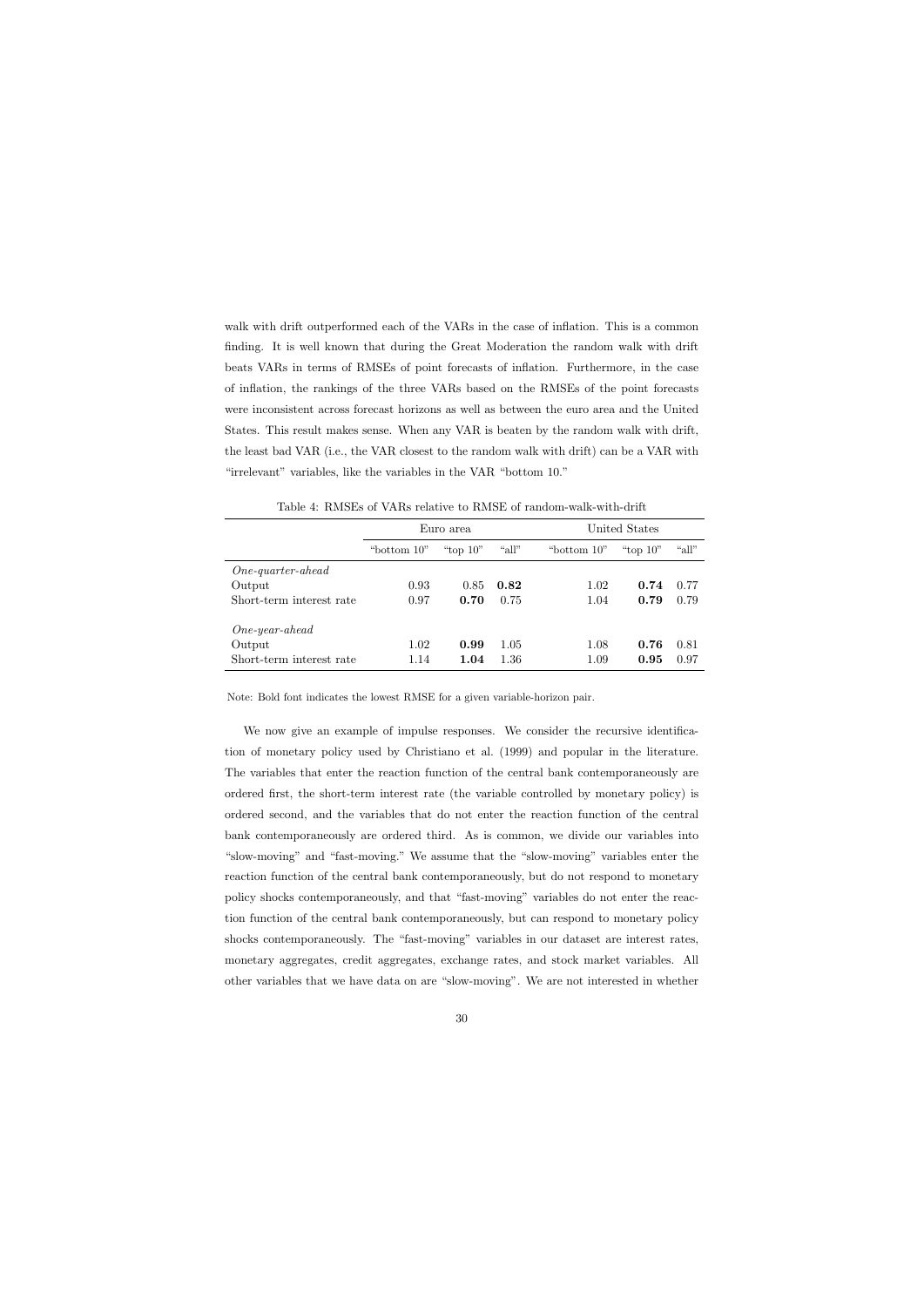walk with drift outperformed each of the VARs in the case of inflation. This is a common finding. It is well known that during the Great Moderation the random walk with drift beats VARs in terms of RMSEs of point forecasts of inflation. Furthermore, in the case of inflation, the rankings of the three VARs based on the RMSEs of the point forecasts were inconsistent across forecast horizons as well as between the euro area and the United States. This result makes sense. When any VAR is beaten by the random walk with drift, the least bad VAR (i.e., the VAR closest to the random walk with drift) can be a VAR with "irrelevant" variables, like the variables in the VAR "bottom 10."

Table 4: RMSEs of VARs relative to RMSE of random-walk-with-drift

| | Euro area | | | United States | | |
|---|---|---|---|---|---|---|
| | "bottom 10" | "top 10" | "all" | "bottom 10" | "top 10" | "all" |
| *One-quarter-ahead* | | | | | | |
| Output | 0.93 | 0.85 | **0.82** | 1.02 | **0.74** | 0.77 |
| Short-term interest rate | 0.97 | **0.70** | 0.75 | 1.04 | **0.79** | 0.79 |
| *One-year-ahead* | | | | | | |
| Output | 1.02 | **0.99** | 1.05 | 1.08 | **0.76** | 0.81 |
| Short-term interest rate | 1.14 | **1.04** | 1.36 | 1.09 | **0.95** | 0.97 |

Note: Bold font indicates the lowest RMSE for a given variable-horizon pair.

We now give an example of impulse responses. We consider the recursive identification of monetary policy used by Christiano et al. (1999) and popular in the literature. The variables that enter the reaction function of the central bank contemporaneously are ordered first, the short-term interest rate (the variable controlled by monetary policy) is ordered second, and the variables that do not enter the reaction function of the central bank contemporaneously are ordered third. As is common, we divide our variables into "slow-moving" and "fast-moving." We assume that the "slow-moving" variables enter the reaction function of the central bank contemporaneously, but do not respond to monetary policy shocks contemporaneously, and that "fast-moving" variables do not enter the reaction function of the central bank contemporaneously, but can respond to monetary policy shocks contemporaneously. The "fast-moving" variables in our dataset are interest rates, monetary aggregates, credit aggregates, exchange rates, and stock market variables. All other variables that we have data on are "slow-moving". We are not interested in whether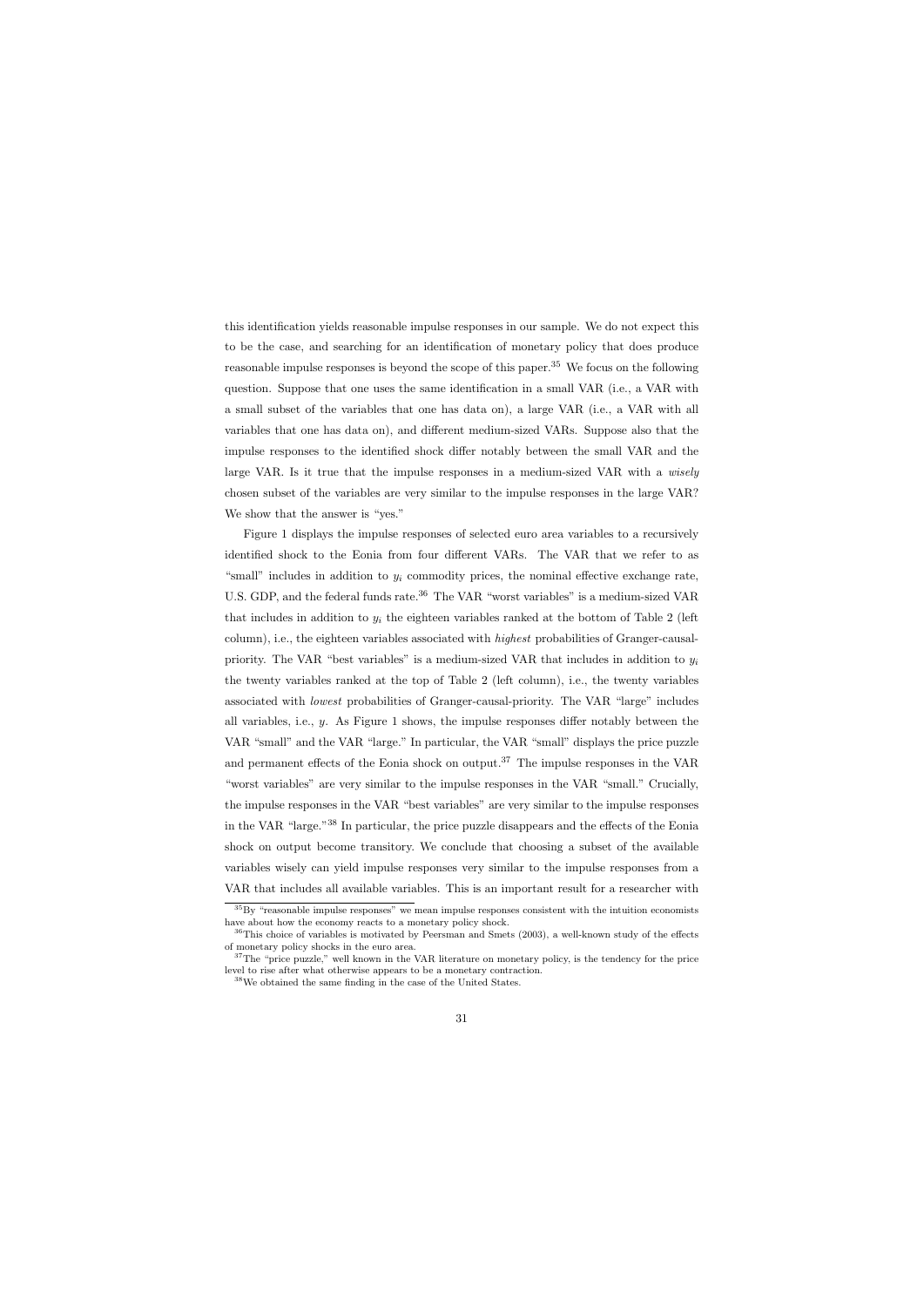this identification yields reasonable impulse responses in our sample. We do not expect this to be the case, and searching for an identification of monetary policy that does produce reasonable impulse responses is beyond the scope of this paper.[35] We focus on the following question. Suppose that one uses the same identification in a small VAR (i.e., a VAR with a small subset of the variables that one has data on), a large VAR (i.e., a VAR with all variables that one has data on), and different medium-sized VARs. Suppose also that the impulse responses to the identified shock differ notably between the small VAR and the large VAR. Is it true that the impulse responses in a medium-sized VAR with a *wisely* chosen subset of the variables are very similar to the impulse responses in the large VAR? We show that the answer is "yes."

Figure 1 displays the impulse responses of selected euro area variables to a recursively identified shock to the Eonia from four different VARs. The VAR that we refer to as "small" includes in addition to $y_i$ commodity prices, the nominal effective exchange rate, U.S. GDP, and the federal funds rate.[36] The VAR "worst variables" is a medium-sized VAR that includes in addition to $y_i$ the eighteen variables ranked at the bottom of Table 2 (left column), i.e., the eighteen variables associated with *highest* probabilities of Granger-causal-priority. The VAR "best variables" is a medium-sized VAR that includes in addition to $y_i$ the twenty variables ranked at the top of Table 2 (left column), i.e., the twenty variables associated with *lowest* probabilities of Granger-causal-priority. The VAR "large" includes all variables, i.e., $y$. As Figure 1 shows, the impulse responses differ notably between the VAR "small" and the VAR "large." In particular, the VAR "small" displays the price puzzle and permanent effects of the Eonia shock on output.[37] The impulse responses in the VAR "worst variables" are very similar to the impulse responses in the VAR "small." Crucially, the impulse responses in the VAR "best variables" are very similar to the impulse responses in the VAR "large."[38] In particular, the price puzzle disappears and the effects of the Eonia shock on output become transitory. We conclude that choosing a subset of the available variables wisely can yield impulse responses very similar to the impulse responses from a VAR that includes all available variables. This is an important result for a researcher with

[35] By "reasonable impulse responses" we mean impulse responses consistent with the intuition economists have about how the economy reacts to a monetary policy shock.

[36] This choice of variables is motivated by Peersman and Smets (2003), a well-known study of the effects of monetary policy shocks in the euro area.

[37] The "price puzzle," well known in the VAR literature on monetary policy, is the tendency for the price level to rise after what otherwise appears to be a monetary contraction.

[38] We obtained the same finding in the case of the United States.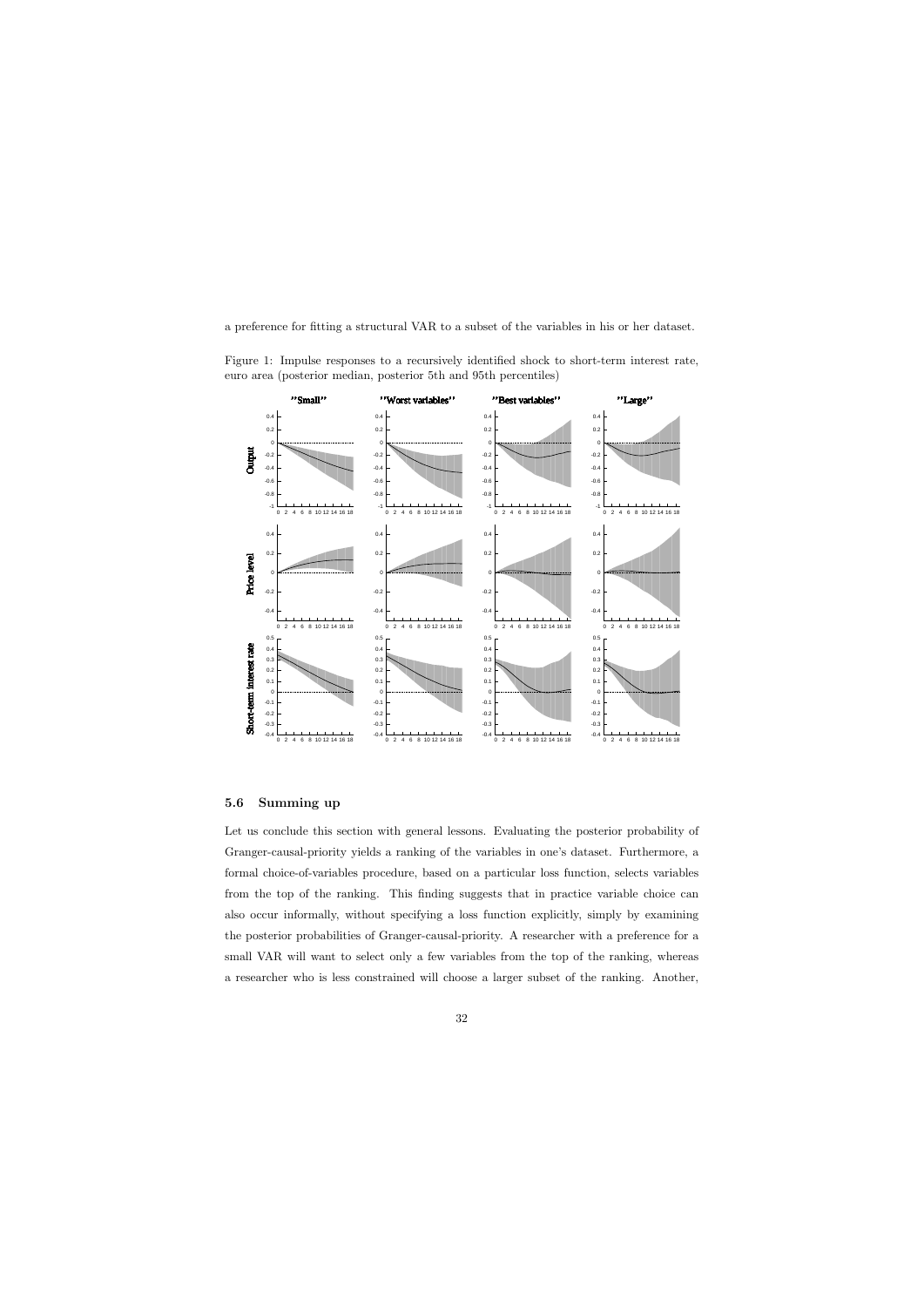a preference for fitting a structural VAR to a subset of the variables in his or her dataset.

Figure 1: Impulse responses to a recursively identified shock to short-term interest rate, euro area (posterior median, posterior 5th and 95th percentiles)

### 5.6 Summing up

Let us conclude this section with general lessons. Evaluating the posterior probability of Granger-causal-priority yields a ranking of the variables in one's dataset. Furthermore, a formal choice-of-variables procedure, based on a particular loss function, selects variables from the top of the ranking. This finding suggests that in practice variable choice can also occur informally, without specifying a loss function explicitly, simply by examining the posterior probabilities of Granger-causal-priority. A researcher with a preference for a small VAR will want to select only a few variables from the top of the ranking, whereas a researcher who is less constrained will choose a larger subset of the ranking. Another,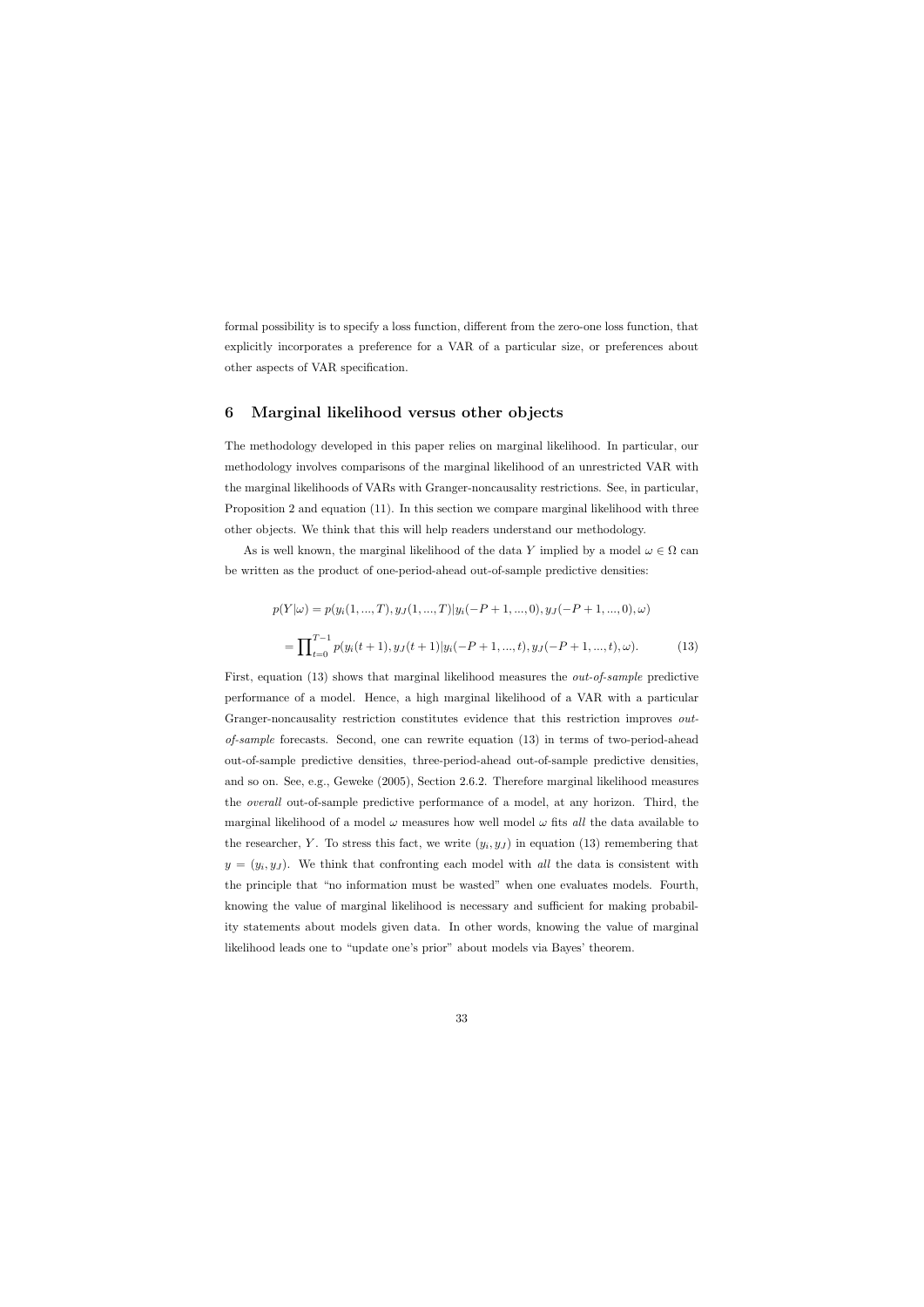formal possibility is to specify a loss function, different from the zero-one loss function, that explicitly incorporates a preference for a VAR of a particular size, or preferences about other aspects of VAR specification.

## 6 Marginal likelihood versus other objects

The methodology developed in this paper relies on marginal likelihood. In particular, our methodology involves comparisons of the marginal likelihood of an unrestricted VAR with the marginal likelihoods of VARs with Granger-noncausality restrictions. See, in particular, Proposition 2 and equation (11). In this section we compare marginal likelihood with three other objects. We think that this will help readers understand our methodology.

As is well known, the marginal likelihood of the data $Y$ implied by a model $\omega \in \Omega$ can be written as the product of one-period-ahead out-of-sample predictive densities:

$$p(Y|\omega) = p(y_i(1,...,T), y_J(1,...,T)|y_i(-P+1,...,0), y_J(-P+1,...,0), \omega)$$

$$= \prod_{t=0}^{T-1} p(y_i(t+1), y_J(t+1)|y_i(-P+1,...,t), y_J(-P+1,...,t), \omega). \tag{13}$$

First, equation (13) shows that marginal likelihood measures the *out-of-sample* predictive performance of a model. Hence, a high marginal likelihood of a VAR with a particular Granger-noncausality restriction constitutes evidence that this restriction improves *out-of-sample* forecasts. Second, one can rewrite equation (13) in terms of two-period-ahead out-of-sample predictive densities, three-period-ahead out-of-sample predictive densities, and so on. See, e.g., Geweke (2005), Section 2.6.2. Therefore marginal likelihood measures the *overall* out-of-sample predictive performance of a model, at any horizon. Third, the marginal likelihood of a model $\omega$ measures how well model $\omega$ fits *all* the data available to the researcher, $Y$. To stress this fact, we write $(y_i, y_J)$ in equation (13) remembering that $y = (y_i, y_J)$. We think that confronting each model with *all* the data is consistent with the principle that "no information must be wasted" when one evaluates models. Fourth, knowing the value of marginal likelihood is necessary and sufficient for making probability statements about models given data. In other words, knowing the value of marginal likelihood leads one to "update one's prior" about models via Bayes' theorem.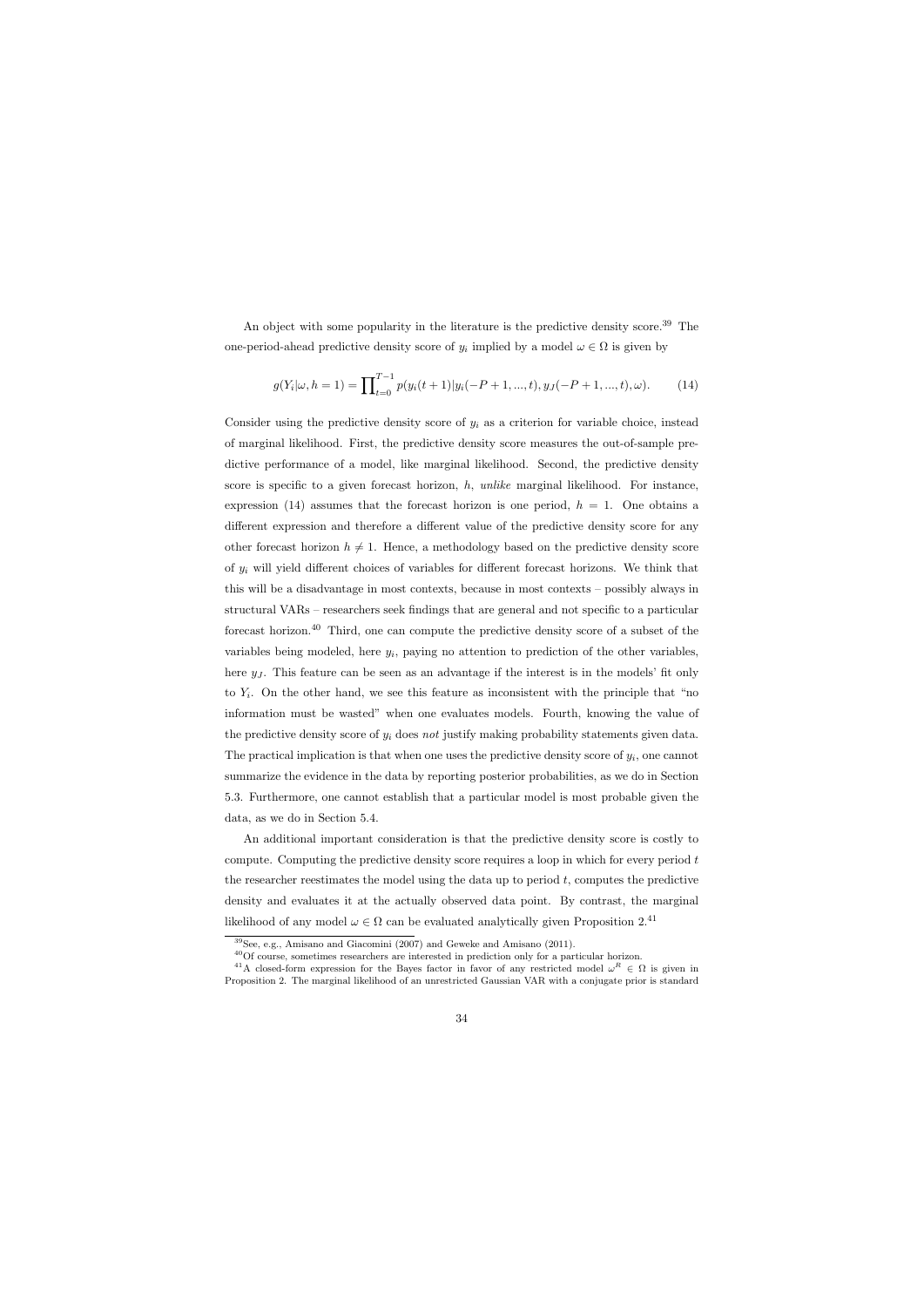An object with some popularity in the literature is the predictive density score.[39] The one-period-ahead predictive density score of $y_i$ implied by a model $\omega \in \Omega$ is given by

$$g(Y_i|\omega, h=1) = \prod_{t=0}^{T-1} p(y_i(t+1)|y_i(-P+1,...,t), y_J(-P+1,...,t), \omega). \tag{14}$$

Consider using the predictive density score of $y_i$ as a criterion for variable choice, instead of marginal likelihood. First, the predictive density score measures the out-of-sample predictive performance of a model, like marginal likelihood. Second, the predictive density score is specific to a given forecast horizon, $h$, *unlike* marginal likelihood. For instance, expression (14) assumes that the forecast horizon is one period, $h = 1$. One obtains a different expression and therefore a different value of the predictive density score for any other forecast horizon $h \neq 1$. Hence, a methodology based on the predictive density score of $y_i$ will yield different choices of variables for different forecast horizons. We think that this will be a disadvantage in most contexts, because in most contexts – possibly always in structural VARs – researchers seek findings that are general and not specific to a particular forecast horizon.[40] Third, one can compute the predictive density score of a subset of the variables being modeled, here $y_i$, paying no attention to prediction of the other variables, here $y_J$. This feature can be seen as an advantage if the interest is in the models' fit only to $Y_i$. On the other hand, we see this feature as inconsistent with the principle that "no information must be wasted" when one evaluates models. Fourth, knowing the value of the predictive density score of $y_i$ does *not* justify making probability statements given data. The practical implication is that when one uses the predictive density score of $y_i$, one cannot summarize the evidence in the data by reporting posterior probabilities, as we do in Section 5.3. Furthermore, one cannot establish that a particular model is most probable given the data, as we do in Section 5.4.

An additional important consideration is that the predictive density score is costly to compute. Computing the predictive density score requires a loop in which for every period $t$ the researcher reestimates the model using the data up to period $t$, computes the predictive density and evaluates it at the actually observed data point. By contrast, the marginal likelihood of any model $\omega \in \Omega$ can be evaluated analytically given Proposition 2.[41]

[39] See, e.g., Amisano and Giacomini (2007) and Geweke and Amisano (2011).

[40] Of course, sometimes researchers are interested in prediction only for a particular horizon.

[41] A closed-form expression for the Bayes factor in favor of any restricted model $\omega^R \in \Omega$ is given in Proposition 2. The marginal likelihood of an unrestricted Gaussian VAR with a conjugate prior is standard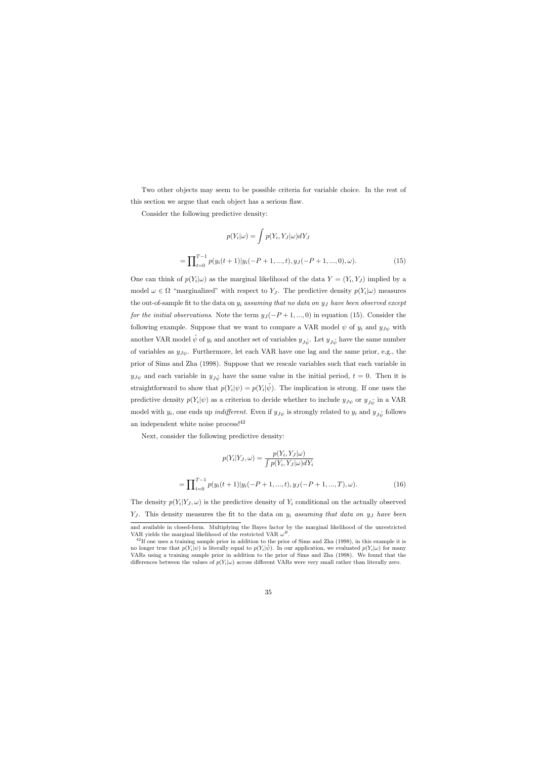Two other objects may seem to be possible criteria for variable choice. In the rest of this section we argue that each object has a serious flaw.

Consider the following predictive density:

$$p(Y_i|\omega) = \int p(Y_i, Y_J|\omega) dY_J$$

$$= \prod_{t=0}^{T-1} p(y_i(t+1)|y_i(-P+1,...,t), y_J(-P+1,...,0), \omega). \tag{15}$$

One can think of $p(Y_i|\omega)$ as the marginal likelihood of the data $Y = (Y_i, Y_J)$ implied by a model $\omega \in \Omega$ "marginalized" with respect to $Y_J$. The predictive density $p(Y_i|\omega)$ measures the out-of-sample fit to the data on $y_i$ *assuming that no data on $y_J$ have been observed except for the initial observations*. Note the term $y_J(-P+1,...,0)$ in equation (15). Consider the following example. Suppose that we want to compare a VAR model $\psi$ of $y_i$ and $y_{J\psi}$ with another VAR model $\tilde{\psi}$ of $y_i$ and another set of variables $y_{J\tilde{\psi}}$. Let $y_{J\tilde{\psi}}$ have the same number of variables as $y_{J\psi}$. Furthermore, let each VAR have one lag and the same prior, e.g., the prior of Sims and Zha (1998). Suppose that we rescale variables such that each variable in $y_{J\psi}$ and each variable in $y_{J\tilde{\psi}}$ have the same value in the initial period, $t = 0$. Then it is straightforward to show that $p(Y_i|\psi) = p(Y_i|\tilde{\psi})$. The implication is strong. If one uses the predictive density $p(Y_i|\psi)$ as a criterion to decide whether to include $y_{J\psi}$ or $y_{J\tilde{\psi}}$ in a VAR model with $y_i$, one ends up *indifferent*. Even if $y_{J\psi}$ is strongly related to $y_i$ and $y_{J\tilde{\psi}}$ follows an independent white noise process![42]

Next, consider the following predictive density:

$$p(Y_i|Y_J, \omega) = \frac{p(Y_i, Y_J|\omega)}{\int p(Y_i, Y_J|\omega) dY_i}$$

$$= \prod_{t=0}^{T-1} p(y_i(t+1)|y_i(-P+1,...,t), y_J(-P+1,...,T), \omega). \tag{16}$$

The density $p(Y_i|Y_J, \omega)$ is the predictive density of $Y_i$ conditional on the actually observed $Y_J$. This density measures the fit to the data on $y_i$ *assuming that data on $y_J$ have been*

---

and available in closed-form. Multiplying the Bayes factor by the marginal likelihood of the unrestricted VAR yields the marginal likelihood of the restricted VAR $\omega^R$.

[42] If one uses a training sample prior in addition to the prior of Sims and Zha (1998), in this example it is no longer true that $p(Y_i|\psi)$ is literally equal to $p(Y_i|\tilde{\psi})$. In our application, we evaluated $p(Y_i|\omega)$ for many VARs using a training sample prior in addition to the prior of Sims and Zha (1998). We found that the differences between the values of $p(Y_i|\omega)$ across different VARs were very small rather than literally zero.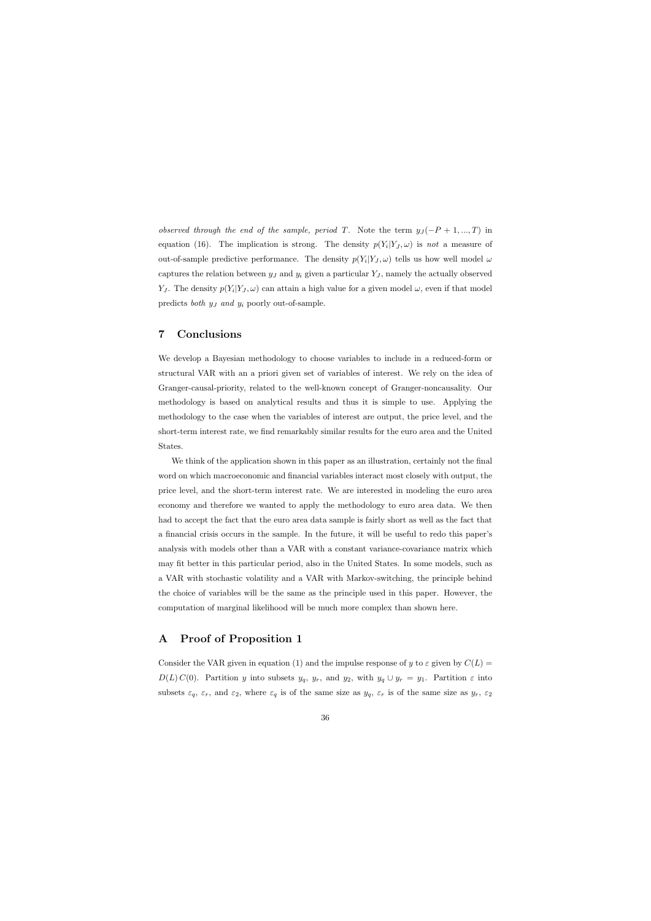*observed through the end of the sample, period $T$.* Note the term $y_J(-P+1,...,T)$ in equation (16). The implication is strong. The density $p(Y_i|Y_J,\omega)$ is *not* a measure of out-of-sample predictive performance. The density $p(Y_i|Y_J,\omega)$ tells us how well model $\omega$ captures the relation between $y_J$ and $y_i$ given a particular $Y_J$, namely the actually observed $Y_J$. The density $p(Y_i|Y_J,\omega)$ can attain a high value for a given model $\omega$, even if that model predicts *both $y_J$ and $y_i$* poorly out-of-sample.

## 7 Conclusions

We develop a Bayesian methodology to choose variables to include in a reduced-form or structural VAR with an a priori given set of variables of interest. We rely on the idea of Granger-causal-priority, related to the well-known concept of Granger-noncausality. Our methodology is based on analytical results and thus it is simple to use. Applying the methodology to the case when the variables of interest are output, the price level, and the short-term interest rate, we find remarkably similar results for the euro area and the United States.

We think of the application shown in this paper as an illustration, certainly not the final word on which macroeconomic and financial variables interact most closely with output, the price level, and the short-term interest rate. We are interested in modeling the euro area economy and therefore we wanted to apply the methodology to euro area data. We then had to accept the fact that the euro area data sample is fairly short as well as the fact that a financial crisis occurs in the sample. In the future, it will be useful to redo this paper's analysis with models other than a VAR with a constant variance-covariance matrix which may fit better in this particular period, also in the United States. In some models, such as a VAR with stochastic volatility and a VAR with Markov-switching, the principle behind the choice of variables will be the same as the principle used in this paper. However, the computation of marginal likelihood will be much more complex than shown here.

## A Proof of Proposition 1

Consider the VAR given in equation (1) and the impulse response of $y$ to $\varepsilon$ given by $C(L) = D(L)\,C(0)$. Partition $y$ into subsets $y_q$, $y_r$, and $y_2$, with $y_q \cup y_r = y_1$. Partition $\varepsilon$ into subsets $\varepsilon_q$, $\varepsilon_r$, and $\varepsilon_2$, where $\varepsilon_q$ is of the same size as $y_q$, $\varepsilon_r$ is of the same size as $y_r$, $\varepsilon_2$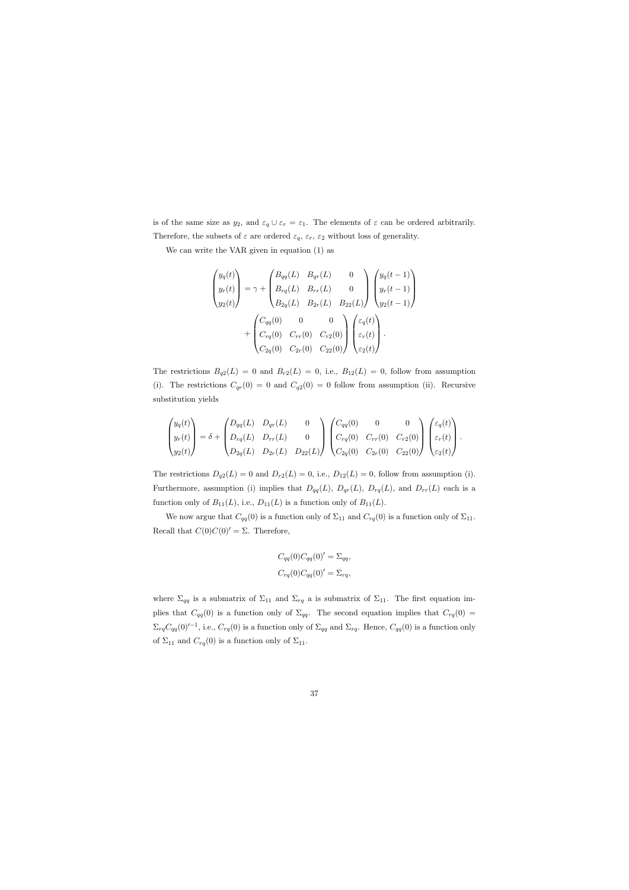is of the same size as $y_2$, and $\varepsilon_q \cup \varepsilon_r = \varepsilon_1$. The elements of $\varepsilon$ can be ordered arbitrarily. Therefore, the subsets of $\varepsilon$ are ordered $\varepsilon_q$, $\varepsilon_r$, $\varepsilon_2$ without loss of generality.

We can write the VAR given in equation (1) as

$$\begin{pmatrix} y_q(t) \\ y_r(t) \\ y_2(t) \end{pmatrix} = \gamma + \begin{pmatrix} B_{qq}(L) & B_{qr}(L) & 0 \\ B_{rq}(L) & B_{rr}(L) & 0 \\ B_{2q}(L) & B_{2r}(L) & B_{22}(L) \end{pmatrix} \begin{pmatrix} y_q(t-1) \\ y_r(t-1) \\ y_2(t-1) \end{pmatrix}$$
$$+ \begin{pmatrix} C_{qq}(0) & 0 & 0 \\ C_{rq}(0) & C_{rr}(0) & C_{r2}(0) \\ C_{2q}(0) & C_{2r}(0) & C_{22}(0) \end{pmatrix} \begin{pmatrix} \varepsilon_q(t) \\ \varepsilon_r(t) \\ \varepsilon_2(t) \end{pmatrix}.$$

The restrictions $B_{q2}(L) = 0$ and $B_{r2}(L) = 0$, i.e., $B_{12}(L) = 0$, follow from assumption (i). The restrictions $C_{qr}(0) = 0$ and $C_{q2}(0) = 0$ follow from assumption (ii). Recursive substitution yields

$$\begin{pmatrix} y_q(t) \\ y_r(t) \\ y_2(t) \end{pmatrix} = \delta + \begin{pmatrix} D_{qq}(L) & D_{qr}(L) & 0 \\ D_{rq}(L) & D_{rr}(L) & 0 \\ D_{2q}(L) & D_{2r}(L) & D_{22}(L) \end{pmatrix} \begin{pmatrix} C_{qq}(0) & 0 & 0 \\ C_{rq}(0) & C_{rr}(0) & C_{r2}(0) \\ C_{2q}(0) & C_{2r}(0) & C_{22}(0) \end{pmatrix} \begin{pmatrix} \varepsilon_q(t) \\ \varepsilon_r(t) \\ \varepsilon_2(t) \end{pmatrix}.$$

The restrictions $D_{q2}(L) = 0$ and $D_{r2}(L) = 0$, i.e., $D_{12}(L) = 0$, follow from assumption (i). Furthermore, assumption (i) implies that $D_{qq}(L)$, $D_{qr}(L)$, $D_{rq}(L)$, and $D_{rr}(L)$ each is a function only of $B_{11}(L)$, i.e., $D_{11}(L)$ is a function only of $B_{11}(L)$.

We now argue that $C_{qq}(0)$ is a function only of $\Sigma_{11}$ and $C_{rq}(0)$ is a function only of $\Sigma_{11}$. Recall that $C(0)C(0)' = \Sigma$. Therefore,

$$C_{qq}(0)C_{qq}(0)' = \Sigma_{qq},$$
$$C_{rq}(0)C_{qq}(0)' = \Sigma_{rq},$$

where $\Sigma_{qq}$ is a submatrix of $\Sigma_{11}$ and $\Sigma_{rq}$ a is submatrix of $\Sigma_{11}$. The first equation implies that $C_{qq}(0)$ is a function only of $\Sigma_{qq}$. The second equation implies that $C_{rq}(0) = \Sigma_{rq} C_{qq}(0)'^{-1}$, i.e., $C_{rq}(0)$ is a function only of $\Sigma_{qq}$ and $\Sigma_{rq}$. Hence, $C_{qq}(0)$ is a function only of $\Sigma_{11}$ and $C_{rq}(0)$ is a function only of $\Sigma_{11}$.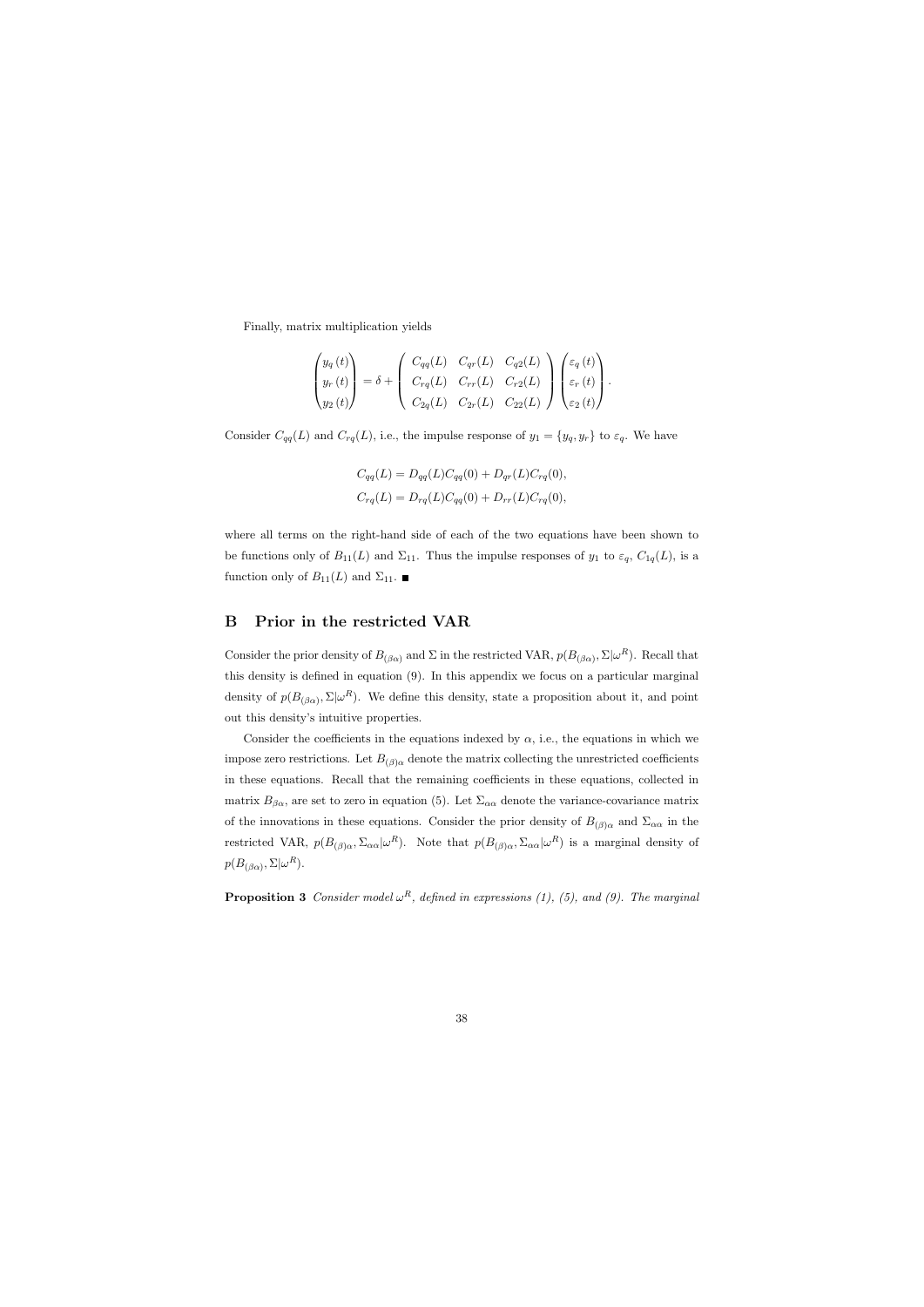Finally, matrix multiplication yields

$$\begin{pmatrix} y_q(t) \\ y_r(t) \\ y_2(t) \end{pmatrix} = \delta + \begin{pmatrix} C_{qq}(L) & C_{qr}(L) & C_{q2}(L) \\ C_{rq}(L) & C_{rr}(L) & C_{r2}(L) \\ C_{2q}(L) & C_{2r}(L) & C_{22}(L) \end{pmatrix} \begin{pmatrix} \varepsilon_q(t) \\ \varepsilon_r(t) \\ \varepsilon_2(t) \end{pmatrix}.$$

Consider $C_{qq}(L)$ and $C_{rq}(L)$, i.e., the impulse response of $y_1 = \{y_q, y_r\}$ to $\varepsilon_q$. We have

$$C_{qq}(L) = D_{qq}(L)C_{qq}(0) + D_{qr}(L)C_{rq}(0),$$
$$C_{rq}(L) = D_{rq}(L)C_{qq}(0) + D_{rr}(L)C_{rq}(0),$$

where all terms on the right-hand side of each of the two equations have been shown to be functions only of $B_{11}(L)$ and $\Sigma_{11}$. Thus the impulse responses of $y_1$ to $\varepsilon_q$, $C_{1q}(L)$, is a function only of $B_{11}(L)$ and $\Sigma_{11}$. ■

## B Prior in the restricted VAR

Consider the prior density of $B_{(\beta\alpha)}$ and $\Sigma$ in the restricted VAR, $p(B_{(\beta\alpha)}, \Sigma|\omega^R)$. Recall that this density is defined in equation (9). In this appendix we focus on a particular marginal density of $p(B_{(\beta\alpha)}, \Sigma|\omega^R)$. We define this density, state a proposition about it, and point out this density's intuitive properties.

Consider the coefficients in the equations indexed by $\alpha$, i.e., the equations in which we impose zero restrictions. Let $B_{(\beta)\alpha}$ denote the matrix collecting the unrestricted coefficients in these equations. Recall that the remaining coefficients in these equations, collected in matrix $B_{\beta\alpha}$, are set to zero in equation (5). Let $\Sigma_{\alpha\alpha}$ denote the variance-covariance matrix of the innovations in these equations. Consider the prior density of $B_{(\beta)\alpha}$ and $\Sigma_{\alpha\alpha}$ in the restricted VAR, $p(B_{(\beta)\alpha}, \Sigma_{\alpha\alpha}|\omega^R)$. Note that $p(B_{(\beta)\alpha}, \Sigma_{\alpha\alpha}|\omega^R)$ is a marginal density of $p(B_{(\beta\alpha)}, \Sigma|\omega^R)$.

**Proposition 3** *Consider model $\omega^R$, defined in expressions (1), (5), and (9). The marginal*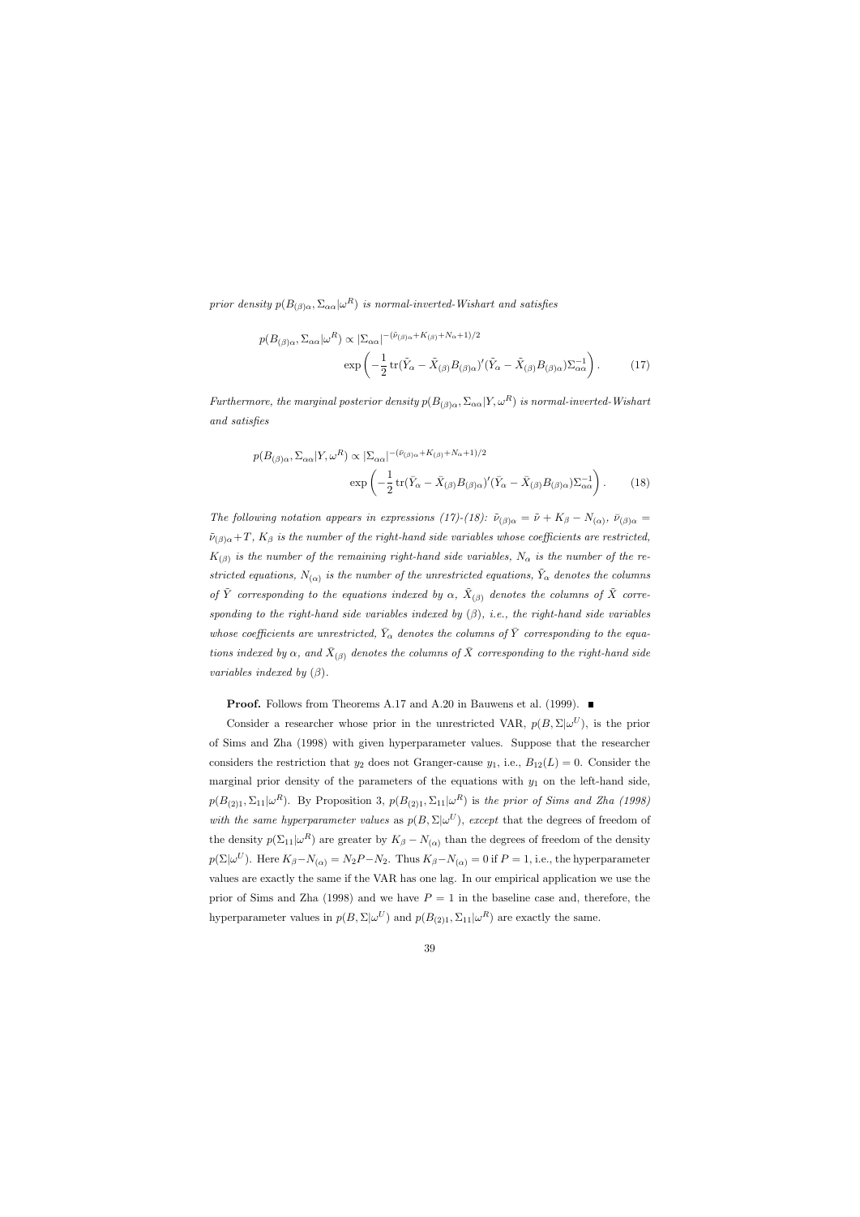*prior density $p(B_{(\beta)\alpha}, \Sigma_{\alpha\alpha}|\omega^R)$ is normal-inverted-Wishart and satisfies*

$$
p(B_{(\beta)\alpha}, \Sigma_{\alpha\alpha}|\omega^R) \propto |\Sigma_{\alpha\alpha}|^{-(\tilde{\nu}_{(\beta)\alpha}+K_{(\beta)}+N_\alpha+1)/2} \exp\left(-\frac{1}{2}\operatorname{tr}(\tilde{Y}_\alpha - \tilde{X}_{(\beta)}B_{(\beta)\alpha})'(\tilde{Y}_\alpha - \tilde{X}_{(\beta)}B_{(\beta)\alpha})\Sigma_{\alpha\alpha}^{-1}\right). \tag{17}
$$

*Furthermore, the marginal posterior density $p(B_{(\beta)\alpha}, \Sigma_{\alpha\alpha}|Y, \omega^R)$ is normal-inverted-Wishart and satisfies*

$$
p(B_{(\beta)\alpha}, \Sigma_{\alpha\alpha}|Y, \omega^R) \propto |\Sigma_{\alpha\alpha}|^{-(\bar{\nu}_{(\beta)\alpha}+K_{(\beta)}+N_\alpha+1)/2} \exp\left(-\frac{1}{2}\operatorname{tr}(\bar{Y}_\alpha - \bar{X}_{(\beta)}B_{(\beta)\alpha})'(\bar{Y}_\alpha - \bar{X}_{(\beta)}B_{(\beta)\alpha})\Sigma_{\alpha\alpha}^{-1}\right). \tag{18}
$$

*The following notation appears in expressions (17)-(18): $\tilde{\nu}_{(\beta)\alpha} = \tilde{\nu} + K_\beta - N_{(\alpha)}$, $\bar{\nu}_{(\beta)\alpha} = \tilde{\nu}_{(\beta)\alpha} + T$, $K_\beta$ is the number of the right-hand side variables whose coefficients are restricted, $K_{(\beta)}$ is the number of the remaining right-hand side variables, $N_\alpha$ is the number of the restricted equations, $N_{(\alpha)}$ is the number of the unrestricted equations, $\tilde{Y}_\alpha$ denotes the columns of $\tilde{Y}$ corresponding to the equations indexed by $\alpha$, $\tilde{X}_{(\beta)}$ denotes the columns of $\tilde{X}$ corresponding to the right-hand side variables indexed by $(\beta)$, i.e., the right-hand side variables whose coefficients are unrestricted, $\bar{Y}_\alpha$ denotes the columns of $\bar{Y}$ corresponding to the equations indexed by $\alpha$, and $\bar{X}_{(\beta)}$ denotes the columns of $\bar{X}$ corresponding to the right-hand side variables indexed by $(\beta)$.*

**Proof.** Follows from Theorems A.17 and A.20 in Bauwens et al. (1999). ■

Consider a researcher whose prior in the unrestricted VAR, $p(B, \Sigma|\omega^U)$, is the prior of Sims and Zha (1998) with given hyperparameter values. Suppose that the researcher considers the restriction that $y_2$ does not Granger-cause $y_1$, i.e., $B_{12}(L) = 0$. Consider the marginal prior density of the parameters of the equations with $y_1$ on the left-hand side, $p(B_{(2)1}, \Sigma_{11}|\omega^R)$. By Proposition 3, $p(B_{(2)1}, \Sigma_{11}|\omega^R)$ is *the prior of Sims and Zha (1998) with the same hyperparameter values* as $p(B, \Sigma|\omega^U)$, *except* that the degrees of freedom of the density $p(\Sigma_{11}|\omega^R)$ are greater by $K_\beta - N_{(\alpha)}$ than the degrees of freedom of the density $p(\Sigma|\omega^U)$. Here $K_\beta - N_{(\alpha)} = N_2P - N_2$. Thus $K_\beta - N_{(\alpha)} = 0$ if $P = 1$, i.e., the hyperparameter values are exactly the same if the VAR has one lag. In our empirical application we use the prior of Sims and Zha (1998) and we have $P = 1$ in the baseline case and, therefore, the hyperparameter values in $p(B, \Sigma|\omega^U)$ and $p(B_{(2)1}, \Sigma_{11}|\omega^R)$ are exactly the same.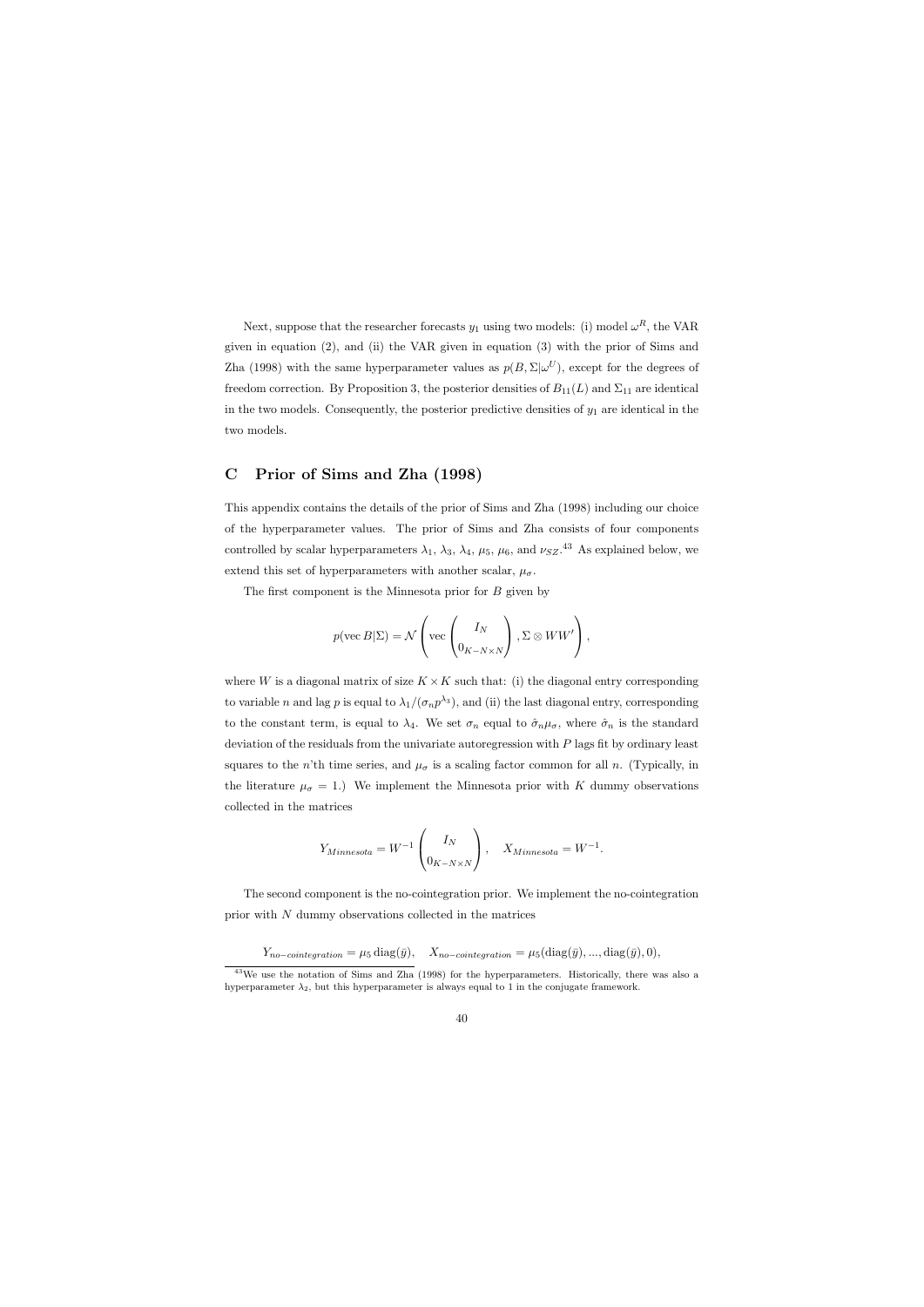Next, suppose that the researcher forecasts $y_1$ using two models: (i) model $\omega^R$, the VAR given in equation (2), and (ii) the VAR given in equation (3) with the prior of Sims and Zha (1998) with the same hyperparameter values as $p(B, \Sigma|\omega^U)$, except for the degrees of freedom correction. By Proposition 3, the posterior densities of $B_{11}(L)$ and $\Sigma_{11}$ are identical in the two models. Consequently, the posterior predictive densities of $y_1$ are identical in the two models.

# C Prior of Sims and Zha (1998)

This appendix contains the details of the prior of Sims and Zha (1998) including our choice of the hyperparameter values. The prior of Sims and Zha consists of four components controlled by scalar hyperparameters $\lambda_1$, $\lambda_3$, $\lambda_4$, $\mu_5$, $\mu_6$, and $\nu_{SZ}$.[43] As explained below, we extend this set of hyperparameters with another scalar, $\mu_\sigma$.

The first component is the Minnesota prior for $B$ given by

$$p(\text{vec}\, B|\Sigma) = \mathcal{N}\left(\text{vec}\begin{pmatrix} I_N \\ 0_{K-N\times N} \end{pmatrix}, \Sigma \otimes WW'\right),$$

where $W$ is a diagonal matrix of size $K \times K$ such that: (i) the diagonal entry corresponding to variable $n$ and lag $p$ is equal to $\lambda_1/(\sigma_n p^{\lambda_3})$, and (ii) the last diagonal entry, corresponding to the constant term, is equal to $\lambda_4$. We set $\sigma_n$ equal to $\hat{\sigma}_n \mu_\sigma$, where $\hat{\sigma}_n$ is the standard deviation of the residuals from the univariate autoregression with $P$ lags fit by ordinary least squares to the $n$'th time series, and $\mu_\sigma$ is a scaling factor common for all $n$. (Typically, in the literature $\mu_\sigma = 1$.) We implement the Minnesota prior with $K$ dummy observations collected in the matrices

$$Y_{Minnesota} = W^{-1}\begin{pmatrix} I_N \\ 0_{K-N\times N} \end{pmatrix}, \quad X_{Minnesota} = W^{-1}.$$

The second component is the no-cointegration prior. We implement the no-cointegration prior with $N$ dummy observations collected in the matrices

$$Y_{no-cointegration} = \mu_5\, \text{diag}(\bar{y}), \quad X_{no-cointegration} = \mu_5(\text{diag}(\bar{y}), ..., \text{diag}(\bar{y}), 0),$$

[43] We use the notation of Sims and Zha (1998) for the hyperparameters. Historically, there was also a hyperparameter $\lambda_2$, but this hyperparameter is always equal to 1 in the conjugate framework.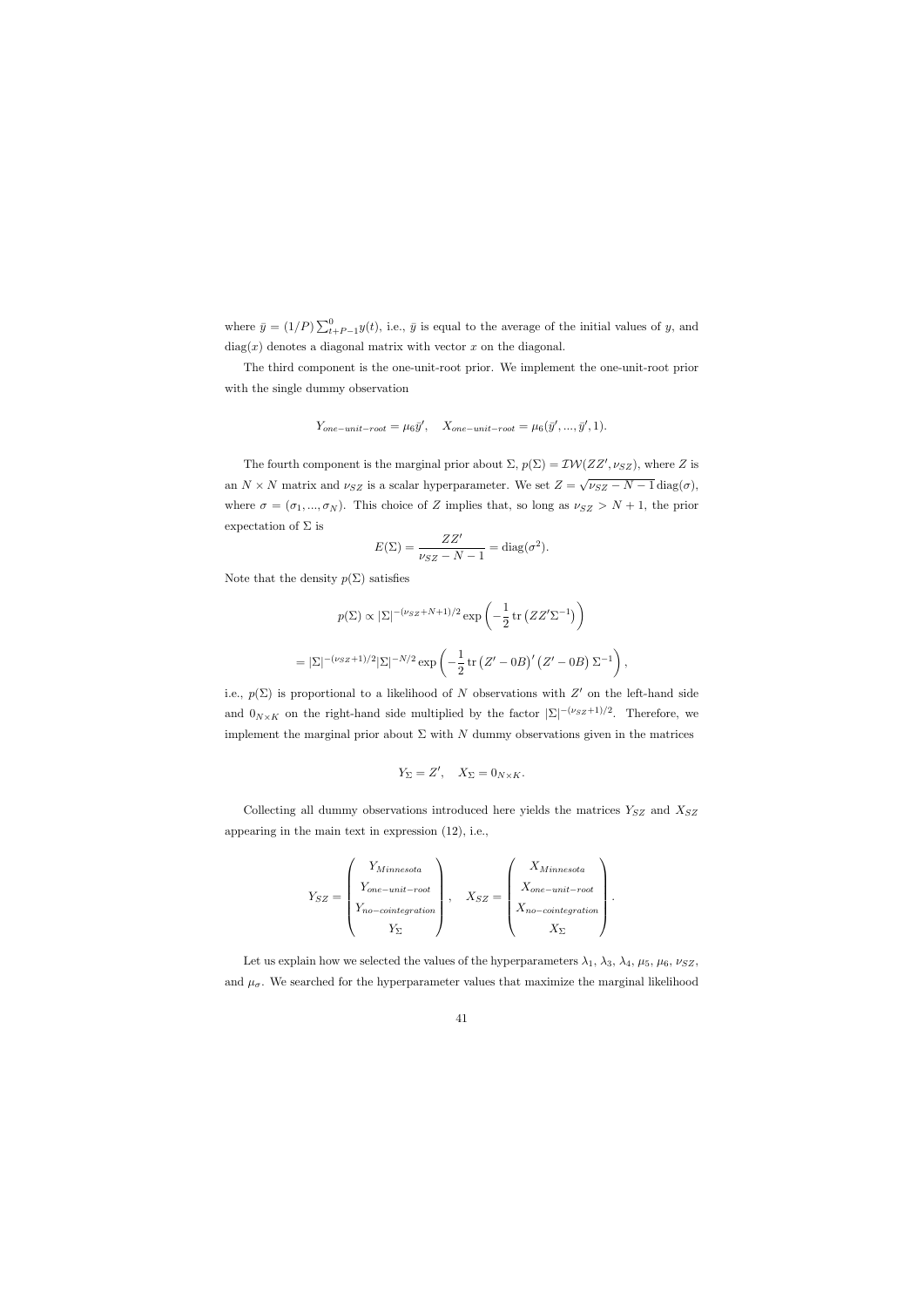where $\bar{y} = (1/P)\sum_{t+P-1}^{0} y(t)$, i.e., $\bar{y}$ is equal to the average of the initial values of $y$, and $\text{diag}(x)$ denotes a diagonal matrix with vector $x$ on the diagonal.

The third component is the one-unit-root prior. We implement the one-unit-root prior with the single dummy observation

$$Y_{one-unit-root} = \mu_6 \bar{y}', \quad X_{one-unit-root} = \mu_6(\bar{y}', ..., \bar{y}', 1).$$

The fourth component is the marginal prior about $\Sigma$, $p(\Sigma) = \mathcal{IW}(ZZ', \nu_{SZ})$, where $Z$ is an $N \times N$ matrix and $\nu_{SZ}$ is a scalar hyperparameter. We set $Z = \sqrt{\nu_{SZ} - N - 1}\,\text{diag}(\sigma)$, where $\sigma = (\sigma_1, ..., \sigma_N)$. This choice of $Z$ implies that, so long as $\nu_{SZ} > N + 1$, the prior expectation of $\Sigma$ is

$$E(\Sigma) = \frac{ZZ'}{\nu_{SZ} - N - 1} = \text{diag}(\sigma^2).$$

Note that the density $p(\Sigma)$ satisfies

$$p(\Sigma) \propto |\Sigma|^{-(\nu_{SZ}+N+1)/2} \exp\left(-\frac{1}{2}\text{tr}\left(ZZ'\Sigma^{-1}\right)\right)$$

$$= |\Sigma|^{-(\nu_{SZ}+1)/2}|\Sigma|^{-N/2} \exp\left(-\frac{1}{2}\text{tr}\left(Z' - 0B\right)'\left(Z' - 0B\right)\Sigma^{-1}\right),$$

i.e., $p(\Sigma)$ is proportional to a likelihood of $N$ observations with $Z'$ on the left-hand side and $0_{N\times K}$ on the right-hand side multiplied by the factor $|\Sigma|^{-(\nu_{SZ}+1)/2}$. Therefore, we implement the marginal prior about $\Sigma$ with $N$ dummy observations given in the matrices

$$Y_\Sigma = Z', \quad X_\Sigma = 0_{N\times K}.$$

Collecting all dummy observations introduced here yields the matrices $Y_{SZ}$ and $X_{SZ}$ appearing in the main text in expression (12), i.e.,

$$Y_{SZ} = \begin{pmatrix} Y_{Minnesota} \\ Y_{one-unit-root} \\ Y_{no-cointegration} \\ Y_\Sigma \end{pmatrix}, \quad X_{SZ} = \begin{pmatrix} X_{Minnesota} \\ X_{one-unit-root} \\ X_{no-cointegration} \\ X_\Sigma \end{pmatrix}.$$

Let us explain how we selected the values of the hyperparameters $\lambda_1$, $\lambda_3$, $\lambda_4$, $\mu_5$, $\mu_6$, $\nu_{SZ}$, and $\mu_\sigma$. We searched for the hyperparameter values that maximize the marginal likelihood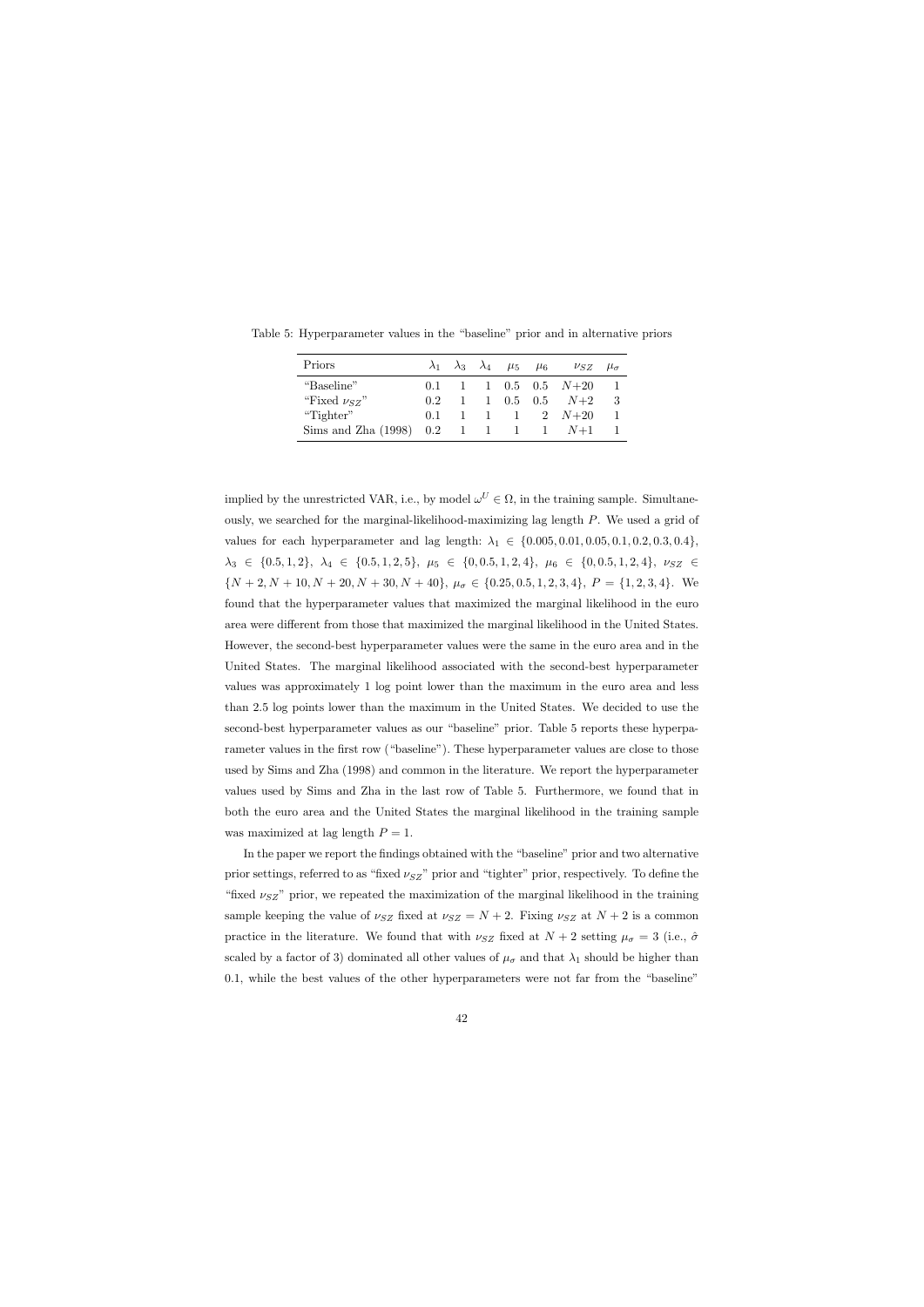Table 5: Hyperparameter values in the "baseline" prior and in alternative priors

| Priors | $\lambda_1$ | $\lambda_3$ | $\lambda_4$ | $\mu_5$ | $\mu_6$ | $\nu_{SZ}$ | $\mu_\sigma$ |
|---|---|---|---|---|---|---|---|
| "Baseline" | 0.1 | 1 | 1 | 0.5 | 0.5 | $N$+20 | 1 |
| "Fixed $\nu_{SZ}$" | 0.2 | 1 | 1 | 0.5 | 0.5 | $N$+2 | 3 |
| "Tighter" | 0.1 | 1 | 1 | 1 | 2 | $N$+20 | 1 |
| Sims and Zha (1998) | 0.2 | 1 | 1 | 1 | 1 | $N$+1 | 1 |

implied by the unrestricted VAR, i.e., by model $\omega^U \in \Omega$, in the training sample. Simultaneously, we searched for the marginal-likelihood-maximizing lag length $P$. We used a grid of values for each hyperparameter and lag length: $\lambda_1 \in \{0.005, 0.01, 0.05, 0.1, 0.2, 0.3, 0.4\}$, $\lambda_3 \in \{0.5, 1, 2\}$, $\lambda_4 \in \{0.5, 1, 2, 5\}$, $\mu_5 \in \{0, 0.5, 1, 2, 4\}$, $\mu_6 \in \{0, 0.5, 1, 2, 4\}$, $\nu_{SZ} \in \{N+2, N+10, N+20, N+30, N+40\}$, $\mu_\sigma \in \{0.25, 0.5, 1, 2, 3, 4\}$, $P = \{1, 2, 3, 4\}$. We found that the hyperparameter values that maximized the marginal likelihood in the euro area were different from those that maximized the marginal likelihood in the United States. However, the second-best hyperparameter values were the same in the euro area and in the United States. The marginal likelihood associated with the second-best hyperparameter values was approximately 1 log point lower than the maximum in the euro area and less than 2.5 log points lower than the maximum in the United States. We decided to use the second-best hyperparameter values as our "baseline" prior. Table 5 reports these hyperparameter values in the first row ("baseline"). These hyperparameter values are close to those used by Sims and Zha (1998) and common in the literature. We report the hyperparameter values used by Sims and Zha in the last row of Table 5. Furthermore, we found that in both the euro area and the United States the marginal likelihood in the training sample was maximized at lag length $P = 1$.

In the paper we report the findings obtained with the "baseline" prior and two alternative prior settings, referred to as "fixed $\nu_{SZ}$" prior and "tighter" prior, respectively. To define the "fixed $\nu_{SZ}$" prior, we repeated the maximization of the marginal likelihood in the training sample keeping the value of $\nu_{SZ}$ fixed at $\nu_{SZ} = N + 2$. Fixing $\nu_{SZ}$ at $N + 2$ is a common practice in the literature. We found that with $\nu_{SZ}$ fixed at $N + 2$ setting $\mu_\sigma = 3$ (i.e., $\hat{\sigma}$ scaled by a factor of 3) dominated all other values of $\mu_\sigma$ and that $\lambda_1$ should be higher than 0.1, while the best values of the other hyperparameters were not far from the "baseline"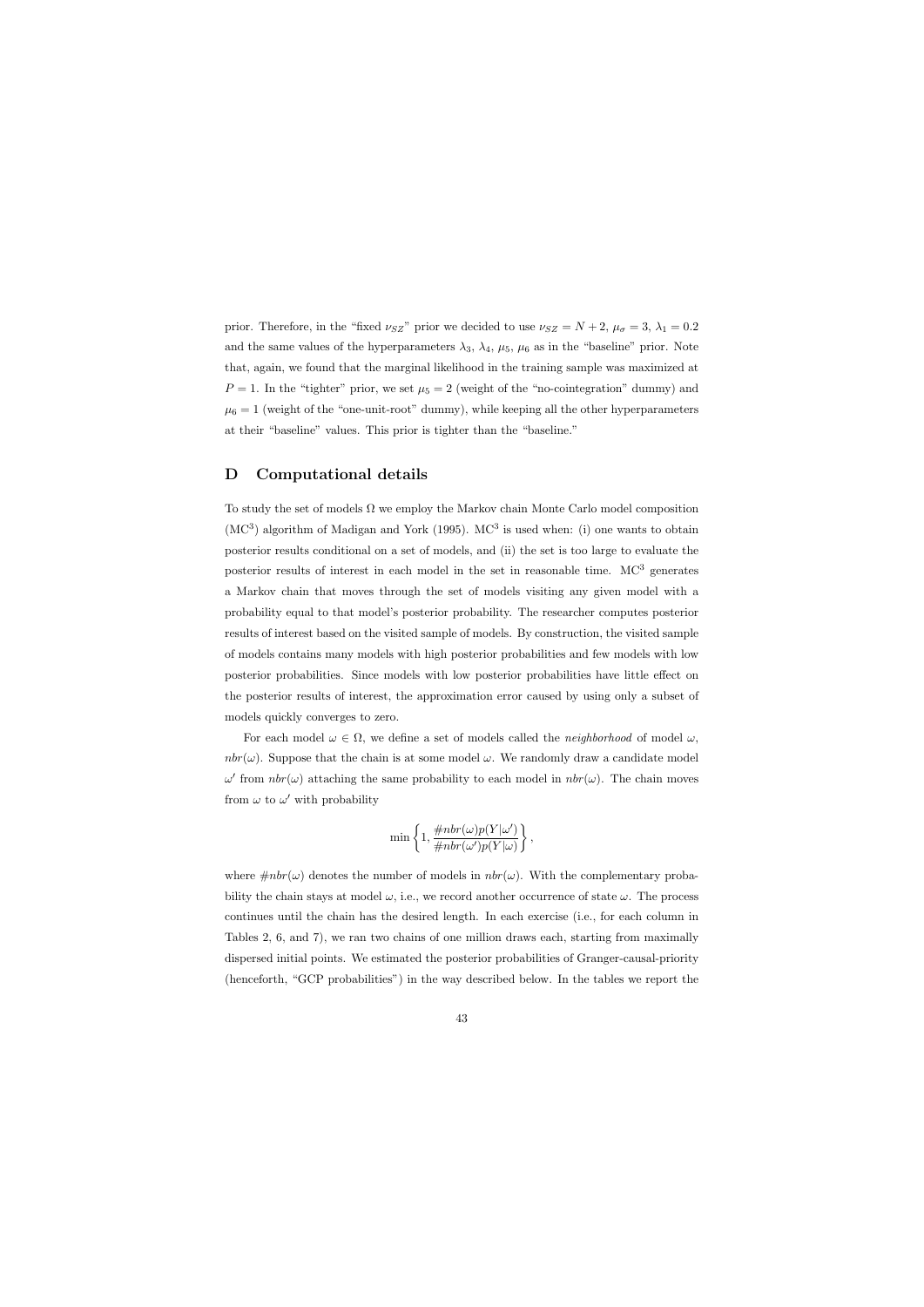prior. Therefore, in the "fixed $\nu_{SZ}$" prior we decided to use $\nu_{SZ} = N + 2$, $\mu_\sigma = 3$, $\lambda_1 = 0.2$ and the same values of the hyperparameters $\lambda_3$, $\lambda_4$, $\mu_5$, $\mu_6$ as in the "baseline" prior. Note that, again, we found that the marginal likelihood in the training sample was maximized at $P = 1$. In the "tighter" prior, we set $\mu_5 = 2$ (weight of the "no-cointegration" dummy) and $\mu_6 = 1$ (weight of the "one-unit-root" dummy), while keeping all the other hyperparameters at their "baseline" values. This prior is tighter than the "baseline."

# D Computational details

To study the set of models $\Omega$ we employ the Markov chain Monte Carlo model composition ($\text{MC}^3$) algorithm of Madigan and York (1995). $\text{MC}^3$ is used when: (i) one wants to obtain posterior results conditional on a set of models, and (ii) the set is too large to evaluate the posterior results of interest in each model in the set in reasonable time. $\text{MC}^3$ generates a Markov chain that moves through the set of models visiting any given model with a probability equal to that model's posterior probability. The researcher computes posterior results of interest based on the visited sample of models. By construction, the visited sample of models contains many models with high posterior probabilities and few models with low posterior probabilities. Since models with low posterior probabilities have little effect on the posterior results of interest, the approximation error caused by using only a subset of models quickly converges to zero.

For each model $\omega \in \Omega$, we define a set of models called the *neighborhood* of model $\omega$, $nbr(\omega)$. Suppose that the chain is at some model $\omega$. We randomly draw a candidate model $\omega'$ from $nbr(\omega)$ attaching the same probability to each model in $nbr(\omega)$. The chain moves from $\omega$ to $\omega'$ with probability

$$\min\left\{1, \frac{\#nbr(\omega)p(Y|\omega')}{\#nbr(\omega')p(Y|\omega)}\right\},$$

where $\#nbr(\omega)$ denotes the number of models in $nbr(\omega)$. With the complementary probability the chain stays at model $\omega$, i.e., we record another occurrence of state $\omega$. The process continues until the chain has the desired length. In each exercise (i.e., for each column in Tables 2, 6, and 7), we ran two chains of one million draws each, starting from maximally dispersed initial points. We estimated the posterior probabilities of Granger-causal-priority (henceforth, "GCP probabilities") in the way described below. In the tables we report the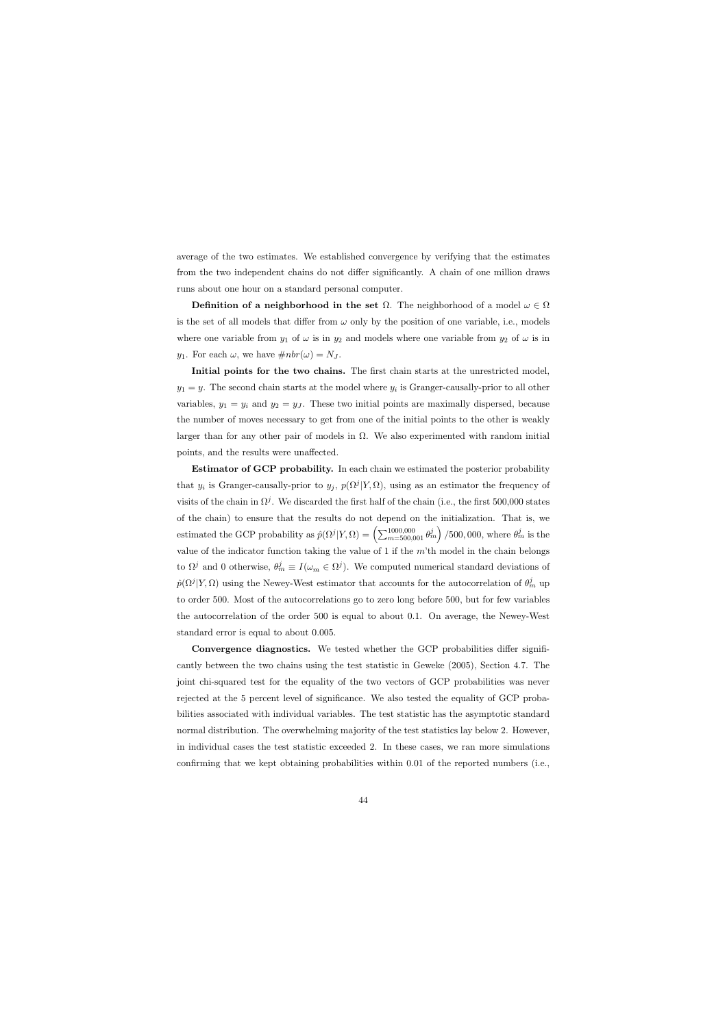average of the two estimates. We established convergence by verifying that the estimates from the two independent chains do not differ significantly. A chain of one million draws runs about one hour on a standard personal computer.

**Definition of a neighborhood in the set** $\Omega$. The neighborhood of a model $\omega \in \Omega$ is the set of all models that differ from $\omega$ only by the position of one variable, i.e., models where one variable from $y_1$ of $\omega$ is in $y_2$ and models where one variable from $y_2$ of $\omega$ is in $y_1$. For each $\omega$, we have $\#nbr(\omega) = N_J$.

**Initial points for the two chains.** The first chain starts at the unrestricted model, $y_1 = y$. The second chain starts at the model where $y_i$ is Granger-causally-prior to all other variables, $y_1 = y_i$ and $y_2 = y_J$. These two initial points are maximally dispersed, because the number of moves necessary to get from one of the initial points to the other is weakly larger than for any other pair of models in $\Omega$. We also experimented with random initial points, and the results were unaffected.

**Estimator of GCP probability.** In each chain we estimated the posterior probability that $y_i$ is Granger-causally-prior to $y_j$, $p(\Omega^j|Y, \Omega)$, using as an estimator the frequency of visits of the chain in $\Omega^j$. We discarded the first half of the chain (i.e., the first 500,000 states of the chain) to ensure that the results do not depend on the initialization. That is, we estimated the GCP probability as $\hat{p}(\Omega^j|Y, \Omega) = \left(\sum_{m=500,001}^{1000,000} \theta_m^j\right)/500,000$, where $\theta_m^j$ is the value of the indicator function taking the value of 1 if the $m$'th model in the chain belongs to $\Omega^j$ and 0 otherwise, $\theta_m^j \equiv I(\omega_m \in \Omega^j)$. We computed numerical standard deviations of $\hat{p}(\Omega^j|Y, \Omega)$ using the Newey-West estimator that accounts for the autocorrelation of $\theta_m^j$ up to order 500. Most of the autocorrelations go to zero long before 500, but for few variables the autocorrelation of the order 500 is equal to about 0.1. On average, the Newey-West standard error is equal to about 0.005.

**Convergence diagnostics.** We tested whether the GCP probabilities differ significantly between the two chains using the test statistic in Geweke (2005), Section 4.7. The joint chi-squared test for the equality of the two vectors of GCP probabilities was never rejected at the 5 percent level of significance. We also tested the equality of GCP probabilities associated with individual variables. The test statistic has the asymptotic standard normal distribution. The overwhelming majority of the test statistics lay below 2. However, in individual cases the test statistic exceeded 2. In these cases, we ran more simulations confirming that we kept obtaining probabilities within 0.01 of the reported numbers (i.e.,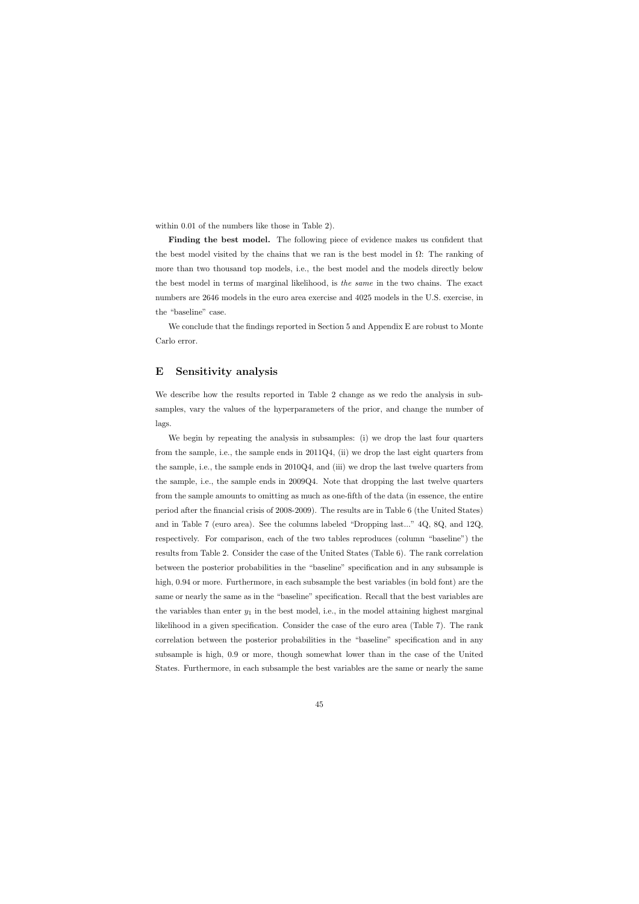within 0.01 of the numbers like those in Table 2).

**Finding the best model.** The following piece of evidence makes us confident that the best model visited by the chains that we ran is the best model in $\Omega$: The ranking of more than two thousand top models, i.e., the best model and the models directly below the best model in terms of marginal likelihood, is *the same* in the two chains. The exact numbers are 2646 models in the euro area exercise and 4025 models in the U.S. exercise, in the "baseline" case.

We conclude that the findings reported in Section 5 and Appendix E are robust to Monte Carlo error.

## E Sensitivity analysis

We describe how the results reported in Table 2 change as we redo the analysis in subsamples, vary the values of the hyperparameters of the prior, and change the number of lags.

We begin by repeating the analysis in subsamples: (i) we drop the last four quarters from the sample, i.e., the sample ends in 2011Q4, (ii) we drop the last eight quarters from the sample, i.e., the sample ends in 2010Q4, and (iii) we drop the last twelve quarters from the sample, i.e., the sample ends in 2009Q4. Note that dropping the last twelve quarters from the sample amounts to omitting as much as one-fifth of the data (in essence, the entire period after the financial crisis of 2008-2009). The results are in Table 6 (the United States) and in Table 7 (euro area). See the columns labeled "Dropping last..." 4Q, 8Q, and 12Q, respectively. For comparison, each of the two tables reproduces (column "baseline") the results from Table 2. Consider the case of the United States (Table 6). The rank correlation between the posterior probabilities in the "baseline" specification and in any subsample is high, 0.94 or more. Furthermore, in each subsample the best variables (in bold font) are the same or nearly the same as in the "baseline" specification. Recall that the best variables are the variables than enter $y_1$ in the best model, i.e., in the model attaining highest marginal likelihood in a given specification. Consider the case of the euro area (Table 7). The rank correlation between the posterior probabilities in the "baseline" specification and in any subsample is high, 0.9 or more, though somewhat lower than in the case of the United States. Furthermore, in each subsample the best variables are the same or nearly the same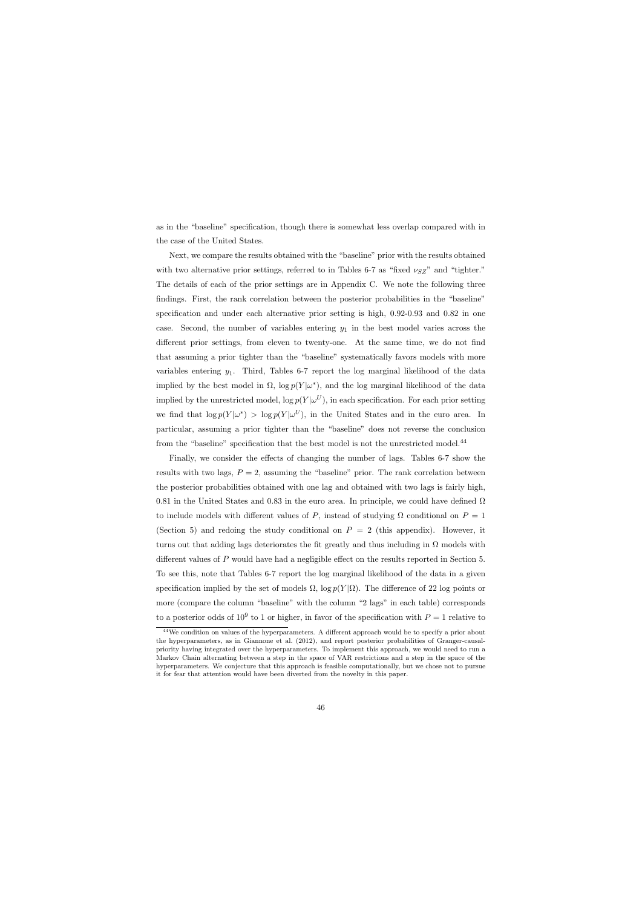as in the "baseline" specification, though there is somewhat less overlap compared with in the case of the United States.

Next, we compare the results obtained with the "baseline" prior with the results obtained with two alternative prior settings, referred to in Tables 6-7 as "fixed $\nu_{SZ}$" and "tighter." The details of each of the prior settings are in Appendix C. We note the following three findings. First, the rank correlation between the posterior probabilities in the "baseline" specification and under each alternative prior setting is high, 0.92-0.93 and 0.82 in one case. Second, the number of variables entering $y_1$ in the best model varies across the different prior settings, from eleven to twenty-one. At the same time, we do not find that assuming a prior tighter than the "baseline" systematically favors models with more variables entering $y_1$. Third, Tables 6-7 report the log marginal likelihood of the data implied by the best model in $\Omega$, $\log p(Y|\omega^*)$, and the log marginal likelihood of the data implied by the unrestricted model, $\log p(Y|\omega^U)$, in each specification. For each prior setting we find that $\log p(Y|\omega^*) > \log p(Y|\omega^U)$, in the United States and in the euro area. In particular, assuming a prior tighter than the "baseline" does not reverse the conclusion from the "baseline" specification that the best model is not the unrestricted model.[44]

Finally, we consider the effects of changing the number of lags. Tables 6-7 show the results with two lags, $P = 2$, assuming the "baseline" prior. The rank correlation between the posterior probabilities obtained with one lag and obtained with two lags is fairly high, 0.81 in the United States and 0.83 in the euro area. In principle, we could have defined $\Omega$ to include models with different values of $P$, instead of studying $\Omega$ conditional on $P = 1$ (Section 5) and redoing the study conditional on $P = 2$ (this appendix). However, it turns out that adding lags deteriorates the fit greatly and thus including in $\Omega$ models with different values of $P$ would have had a negligible effect on the results reported in Section 5. To see this, note that Tables 6-7 report the log marginal likelihood of the data in a given specification implied by the set of models $\Omega$, $\log p(Y|\Omega)$. The difference of 22 log points or more (compare the column "baseline" with the column "2 lags" in each table) corresponds to a posterior odds of $10^9$ to 1 or higher, in favor of the specification with $P = 1$ relative to

[44] We condition on values of the hyperparameters. A different approach would be to specify a prior about the hyperparameters, as in Giannone et al. (2012), and report posterior probabilities of Granger-causal-priority having integrated over the hyperparameters. To implement this approach, we would need to run a Markov Chain alternating between a step in the space of VAR restrictions and a step in the space of the hyperparameters. We conjecture that this approach is feasible computationally, but we chose not to pursue it for fear that attention would have been diverted from the novelty in this paper.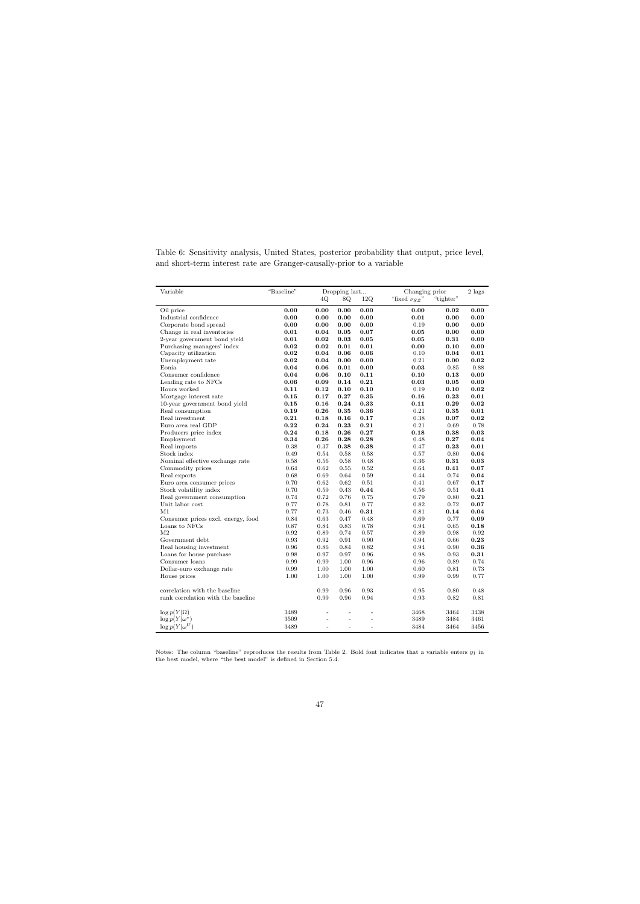Table 6: Sensitivity analysis, United States, posterior probability that output, price level, and short-term interest rate are Granger-causally-prior to a variable

| Variable | "Baseline" | Dropping last... 4Q | 8Q | 12Q | Changing prior "fixed $\nu_{SZ}$" | "tighter" | 2 lags |
|---|---|---|---|---|---|---|---|
| Oil price | **0.00** | **0.00** | **0.00** | **0.00** | **0.00** | **0.02** | **0.00** |
| Industrial confidence | **0.00** | **0.00** | **0.00** | **0.00** | **0.01** | **0.00** | **0.00** |
| Corporate bond spread | **0.00** | **0.00** | **0.00** | **0.00** | 0.19 | **0.00** | **0.00** |
| Change in real inventories | **0.01** | **0.04** | **0.05** | **0.07** | **0.05** | **0.00** | **0.00** |
| 2-year government bond yield | **0.01** | **0.02** | **0.03** | **0.05** | **0.05** | **0.31** | **0.00** |
| Purchasing managers' index | **0.02** | **0.02** | **0.01** | **0.01** | **0.00** | **0.10** | **0.00** |
| Capacity utilization | **0.02** | **0.04** | **0.06** | **0.06** | 0.10 | **0.04** | **0.01** |
| Unemployment rate | **0.02** | **0.04** | **0.00** | **0.00** | 0.21 | **0.00** | **0.02** |
| Eonia | **0.04** | **0.06** | **0.01** | **0.00** | **0.03** | 0.85 | 0.88 |
| Consumer confidence | **0.04** | **0.06** | **0.10** | **0.11** | **0.10** | **0.13** | **0.00** |
| Lending rate to NFCs | **0.06** | **0.09** | **0.14** | **0.21** | **0.03** | **0.05** | **0.00** |
| Hours worked | **0.11** | **0.12** | **0.10** | **0.10** | 0.19 | **0.10** | **0.02** |
| Mortgage interest rate | **0.15** | **0.17** | **0.27** | **0.35** | **0.16** | **0.23** | **0.01** |
| 10-year government bond yield | **0.15** | **0.16** | **0.24** | **0.33** | **0.11** | **0.29** | **0.02** |
| Real consumption | **0.19** | **0.26** | **0.35** | **0.36** | 0.21 | **0.35** | **0.01** |
| Real investment | **0.21** | **0.18** | **0.16** | **0.17** | 0.38 | **0.07** | **0.02** |
| Euro area real GDP | **0.22** | **0.24** | **0.23** | **0.21** | 0.21 | 0.69 | 0.78 |
| Producers price index | **0.24** | **0.18** | **0.26** | **0.27** | **0.18** | **0.38** | **0.03** |
| Employment | **0.34** | **0.26** | **0.28** | **0.28** | 0.48 | **0.27** | **0.04** |
| Real imports | 0.38 | 0.37 | **0.38** | **0.38** | 0.47 | **0.23** | **0.01** |
| Stock index | 0.49 | 0.54 | 0.58 | 0.58 | 0.57 | 0.80 | **0.04** |
| Nominal effective exchange rate | 0.58 | 0.56 | 0.58 | 0.48 | 0.36 | **0.31** | **0.03** |
| Commodity prices | 0.64 | 0.62 | 0.55 | 0.52 | 0.64 | **0.41** | **0.07** |
| Real exports | 0.68 | 0.69 | 0.64 | 0.59 | 0.44 | 0.74 | **0.04** |
| Euro area consumer prices | 0.70 | 0.62 | 0.62 | 0.51 | 0.41 | 0.67 | **0.17** |
| Stock volatility index | 0.70 | 0.59 | 0.43 | **0.44** | 0.56 | 0.51 | **0.41** |
| Real government consumption | 0.74 | 0.72 | 0.76 | 0.75 | 0.79 | 0.80 | **0.21** |
| Unit labor cost | 0.77 | 0.78 | 0.81 | 0.77 | 0.82 | 0.72 | **0.07** |
| M1 | 0.77 | 0.73 | 0.46 | **0.31** | 0.81 | **0.14** | **0.04** |
| Consumer prices excl. energy, food | 0.84 | 0.63 | 0.47 | 0.48 | 0.69 | 0.77 | **0.09** |
| Loans to NFCs | 0.87 | 0.84 | 0.83 | 0.78 | 0.94 | 0.65 | **0.18** |
| M2 | 0.92 | 0.89 | 0.74 | 0.57 | 0.89 | 0.98 | 0.92 |
| Government debt | 0.93 | 0.92 | 0.91 | 0.90 | 0.94 | 0.66 | **0.23** |
| Real housing investment | 0.96 | 0.86 | 0.84 | 0.82 | 0.94 | 0.90 | **0.36** |
| Loans for house purchase | 0.98 | 0.97 | 0.97 | 0.96 | 0.98 | 0.93 | **0.31** |
| Consumer loans | 0.99 | 0.99 | 1.00 | 0.96 | 0.96 | 0.89 | 0.74 |
| Dollar-euro exchange rate | 0.99 | 1.00 | 1.00 | 1.00 | 0.60 | 0.81 | 0.73 |
| House prices | 1.00 | 1.00 | 1.00 | 1.00 | 0.99 | 0.99 | 0.77 |
| correlation with the baseline | | 0.99 | 0.96 | 0.93 | 0.95 | 0.80 | 0.48 |
| rank correlation with the baseline | | 0.99 | 0.96 | 0.94 | 0.93 | 0.82 | 0.81 |
| $\log p(Y\|\Omega)$ | 3489 | - | - | - | 3468 | 3464 | 3438 |
| $\log p(Y\|\omega^*)$ | 3509 | - | - | - | 3489 | 3484 | 3461 |
| $\log p(Y\|\omega^U)$ | 3489 | - | - | - | 3484 | 3464 | 3456 |

Notes: The column "baseline" reproduces the results from Table 2. Bold font indicates that a variable enters $y_1$ in the best model, where "the best model" is defined in Section 5.4.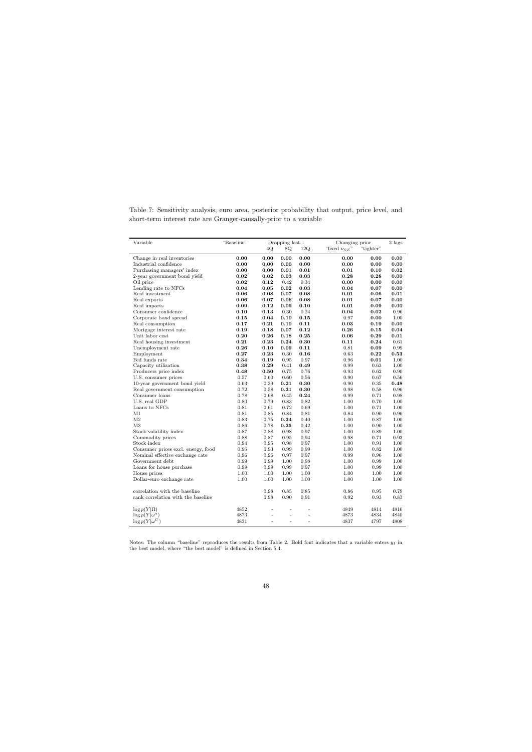Table 7: Sensitivity analysis, euro area, posterior probability that output, price level, and short-term interest rate are Granger-causally-prior to a variable

| Variable | "Baseline" | Dropping last... | | | Changing prior | | 2 lags |
|---|---|---|---|---|---|---|---|
| | | 4Q | 8Q | 12Q | "fixed $\nu_{SZ}$" | "tighter" | |
| Change in real inventories | **0.00** | **0.00** | **0.00** | **0.00** | **0.00** | **0.00** | **0.00** |
| Industrial confidence | **0.00** | **0.00** | **0.00** | **0.00** | **0.00** | **0.00** | **0.00** |
| Purchasing managers' index | **0.00** | **0.00** | **0.01** | **0.01** | **0.01** | **0.10** | **0.02** |
| 2-year government bond yield | **0.02** | **0.02** | **0.03** | **0.03** | **0.28** | **0.28** | **0.00** |
| Oil price | **0.02** | **0.12** | 0.42 | 0.34 | **0.00** | **0.00** | **0.00** |
| Lending rate to NFCs | **0.04** | **0.05** | **0.02** | **0.03** | **0.04** | **0.07** | **0.00** |
| Real investment | **0.06** | **0.08** | **0.07** | **0.08** | **0.01** | **0.06** | **0.01** |
| Real exports | **0.06** | **0.07** | **0.06** | **0.08** | **0.01** | **0.07** | **0.00** |
| Real imports | **0.09** | **0.12** | **0.09** | **0.10** | **0.01** | **0.09** | **0.00** |
| Consumer confidence | **0.10** | **0.13** | 0.30 | 0.24 | **0.04** | **0.02** | 0.96 |
| Corporate bond spread | **0.15** | **0.04** | **0.10** | **0.15** | 0.97 | **0.00** | 1.00 |
| Real consumption | **0.17** | **0.21** | **0.10** | **0.11** | **0.03** | **0.19** | **0.00** |
| Mortgage interest rate | **0.19** | **0.18** | **0.07** | **0.12** | **0.26** | **0.15** | **0.04** |
| Unit labor cost | **0.20** | **0.26** | **0.18** | **0.25** | **0.06** | **0.29** | **0.01** |
| Real housing investment | **0.21** | **0.23** | **0.24** | **0.30** | **0.11** | **0.24** | 0.61 |
| Unemployment rate | **0.26** | **0.10** | **0.09** | **0.11** | 0.81 | **0.09** | 0.99 |
| Employment | **0.27** | **0.23** | 0.30 | **0.16** | 0.63 | **0.22** | **0.53** |
| Fed funds rate | **0.34** | **0.19** | 0.95 | 0.97 | 0.96 | **0.01** | 1.00 |
| Capacity utilization | **0.38** | **0.29** | 0.41 | **0.49** | 0.99 | 0.63 | 1.00 |
| Producers price index | **0.48** | **0.50** | 0.75 | 0.76 | 0.93 | 0.62 | 0.90 |
| U.S. consumer prices | 0.57 | 0.60 | 0.60 | 0.56 | 0.90 | 0.67 | 0.56 |
| 10-year government bond yield | 0.63 | 0.39 | **0.21** | **0.30** | 0.90 | 0.35 | **0.48** |
| Real government consumption | 0.72 | 0.58 | **0.31** | **0.30** | 0.98 | 0.58 | 0.96 |
| Consumer loans | 0.78 | 0.68 | 0.45 | **0.24** | 0.99 | 0.71 | 0.98 |
| U.S. real GDP | 0.80 | 0.79 | 0.83 | 0.82 | 1.00 | 0.70 | 1.00 |
| Loans to NFCs | 0.81 | 0.61 | 0.72 | 0.69 | 1.00 | 0.71 | 1.00 |
| M1 | 0.81 | 0.85 | 0.84 | 0.81 | 0.84 | 0.90 | 0.96 |
| M2 | 0.83 | 0.75 | **0.34** | 0.40 | 1.00 | 0.87 | 1.00 |
| M3 | 0.86 | 0.78 | **0.35** | 0.42 | 1.00 | 0.90 | 1.00 |
| Stock volatility index | 0.87 | 0.88 | 0.98 | 0.97 | 1.00 | 0.89 | 1.00 |
| Commodity prices | 0.88 | 0.87 | 0.95 | 0.94 | 0.98 | 0.71 | 0.93 |
| Stock index | 0.94 | 0.95 | 0.98 | 0.97 | 1.00 | 0.91 | 1.00 |
| Consumer prices excl. energy, food | 0.96 | 0.93 | 0.99 | 0.99 | 1.00 | 0.82 | 1.00 |
| Nominal effective exchange rate | 0.96 | 0.96 | 0.97 | 0.97 | 0.99 | 0.96 | 1.00 |
| Government debt | 0.99 | 0.99 | 1.00 | 0.98 | 1.00 | 0.99 | 1.00 |
| Loans for house purchase | 0.99 | 0.99 | 0.99 | 0.97 | 1.00 | 0.99 | 1.00 |
| House prices | 1.00 | 1.00 | 1.00 | 1.00 | 1.00 | 1.00 | 1.00 |
| Dollar-euro exchange rate | 1.00 | 1.00 | 1.00 | 1.00 | 1.00 | 1.00 | 1.00 |
| correlation with the baseline | | 0.98 | 0.85 | 0.85 | 0.86 | 0.95 | 0.79 |
| rank correlation with the baseline | | 0.98 | 0.90 | 0.91 | 0.92 | 0.93 | 0.83 |
| $\log p(Y\|\Omega)$ | 4852 | - | - | - | 4849 | 4814 | 4816 |
| $\log p(Y\|\omega^*)$ | 4873 | - | - | - | 4873 | 4834 | 4840 |
| $\log p(Y\|\omega^U)$ | 4831 | - | - | - | 4837 | 4797 | 4808 |

Notes: The column "baseline" reproduces the results from Table 2. Bold font indicates that a variable enters $y_1$ in the best model, where "the best model" is defined in Section 5.4.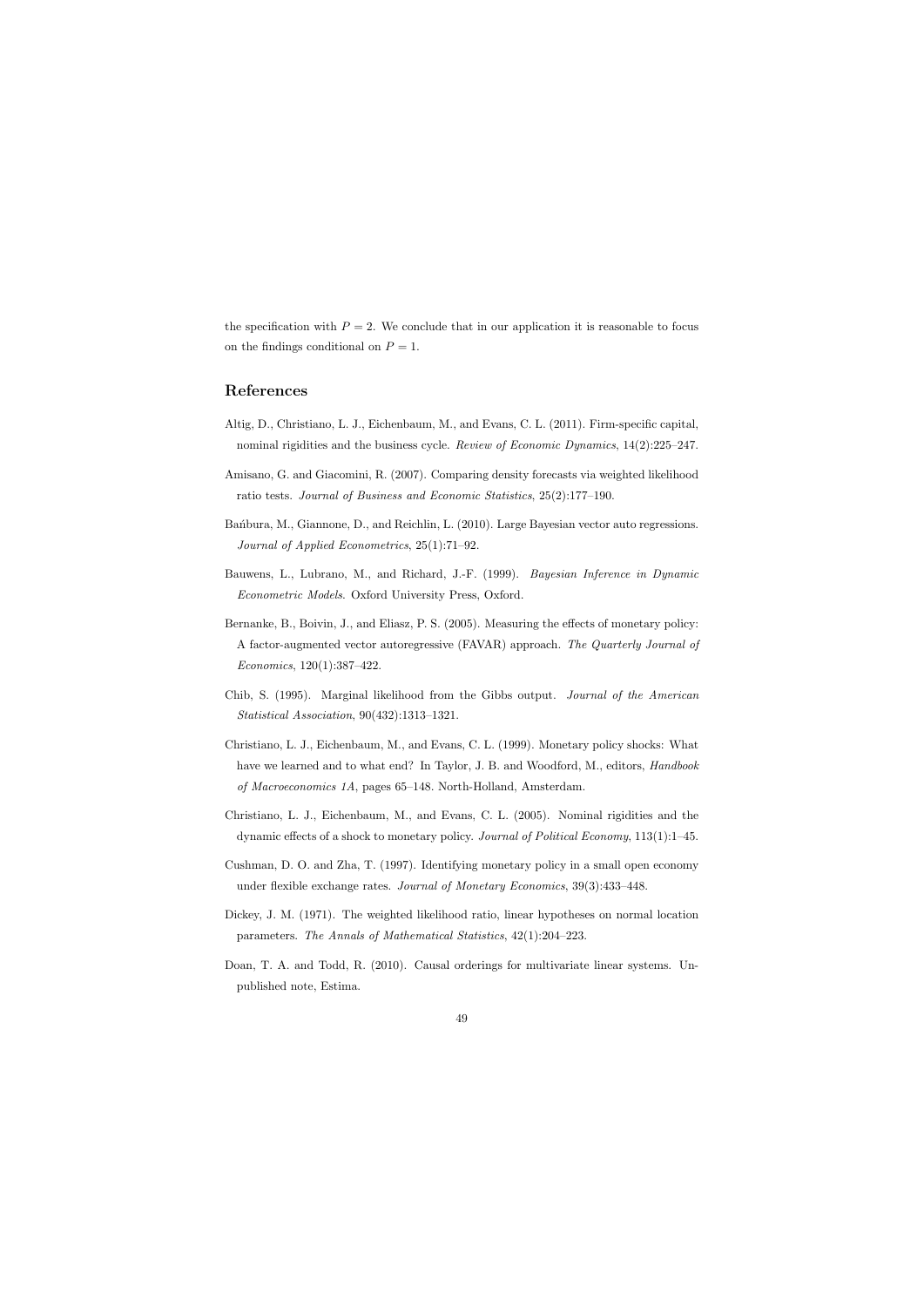the specification with $P = 2$. We conclude that in our application it is reasonable to focus on the findings conditional on $P = 1$.

## References

Altig, D., Christiano, L. J., Eichenbaum, M., and Evans, C. L. (2011). Firm-specific capital, nominal rigidities and the business cycle. *Review of Economic Dynamics*, 14(2):225–247.

Amisano, G. and Giacomini, R. (2007). Comparing density forecasts via weighted likelihood ratio tests. *Journal of Business and Economic Statistics*, 25(2):177–190.

Bańbura, M., Giannone, D., and Reichlin, L. (2010). Large Bayesian vector auto regressions. *Journal of Applied Econometrics*, 25(1):71–92.

Bauwens, L., Lubrano, M., and Richard, J.-F. (1999). *Bayesian Inference in Dynamic Econometric Models*. Oxford University Press, Oxford.

Bernanke, B., Boivin, J., and Eliasz, P. S. (2005). Measuring the effects of monetary policy: A factor-augmented vector autoregressive (FAVAR) approach. *The Quarterly Journal of Economics*, 120(1):387–422.

Chib, S. (1995). Marginal likelihood from the Gibbs output. *Journal of the American Statistical Association*, 90(432):1313–1321.

Christiano, L. J., Eichenbaum, M., and Evans, C. L. (1999). Monetary policy shocks: What have we learned and to what end? In Taylor, J. B. and Woodford, M., editors, *Handbook of Macroeconomics 1A*, pages 65–148. North-Holland, Amsterdam.

Christiano, L. J., Eichenbaum, M., and Evans, C. L. (2005). Nominal rigidities and the dynamic effects of a shock to monetary policy. *Journal of Political Economy*, 113(1):1–45.

Cushman, D. O. and Zha, T. (1997). Identifying monetary policy in a small open economy under flexible exchange rates. *Journal of Monetary Economics*, 39(3):433–448.

Dickey, J. M. (1971). The weighted likelihood ratio, linear hypotheses on normal location parameters. *The Annals of Mathematical Statistics*, 42(1):204–223.

Doan, T. A. and Todd, R. (2010). Causal orderings for multivariate linear systems. Unpublished note, Estima.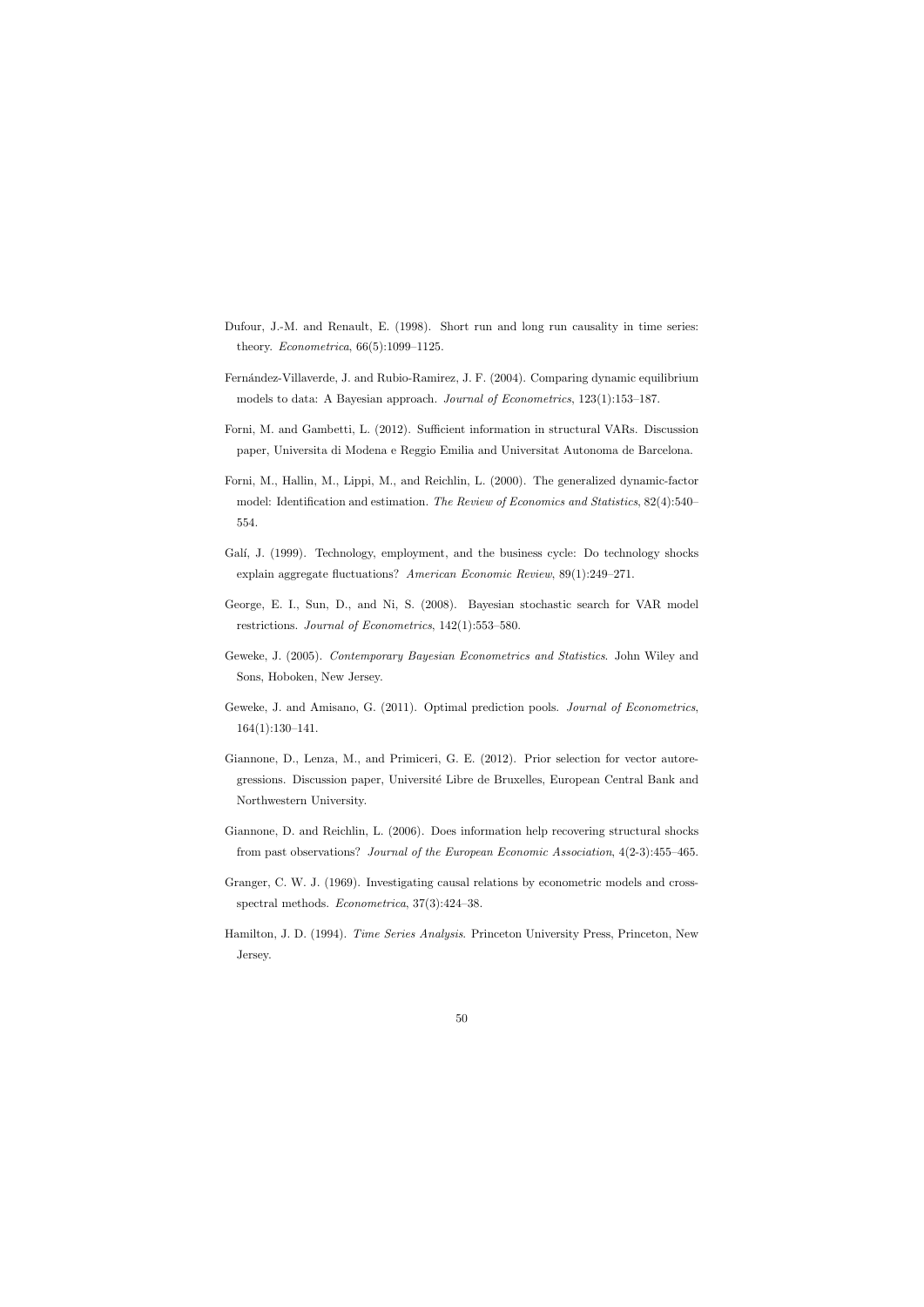Dufour, J.-M. and Renault, E. (1998). Short run and long run causality in time series: theory. *Econometrica*, 66(5):1099–1125.

Fernández-Villaverde, J. and Rubio-Ramirez, J. F. (2004). Comparing dynamic equilibrium models to data: A Bayesian approach. *Journal of Econometrics*, 123(1):153–187.

Forni, M. and Gambetti, L. (2012). Sufficient information in structural VARs. Discussion paper, Universita di Modena e Reggio Emilia and Universitat Autonoma de Barcelona.

Forni, M., Hallin, M., Lippi, M., and Reichlin, L. (2000). The generalized dynamic-factor model: Identification and estimation. *The Review of Economics and Statistics*, 82(4):540–554.

Galí, J. (1999). Technology, employment, and the business cycle: Do technology shocks explain aggregate fluctuations? *American Economic Review*, 89(1):249–271.

George, E. I., Sun, D., and Ni, S. (2008). Bayesian stochastic search for VAR model restrictions. *Journal of Econometrics*, 142(1):553–580.

Geweke, J. (2005). *Contemporary Bayesian Econometrics and Statistics*. John Wiley and Sons, Hoboken, New Jersey.

Geweke, J. and Amisano, G. (2011). Optimal prediction pools. *Journal of Econometrics*, 164(1):130–141.

Giannone, D., Lenza, M., and Primiceri, G. E. (2012). Prior selection for vector autoregressions. Discussion paper, Université Libre de Bruxelles, European Central Bank and Northwestern University.

Giannone, D. and Reichlin, L. (2006). Does information help recovering structural shocks from past observations? *Journal of the European Economic Association*, 4(2-3):455–465.

Granger, C. W. J. (1969). Investigating causal relations by econometric models and cross-spectral methods. *Econometrica*, 37(3):424–38.

Hamilton, J. D. (1994). *Time Series Analysis*. Princeton University Press, Princeton, New Jersey.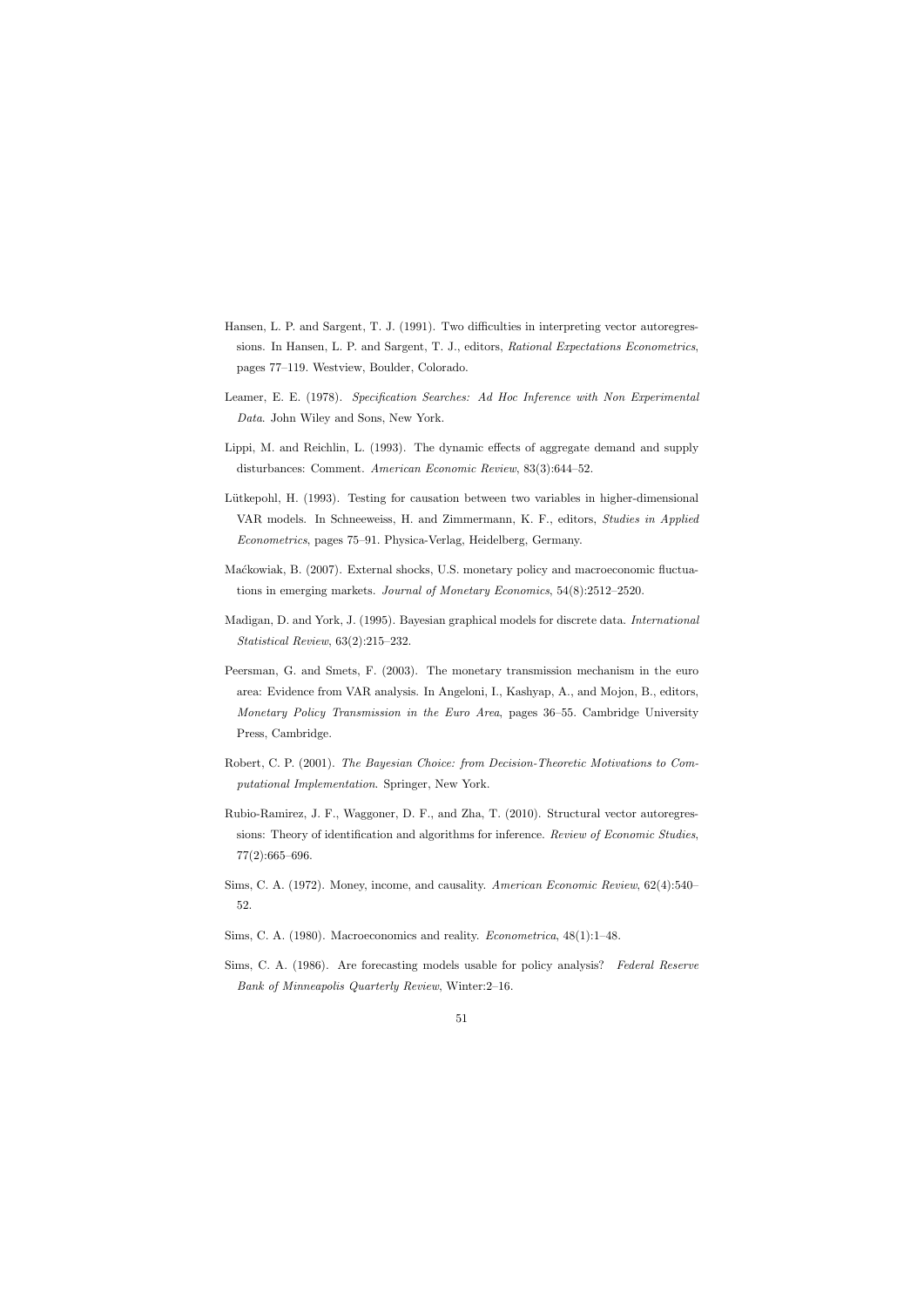Hansen, L. P. and Sargent, T. J. (1991). Two difficulties in interpreting vector autoregressions. In Hansen, L. P. and Sargent, T. J., editors, *Rational Expectations Econometrics*, pages 77–119. Westview, Boulder, Colorado.

Leamer, E. E. (1978). *Specification Searches: Ad Hoc Inference with Non Experimental Data*. John Wiley and Sons, New York.

Lippi, M. and Reichlin, L. (1993). The dynamic effects of aggregate demand and supply disturbances: Comment. *American Economic Review*, 83(3):644–52.

Lütkepohl, H. (1993). Testing for causation between two variables in higher-dimensional VAR models. In Schneeweiss, H. and Zimmermann, K. F., editors, *Studies in Applied Econometrics*, pages 75–91. Physica-Verlag, Heidelberg, Germany.

Maćkowiak, B. (2007). External shocks, U.S. monetary policy and macroeconomic fluctuations in emerging markets. *Journal of Monetary Economics*, 54(8):2512–2520.

Madigan, D. and York, J. (1995). Bayesian graphical models for discrete data. *International Statistical Review*, 63(2):215–232.

Peersman, G. and Smets, F. (2003). The monetary transmission mechanism in the euro area: Evidence from VAR analysis. In Angeloni, I., Kashyap, A., and Mojon, B., editors, *Monetary Policy Transmission in the Euro Area*, pages 36–55. Cambridge University Press, Cambridge.

Robert, C. P. (2001). *The Bayesian Choice: from Decision-Theoretic Motivations to Computational Implementation*. Springer, New York.

Rubio-Ramirez, J. F., Waggoner, D. F., and Zha, T. (2010). Structural vector autoregressions: Theory of identification and algorithms for inference. *Review of Economic Studies*, 77(2):665–696.

Sims, C. A. (1972). Money, income, and causality. *American Economic Review*, 62(4):540–52.

Sims, C. A. (1980). Macroeconomics and reality. *Econometrica*, 48(1):1–48.

Sims, C. A. (1986). Are forecasting models usable for policy analysis? *Federal Reserve Bank of Minneapolis Quarterly Review*, Winter:2–16.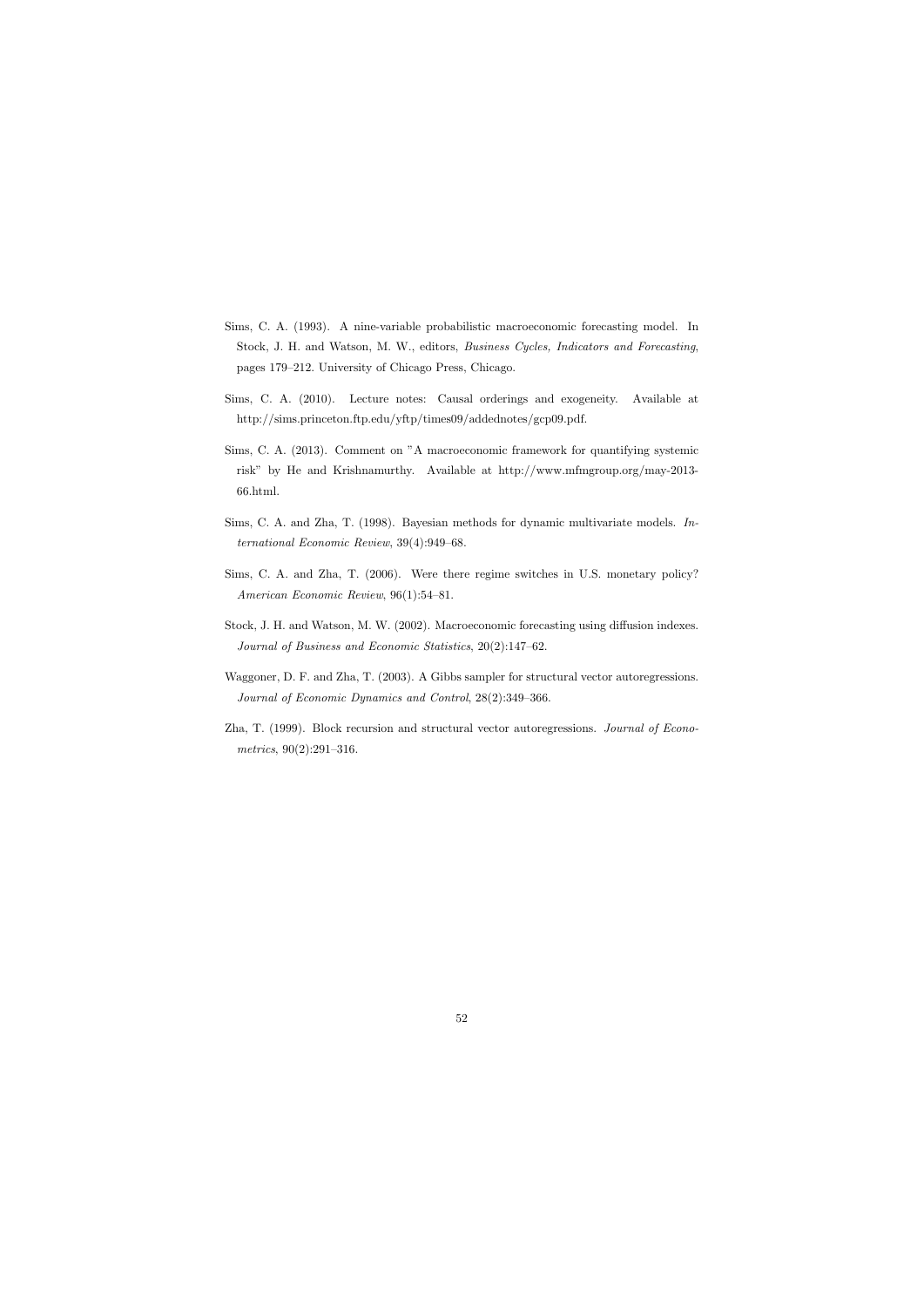Sims, C. A. (1993). A nine-variable probabilistic macroeconomic forecasting model. In Stock, J. H. and Watson, M. W., editors, *Business Cycles, Indicators and Forecasting*, pages 179–212. University of Chicago Press, Chicago.

Sims, C. A. (2010). Lecture notes: Causal orderings and exogeneity. Available at http://sims.princeton.ftp.edu/yftp/times09/addednotes/gcp09.pdf.

Sims, C. A. (2013). Comment on "A macroeconomic framework for quantifying systemic risk" by He and Krishnamurthy. Available at http://www.mfmgroup.org/may-2013-66.html.

Sims, C. A. and Zha, T. (1998). Bayesian methods for dynamic multivariate models. *International Economic Review*, 39(4):949–68.

Sims, C. A. and Zha, T. (2006). Were there regime switches in U.S. monetary policy? *American Economic Review*, 96(1):54–81.

Stock, J. H. and Watson, M. W. (2002). Macroeconomic forecasting using diffusion indexes. *Journal of Business and Economic Statistics*, 20(2):147–62.

Waggoner, D. F. and Zha, T. (2003). A Gibbs sampler for structural vector autoregressions. *Journal of Economic Dynamics and Control*, 28(2):349–366.

Zha, T. (1999). Block recursion and structural vector autoregressions. *Journal of Econometrics*, 90(2):291–316.